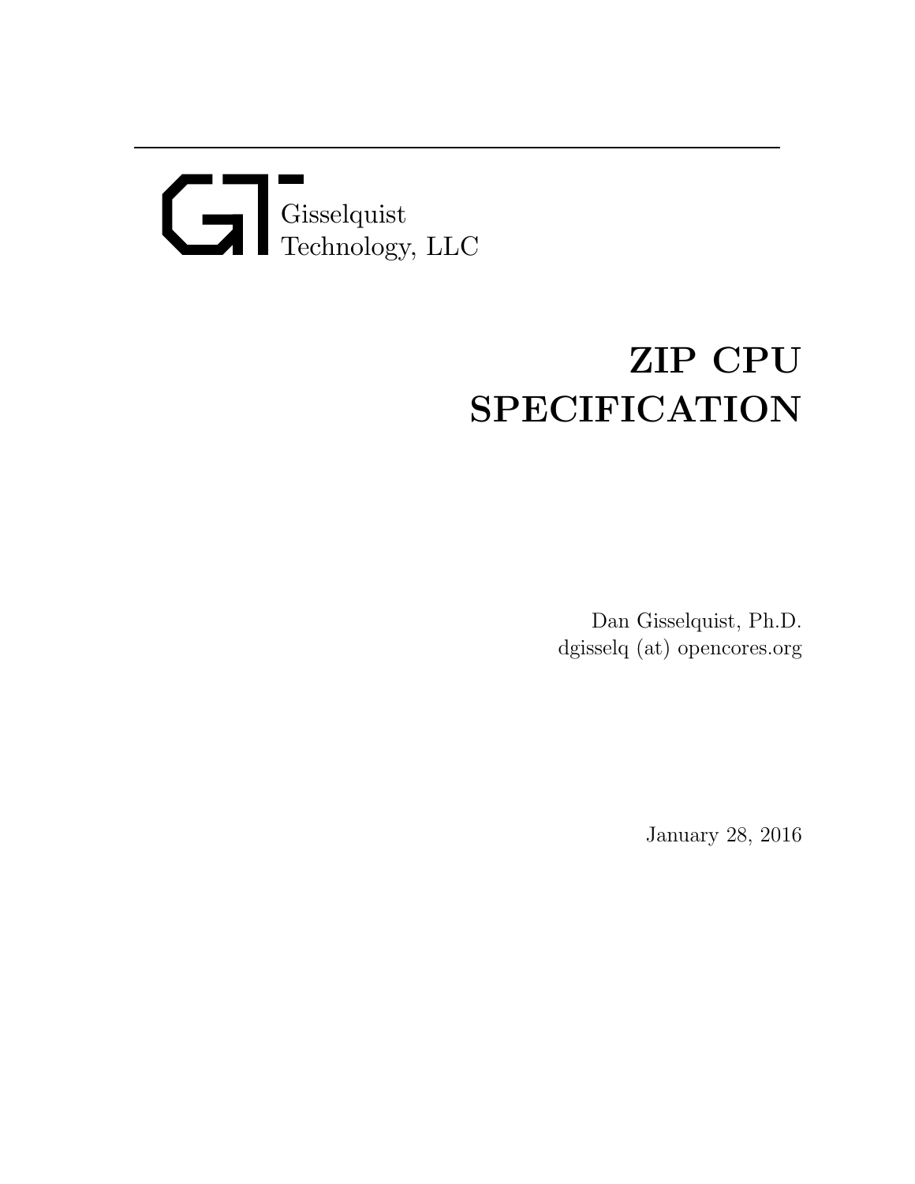Gisselquist
Technology, LLC

# ZIP CPU SPECIFICATION

Dan Gisselquist, Ph.D.
dgisselq (at) opencores.org

January 28, 2016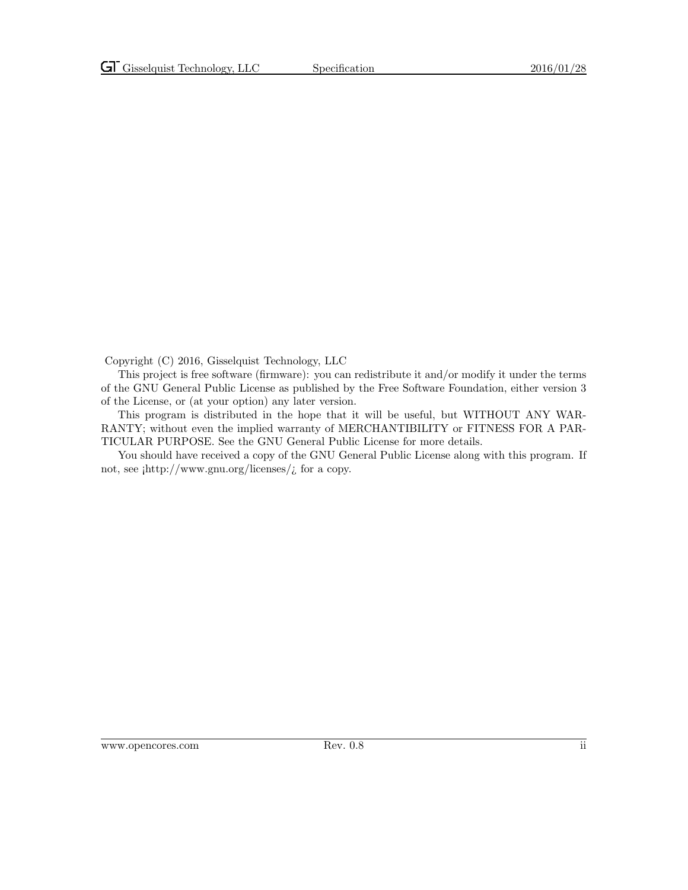Copyright (C) 2016, Gisselquist Technology, LLC

This project is free software (firmware): you can redistribute it and/or modify it under the terms of the GNU General Public License as published by the Free Software Foundation, either version 3 of the License, or (at your option) any later version.

This program is distributed in the hope that it will be useful, but WITHOUT ANY WARRANTY; without even the implied warranty of MERCHANTIBILITY or FITNESS FOR A PARTICULAR PURPOSE. See the GNU General Public License for more details.

You should have received a copy of the GNU General Public License along with this program. If not, see ¡http://www.gnu.org/licenses/¿ for a copy.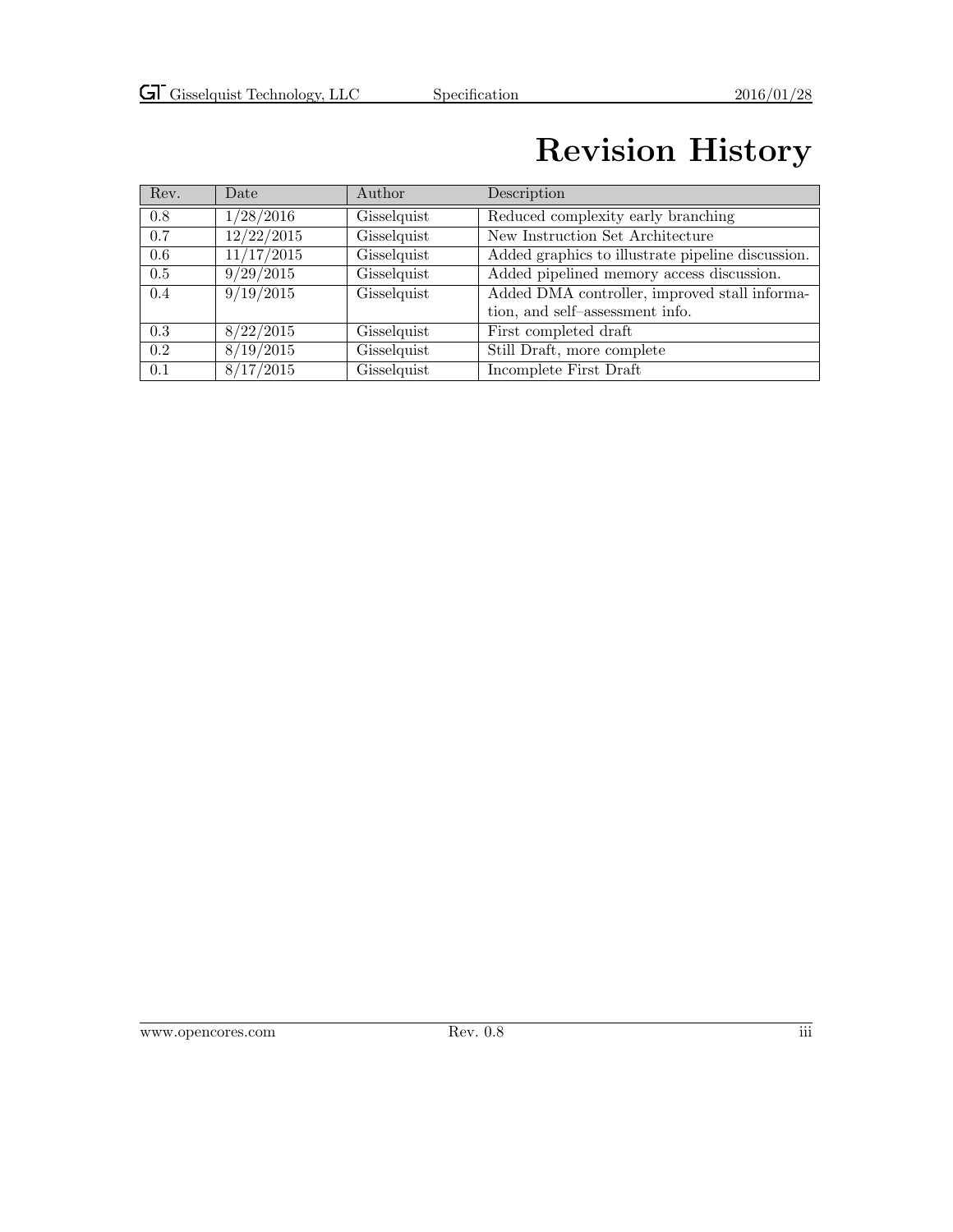# Revision History

| Rev. | Date | Author | Description |
| --- | --- | --- | --- |
| 0.8 | 1/28/2016 | Gisselquist | Reduced complexity early branching |
| 0.7 | 12/22/2015 | Gisselquist | New Instruction Set Architecture |
| 0.6 | 11/17/2015 | Gisselquist | Added graphics to illustrate pipeline discussion. |
| 0.5 | 9/29/2015 | Gisselquist | Added pipelined memory access discussion. |
| 0.4 | 9/19/2015 | Gisselquist | Added DMA controller, improved stall information, and self–assessment info. |
| 0.3 | 8/22/2015 | Gisselquist | First completed draft |
| 0.2 | 8/19/2015 | Gisselquist | Still Draft, more complete |
| 0.1 | 8/17/2015 | Gisselquist | Incomplete First Draft |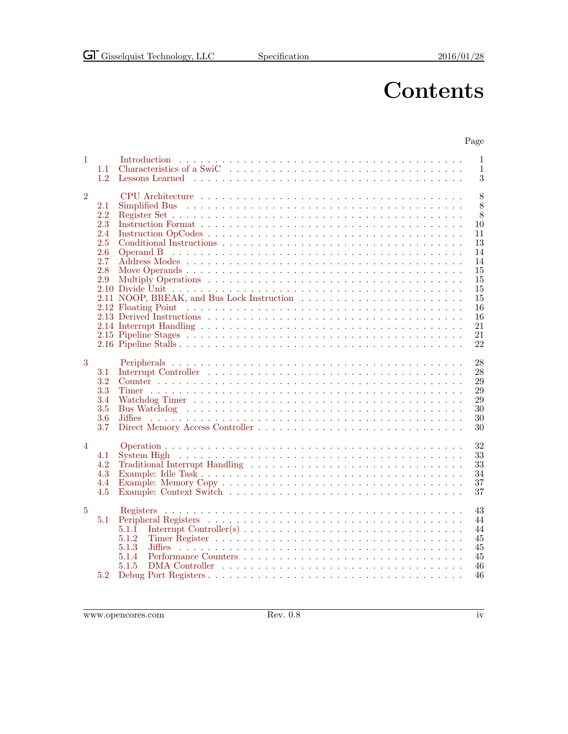# Contents

| | | Page |
|---|---|---|
| 1 | Introduction | 1 |
| 1.1 | Characteristics of a SwiC | 1 |
| 1.2 | Lessons Learned | 3 |
| 2 | CPU Architecture | 8 |
| 2.1 | Simplified Bus | 8 |
| 2.2 | Register Set | 8 |
| 2.3 | Instruction Format | 10 |
| 2.4 | Instruction OpCodes | 11 |
| 2.5 | Conditional Instructions | 13 |
| 2.6 | Operand B | 14 |
| 2.7 | Address Modes | 14 |
| 2.8 | Move Operands | 15 |
| 2.9 | Multiply Operations | 15 |
| 2.10 | Divide Unit | 15 |
| 2.11 | NOOP, BREAK, and Bus Lock Instruction | 15 |
| 2.12 | Floating Point | 16 |
| 2.13 | Derived Instructions | 16 |
| 2.14 | Interrupt Handling | 21 |
| 2.15 | Pipeline Stages | 21 |
| 2.16 | Pipeline Stalls | 22 |
| 3 | Peripherals | 28 |
| 3.1 | Interrupt Controller | 28 |
| 3.2 | Counter | 29 |
| 3.3 | Timer | 29 |
| 3.4 | Watchdog Timer | 29 |
| 3.5 | Bus Watchdog | 30 |
| 3.6 | Jiffies | 30 |
| 3.7 | Direct Memory Access Controller | 30 |
| 4 | Operation | 32 |
| 4.1 | System High | 33 |
| 4.2 | Traditional Interrupt Handling | 33 |
| 4.3 | Example: Idle Task | 34 |
| 4.4 | Example: Memory Copy | 37 |
| 4.5 | Example: Context Switch | 37 |
| 5 | Registers | 43 |
| 5.1 | Peripheral Registers | 44 |
| 5.1.1 | Interrupt Controller(s) | 44 |
| 5.1.2 | Timer Register | 45 |
| 5.1.3 | Jiffies | 45 |
| 5.1.4 | Performance Counters | 45 |
| 5.1.5 | DMA Controller | 46 |
| 5.2 | Debug Port Registers | 46 |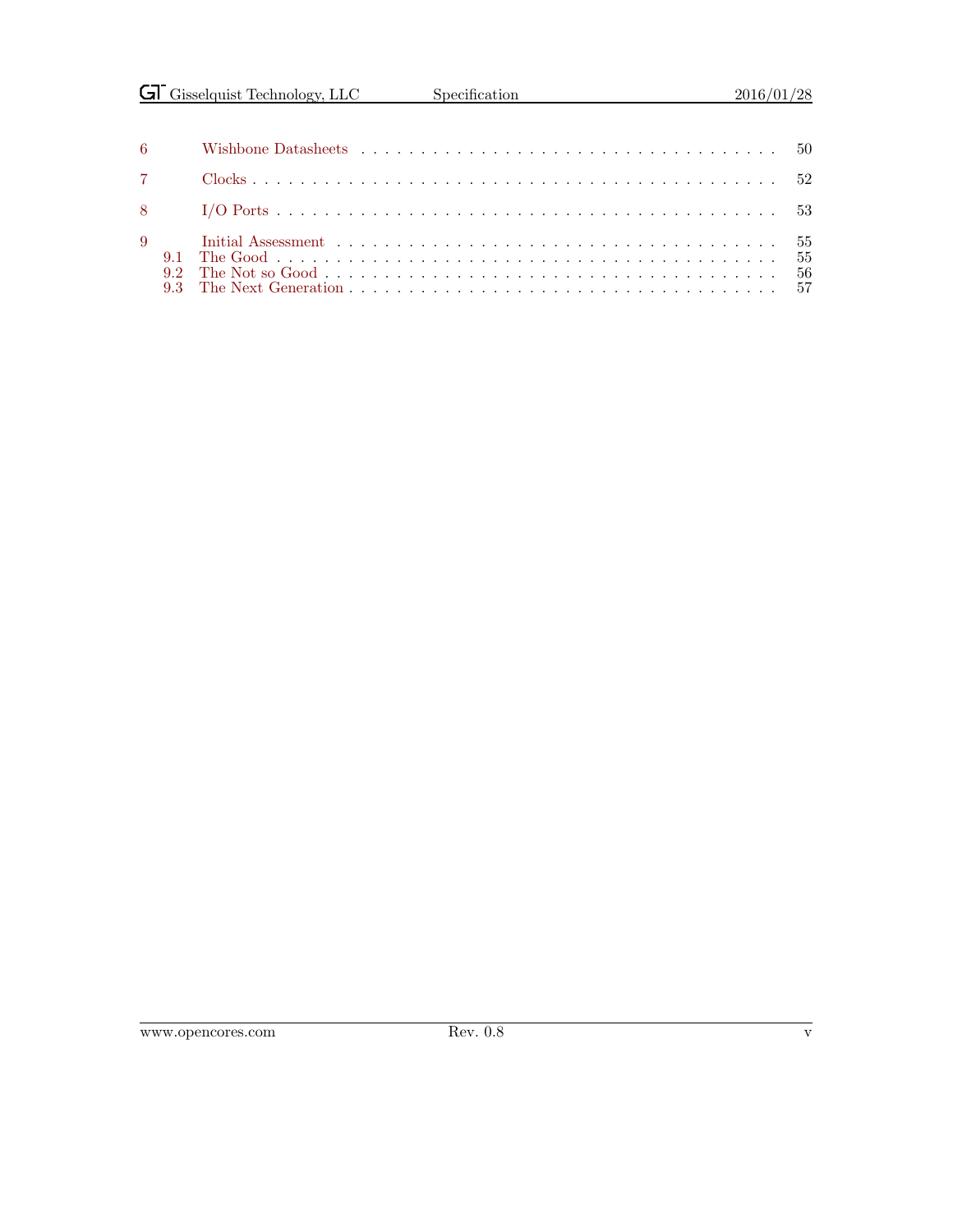| | | |
|---|---|---|
| 6 | Wishbone Datasheets | 50 |
| 7 | Clocks | 52 |
| 8 | I/O Ports | 53 |
| 9 | Initial Assessment | 55 |
| 9.1 | The Good | 55 |
| 9.2 | The Not so Good | 56 |
| 9.3 | The Next Generation | 57 |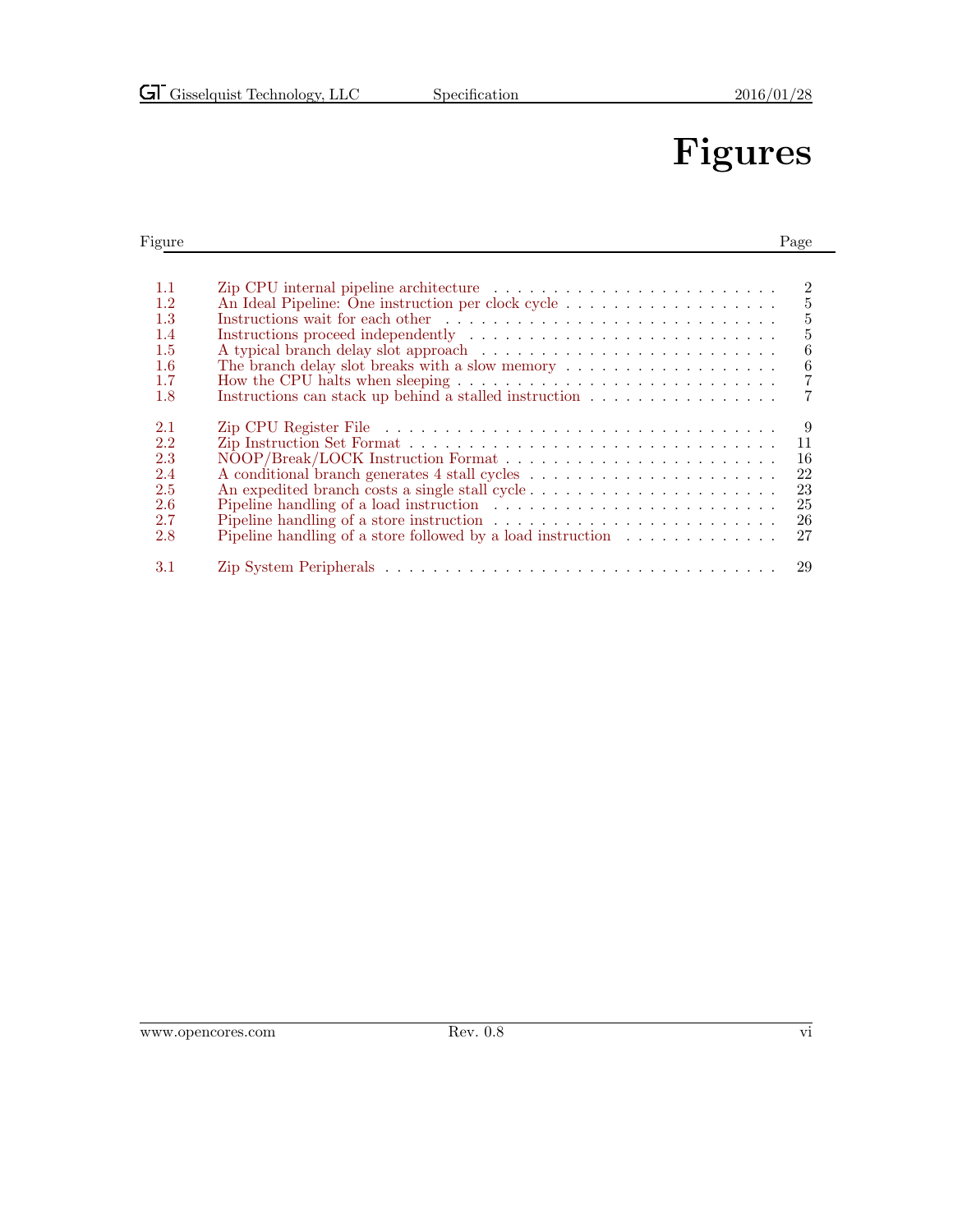# Figures

| Figure | | Page |
|---|---|---|
| 1.1 | Zip CPU internal pipeline architecture | 2 |
| 1.2 | An Ideal Pipeline: One instruction per clock cycle | 5 |
| 1.3 | Instructions wait for each other | 5 |
| 1.4 | Instructions proceed independently | 5 |
| 1.5 | A typical branch delay slot approach | 6 |
| 1.6 | The branch delay slot breaks with a slow memory | 6 |
| 1.7 | How the CPU halts when sleeping | 7 |
| 1.8 | Instructions can stack up behind a stalled instruction | 7 |
| 2.1 | Zip CPU Register File | 9 |
| 2.2 | Zip Instruction Set Format | 11 |
| 2.3 | NOOP/Break/LOCK Instruction Format | 16 |
| 2.4 | A conditional branch generates 4 stall cycles | 22 |
| 2.5 | An expedited branch costs a single stall cycle | 23 |
| 2.6 | Pipeline handling of a load instruction | 25 |
| 2.7 | Pipeline handling of a store instruction | 26 |
| 2.8 | Pipeline handling of a store followed by a load instruction | 27 |
| 3.1 | Zip System Peripherals | 29 |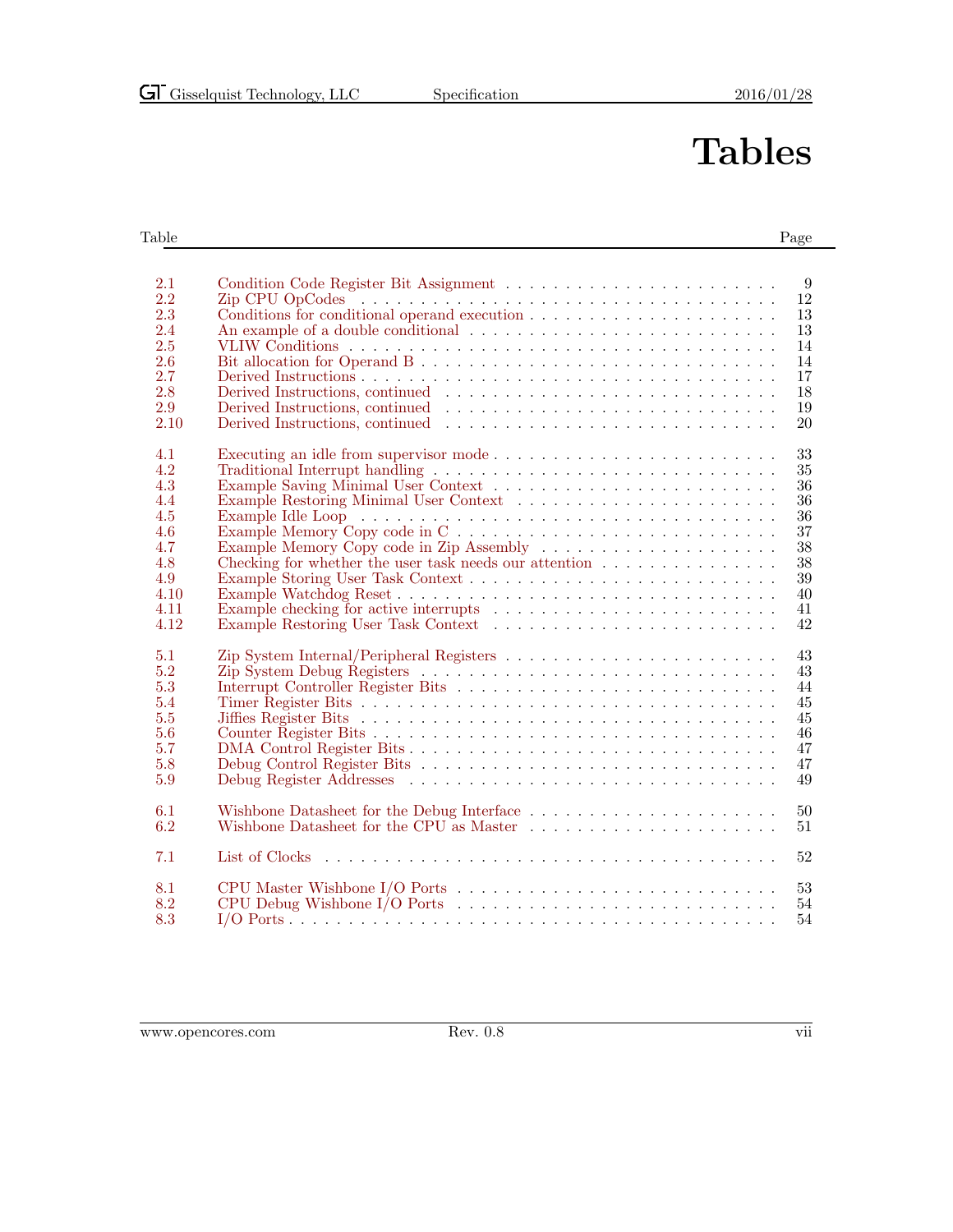# Tables

| Table | | Page |
|---|---|---|
| 2.1 | Condition Code Register Bit Assignment | 9 |
| 2.2 | Zip CPU OpCodes | 12 |
| 2.3 | Conditions for conditional operand execution | 13 |
| 2.4 | An example of a double conditional | 13 |
| 2.5 | VLIW Conditions | 14 |
| 2.6 | Bit allocation for Operand B | 14 |
| 2.7 | Derived Instructions | 17 |
| 2.8 | Derived Instructions, continued | 18 |
| 2.9 | Derived Instructions, continued | 19 |
| 2.10 | Derived Instructions, continued | 20 |
| 4.1 | Executing an idle from supervisor mode | 33 |
| 4.2 | Traditional Interrupt handling | 35 |
| 4.3 | Example Saving Minimal User Context | 36 |
| 4.4 | Example Restoring Minimal User Context | 36 |
| 4.5 | Example Idle Loop | 36 |
| 4.6 | Example Memory Copy code in C | 37 |
| 4.7 | Example Memory Copy code in Zip Assembly | 38 |
| 4.8 | Checking for whether the user task needs our attention | 38 |
| 4.9 | Example Storing User Task Context | 39 |
| 4.10 | Example Watchdog Reset | 40 |
| 4.11 | Example checking for active interrupts | 41 |
| 4.12 | Example Restoring User Task Context | 42 |
| 5.1 | Zip System Internal/Peripheral Registers | 43 |
| 5.2 | Zip System Debug Registers | 43 |
| 5.3 | Interrupt Controller Register Bits | 44 |
| 5.4 | Timer Register Bits | 45 |
| 5.5 | Jiffies Register Bits | 45 |
| 5.6 | Counter Register Bits | 46 |
| 5.7 | DMA Control Register Bits | 47 |
| 5.8 | Debug Control Register Bits | 47 |
| 5.9 | Debug Register Addresses | 49 |
| 6.1 | Wishbone Datasheet for the Debug Interface | 50 |
| 6.2 | Wishbone Datasheet for the CPU as Master | 51 |
| 7.1 | List of Clocks | 52 |
| 8.1 | CPU Master Wishbone I/O Ports | 53 |
| 8.2 | CPU Debug Wishbone I/O Ports | 54 |
| 8.3 | I/O Ports | 54 |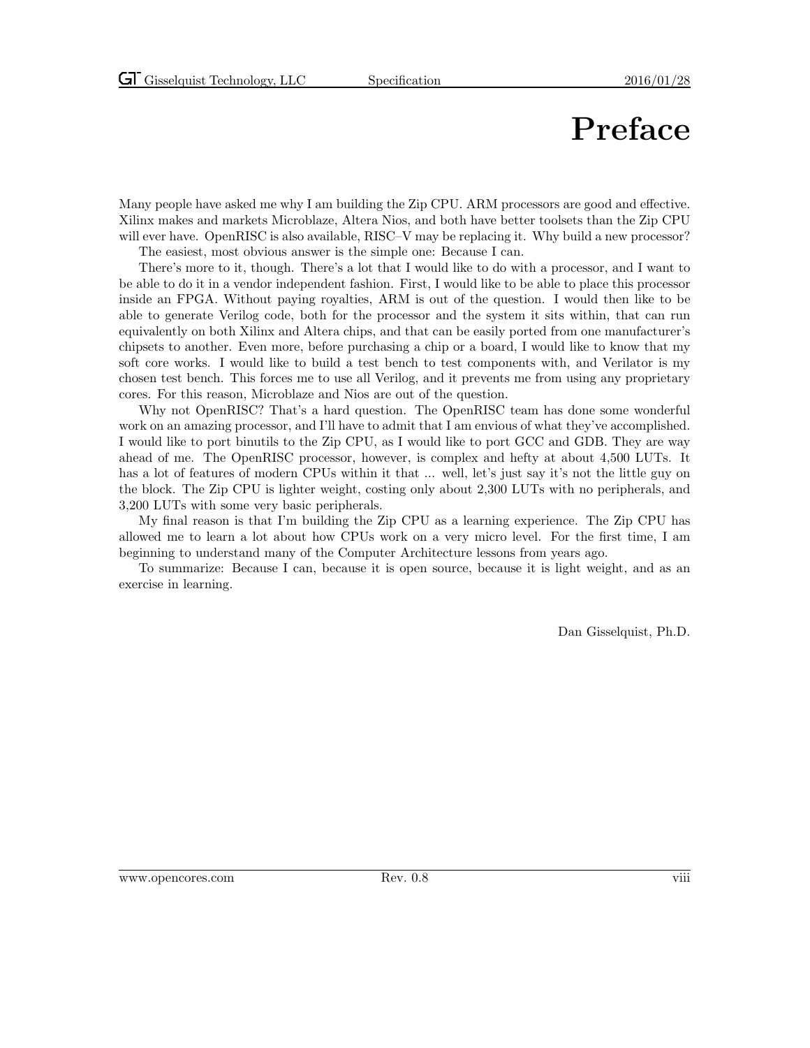# Preface

Many people have asked me why I am building the Zip CPU. ARM processors are good and effective. Xilinx makes and markets Microblaze, Altera Nios, and both have better toolsets than the Zip CPU will ever have. OpenRISC is also available, RISC–V may be replacing it. Why build a new processor?

The easiest, most obvious answer is the simple one: Because I can.

There's more to it, though. There's a lot that I would like to do with a processor, and I want to be able to do it in a vendor independent fashion. First, I would like to be able to place this processor inside an FPGA. Without paying royalties, ARM is out of the question. I would then like to be able to generate Verilog code, both for the processor and the system it sits within, that can run equivalently on both Xilinx and Altera chips, and that can be easily ported from one manufacturer's chipsets to another. Even more, before purchasing a chip or a board, I would like to know that my soft core works. I would like to build a test bench to test components with, and Verilator is my chosen test bench. This forces me to use all Verilog, and it prevents me from using any proprietary cores. For this reason, Microblaze and Nios are out of the question.

Why not OpenRISC? That's a hard question. The OpenRISC team has done some wonderful work on an amazing processor, and I'll have to admit that I am envious of what they've accomplished. I would like to port binutils to the Zip CPU, as I would like to port GCC and GDB. They are way ahead of me. The OpenRISC processor, however, is complex and hefty at about 4,500 LUTs. It has a lot of features of modern CPUs within it that ... well, let's just say it's not the little guy on the block. The Zip CPU is lighter weight, costing only about 2,300 LUTs with no peripherals, and 3,200 LUTs with some very basic peripherals.

My final reason is that I'm building the Zip CPU as a learning experience. The Zip CPU has allowed me to learn a lot about how CPUs work on a very micro level. For the first time, I am beginning to understand many of the Computer Architecture lessons from years ago.

To summarize: Because I can, because it is open source, because it is light weight, and as an exercise in learning.

Dan Gisselquist, Ph.D.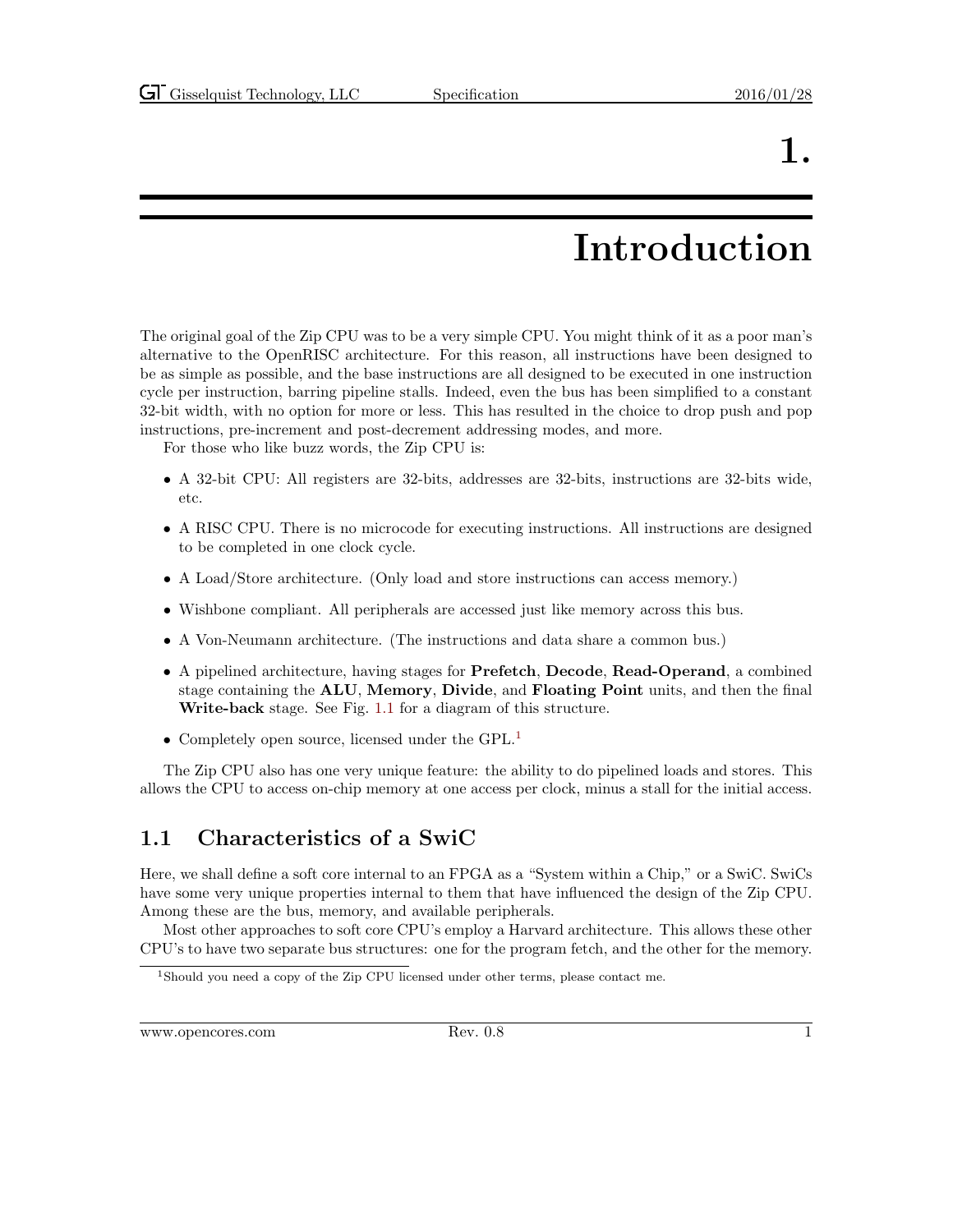# 1. Introduction

The original goal of the Zip CPU was to be a very simple CPU. You might think of it as a poor man's alternative to the OpenRISC architecture. For this reason, all instructions have been designed to be as simple as possible, and the base instructions are all designed to be executed in one instruction cycle per instruction, barring pipeline stalls. Indeed, even the bus has been simplified to a constant 32-bit width, with no option for more or less. This has resulted in the choice to drop push and pop instructions, pre-increment and post-decrement addressing modes, and more.

For those who like buzz words, the Zip CPU is:

- A 32-bit CPU: All registers are 32-bits, addresses are 32-bits, instructions are 32-bits wide, etc.
- A RISC CPU. There is no microcode for executing instructions. All instructions are designed to be completed in one clock cycle.
- A Load/Store architecture. (Only load and store instructions can access memory.)
- Wishbone compliant. All peripherals are accessed just like memory across this bus.
- A Von-Neumann architecture. (The instructions and data share a common bus.)
- A pipelined architecture, having stages for **Prefetch**, **Decode**, **Read-Operand**, a combined stage containing the **ALU**, **Memory**, **Divide**, and **Floating Point** units, and then the final **Write-back** stage. See Fig. 1.1 for a diagram of this structure.
- Completely open source, licensed under the GPL.[1]

The Zip CPU also has one very unique feature: the ability to do pipelined loads and stores. This allows the CPU to access on-chip memory at one access per clock, minus a stall for the initial access.

## 1.1 Characteristics of a SwiC

Here, we shall define a soft core internal to an FPGA as a "System within a Chip," or a SwiC. SwiCs have some very unique properties internal to them that have influenced the design of the Zip CPU. Among these are the bus, memory, and available peripherals.

Most other approaches to soft core CPU's employ a Harvard architecture. This allows these other CPU's to have two separate bus structures: one for the program fetch, and the other for the memory.

[1] Should you need a copy of the Zip CPU licensed under other terms, please contact me.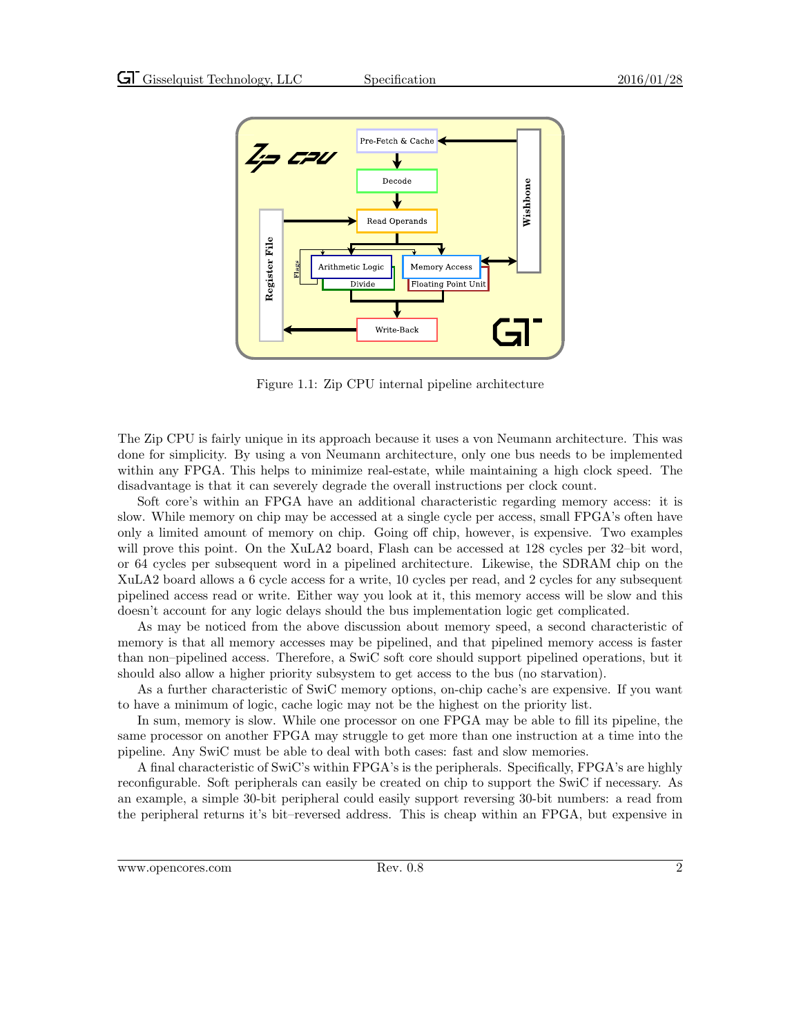Figure 1.1: Zip CPU internal pipeline architecture

The Zip CPU is fairly unique in its approach because it uses a von Neumann architecture. This was done for simplicity. By using a von Neumann architecture, only one bus needs to be implemented within any FPGA. This helps to minimize real-estate, while maintaining a high clock speed. The disadvantage is that it can severely degrade the overall instructions per clock count.

Soft core's within an FPGA have an additional characteristic regarding memory access: it is slow. While memory on chip may be accessed at a single cycle per access, small FPGA's often have only a limited amount of memory on chip. Going off chip, however, is expensive. Two examples will prove this point. On the XuLA2 board, Flash can be accessed at 128 cycles per 32–bit word, or 64 cycles per subsequent word in a pipelined architecture. Likewise, the SDRAM chip on the XuLA2 board allows a 6 cycle access for a write, 10 cycles per read, and 2 cycles for any subsequent pipelined access read or write. Either way you look at it, this memory access will be slow and this doesn't account for any logic delays should the bus implementation logic get complicated.

As may be noticed from the above discussion about memory speed, a second characteristic of memory is that all memory accesses may be pipelined, and that pipelined memory access is faster than non–pipelined access. Therefore, a SwiC soft core should support pipelined operations, but it should also allow a higher priority subsystem to get access to the bus (no starvation).

As a further characteristic of SwiC memory options, on-chip cache's are expensive. If you want to have a minimum of logic, cache logic may not be the highest on the priority list.

In sum, memory is slow. While one processor on one FPGA may be able to fill its pipeline, the same processor on another FPGA may struggle to get more than one instruction at a time into the pipeline. Any SwiC must be able to deal with both cases: fast and slow memories.

A final characteristic of SwiC's within FPGA's is the peripherals. Specifically, FPGA's are highly reconfigurable. Soft peripherals can easily be created on chip to support the SwiC if necessary. As an example, a simple 30-bit peripheral could easily support reversing 30-bit numbers: a read from the peripheral returns it's bit–reversed address. This is cheap within an FPGA, but expensive in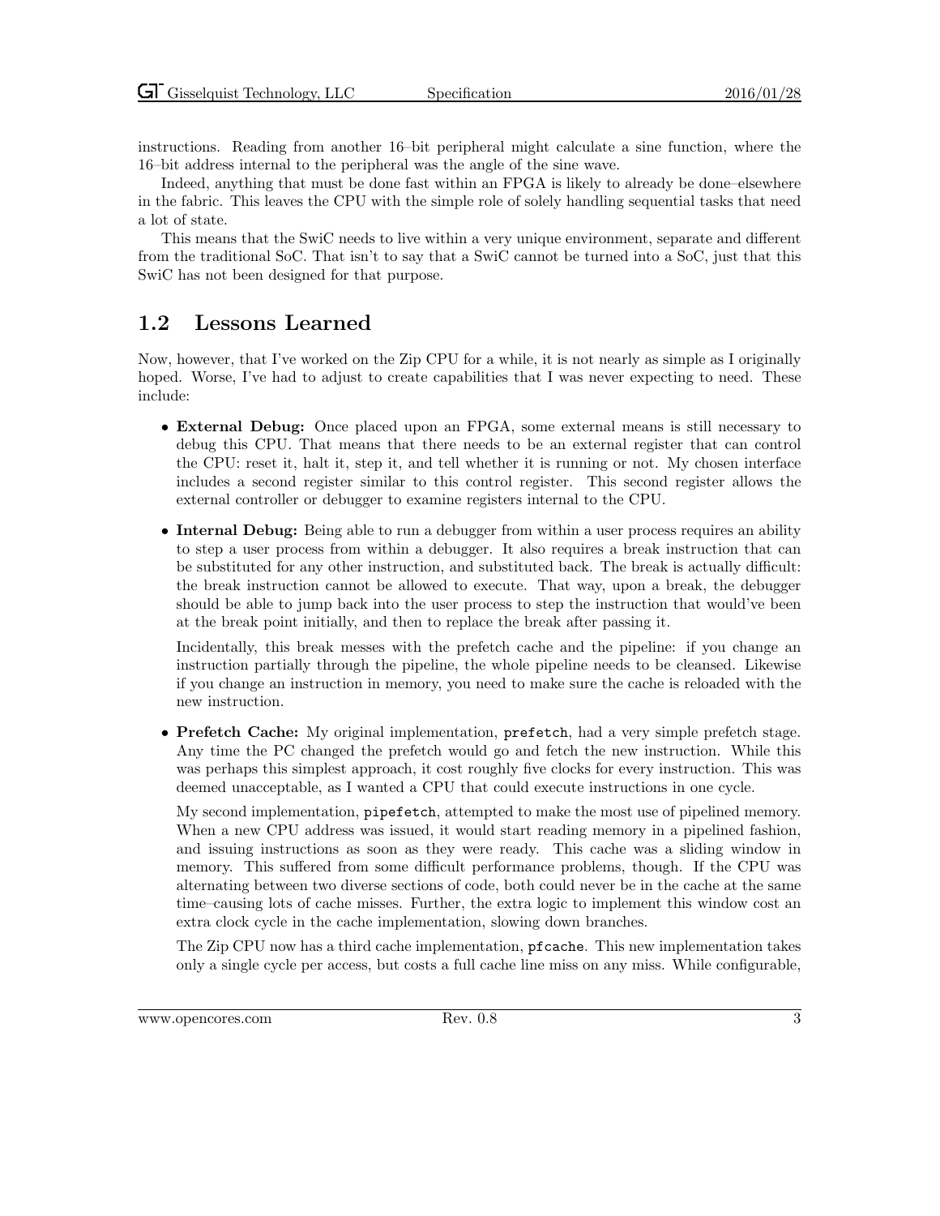instructions. Reading from another 16–bit peripheral might calculate a sine function, where the 16–bit address internal to the peripheral was the angle of the sine wave.

Indeed, anything that must be done fast within an FPGA is likely to already be done–elsewhere in the fabric. This leaves the CPU with the simple role of solely handling sequential tasks that need a lot of state.

This means that the SwiC needs to live within a very unique environment, separate and different from the traditional SoC. That isn't to say that a SwiC cannot be turned into a SoC, just that this SwiC has not been designed for that purpose.

## 1.2 Lessons Learned

Now, however, that I've worked on the Zip CPU for a while, it is not nearly as simple as I originally hoped. Worse, I've had to adjust to create capabilities that I was never expecting to need. These include:

- **External Debug:** Once placed upon an FPGA, some external means is still necessary to debug this CPU. That means that there needs to be an external register that can control the CPU: reset it, halt it, step it, and tell whether it is running or not. My chosen interface includes a second register similar to this control register. This second register allows the external controller or debugger to examine registers internal to the CPU.

- **Internal Debug:** Being able to run a debugger from within a user process requires an ability to step a user process from within a debugger. It also requires a break instruction that can be substituted for any other instruction, and substituted back. The break is actually difficult: the break instruction cannot be allowed to execute. That way, upon a break, the debugger should be able to jump back into the user process to step the instruction that would've been at the break point initially, and then to replace the break after passing it.

  Incidentally, this break messes with the prefetch cache and the pipeline: if you change an instruction partially through the pipeline, the whole pipeline needs to be cleansed. Likewise if you change an instruction in memory, you need to make sure the cache is reloaded with the new instruction.

- **Prefetch Cache:** My original implementation, `prefetch`, had a very simple prefetch stage. Any time the PC changed the prefetch would go and fetch the new instruction. While this was perhaps this simplest approach, it cost roughly five clocks for every instruction. This was deemed unacceptable, as I wanted a CPU that could execute instructions in one cycle.

  My second implementation, `pipefetch`, attempted to make the most use of pipelined memory. When a new CPU address was issued, it would start reading memory in a pipelined fashion, and issuing instructions as soon as they were ready. This cache was a sliding window in memory. This suffered from some difficult performance problems, though. If the CPU was alternating between two diverse sections of code, both could never be in the cache at the same time–causing lots of cache misses. Further, the extra logic to implement this window cost an extra clock cycle in the cache implementation, slowing down branches.

  The Zip CPU now has a third cache implementation, `pfcache`. This new implementation takes only a single cycle per access, but costs a full cache line miss on any miss. While configurable,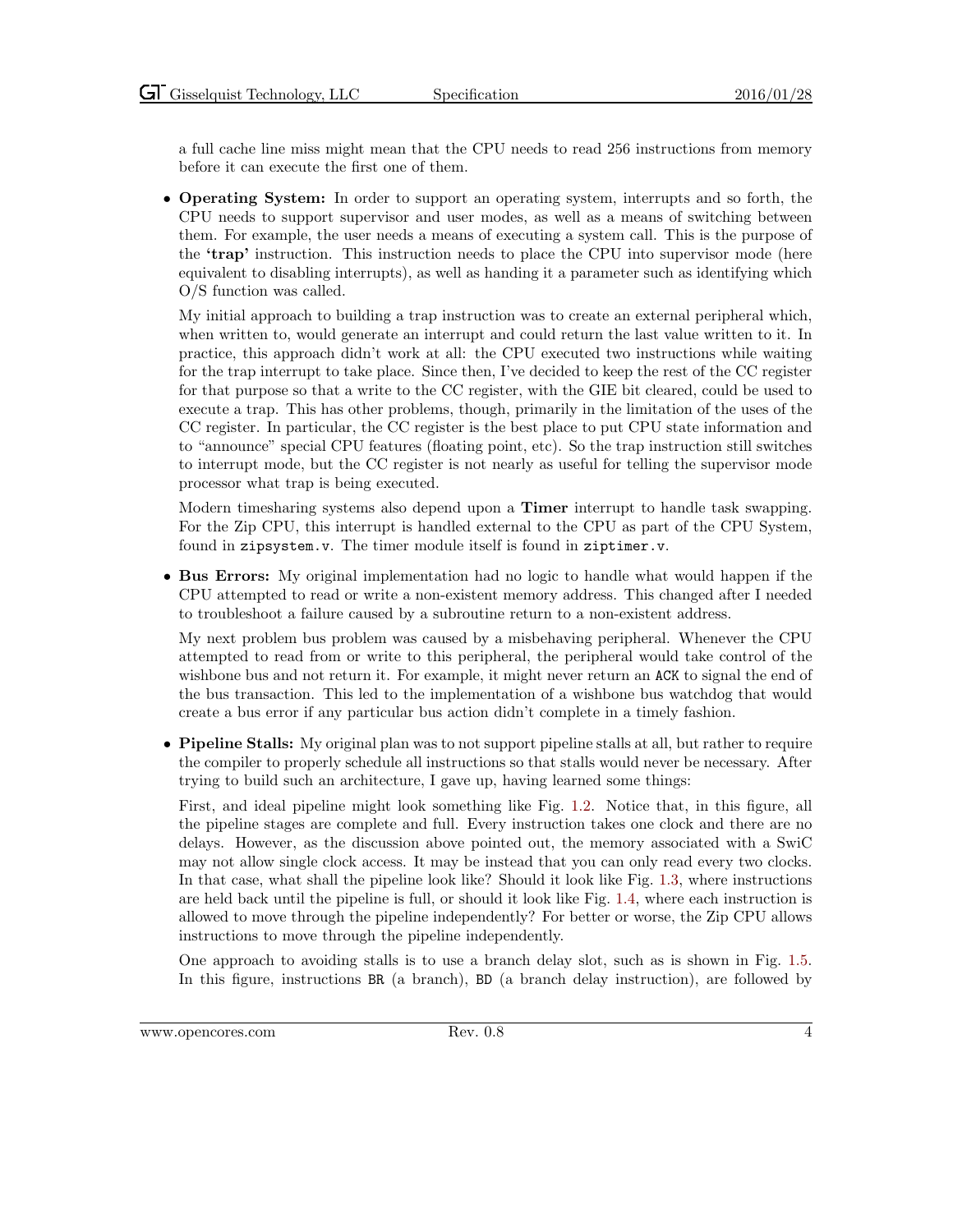a full cache line miss might mean that the CPU needs to read 256 instructions from memory before it can execute the first one of them.

- **Operating System:** In order to support an operating system, interrupts and so forth, the CPU needs to support supervisor and user modes, as well as a means of switching between them. For example, the user needs a means of executing a system call. This is the purpose of the **'trap'** instruction. This instruction needs to place the CPU into supervisor mode (here equivalent to disabling interrupts), as well as handing it a parameter such as identifying which O/S function was called.

  My initial approach to building a trap instruction was to create an external peripheral which, when written to, would generate an interrupt and could return the last value written to it. In practice, this approach didn't work at all: the CPU executed two instructions while waiting for the trap interrupt to take place. Since then, I've decided to keep the rest of the CC register for that purpose so that a write to the CC register, with the GIE bit cleared, could be used to execute a trap. This has other problems, though, primarily in the limitation of the uses of the CC register. In particular, the CC register is the best place to put CPU state information and to "announce" special CPU features (floating point, etc). So the trap instruction still switches to interrupt mode, but the CC register is not nearly as useful for telling the supervisor mode processor what trap is being executed.

  Modern timesharing systems also depend upon a **Timer** interrupt to handle task swapping. For the Zip CPU, this interrupt is handled external to the CPU as part of the CPU System, found in `zipsystem.v`. The timer module itself is found in `ziptimer.v`.

- **Bus Errors:** My original implementation had no logic to handle what would happen if the CPU attempted to read or write a non-existent memory address. This changed after I needed to troubleshoot a failure caused by a subroutine return to a non-existent address.

  My next problem bus problem was caused by a misbehaving peripheral. Whenever the CPU attempted to read from or write to this peripheral, the peripheral would take control of the wishbone bus and not return it. For example, it might never return an `ACK` to signal the end of the bus transaction. This led to the implementation of a wishbone bus watchdog that would create a bus error if any particular bus action didn't complete in a timely fashion.

- **Pipeline Stalls:** My original plan was to not support pipeline stalls at all, but rather to require the compiler to properly schedule all instructions so that stalls would never be necessary. After trying to build such an architecture, I gave up, having learned some things:

  First, and ideal pipeline might look something like Fig. 1.2. Notice that, in this figure, all the pipeline stages are complete and full. Every instruction takes one clock and there are no delays. However, as the discussion above pointed out, the memory associated with a SwiC may not allow single clock access. It may be instead that you can only read every two clocks. In that case, what shall the pipeline look like? Should it look like Fig. 1.3, where instructions are held back until the pipeline is full, or should it look like Fig. 1.4, where each instruction is allowed to move through the pipeline independently? For better or worse, the Zip CPU allows instructions to move through the pipeline independently.

  One approach to avoiding stalls is to use a branch delay slot, such as is shown in Fig. 1.5. In this figure, instructions `BR` (a branch), `BD` (a branch delay instruction), are followed by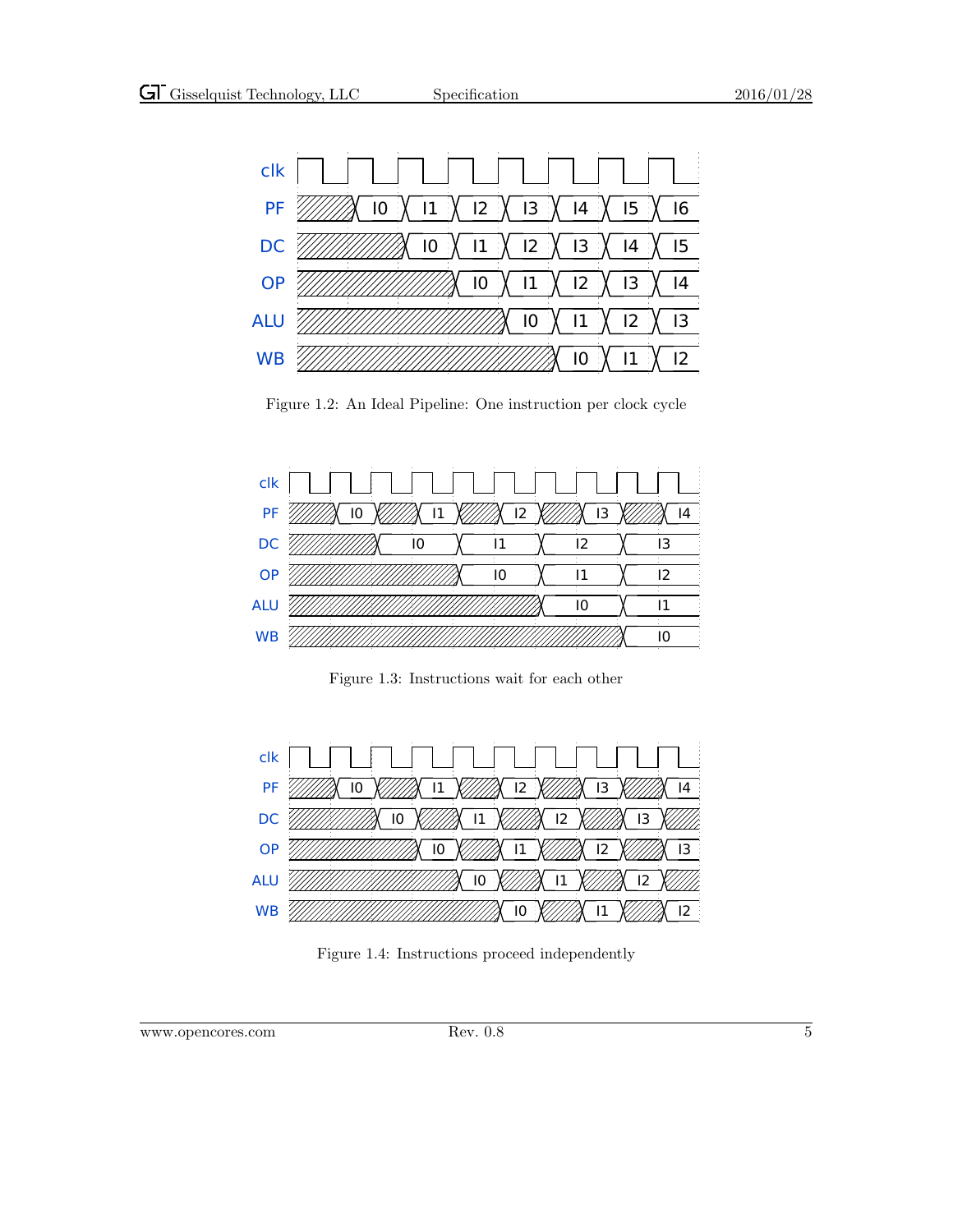Figure 1.2: An Ideal Pipeline: One instruction per clock cycle

Figure 1.3: Instructions wait for each other

Figure 1.4: Instructions proceed independently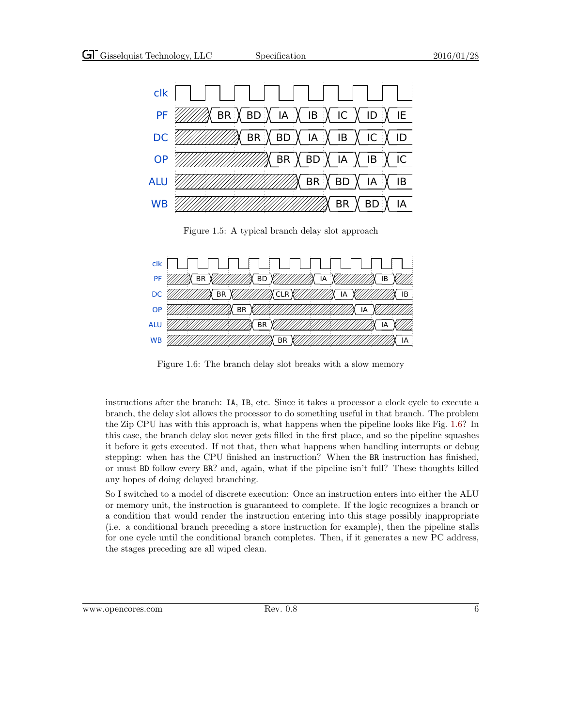Figure 1.5: A typical branch delay slot approach

Figure 1.6: The branch delay slot breaks with a slow memory

instructions after the branch: IA, IB, etc. Since it takes a processor a clock cycle to execute a branch, the delay slot allows the processor to do something useful in that branch. The problem the Zip CPU has with this approach is, what happens when the pipeline looks like Fig. 1.6? In this case, the branch delay slot never gets filled in the first place, and so the pipeline squashes it before it gets executed. If not that, then what happens when handling interrupts or debug stepping: when has the CPU finished an instruction? When the BR instruction has finished, or must BD follow every BR? and, again, what if the pipeline isn't full? These thoughts killed any hopes of doing delayed branching.

So I switched to a model of discrete execution: Once an instruction enters into either the ALU or memory unit, the instruction is guaranteed to complete. If the logic recognizes a branch or a condition that would render the instruction entering into this stage possibly inappropriate (i.e. a conditional branch preceding a store instruction for example), then the pipeline stalls for one cycle until the conditional branch completes. Then, if it generates a new PC address, the stages preceding are all wiped clean.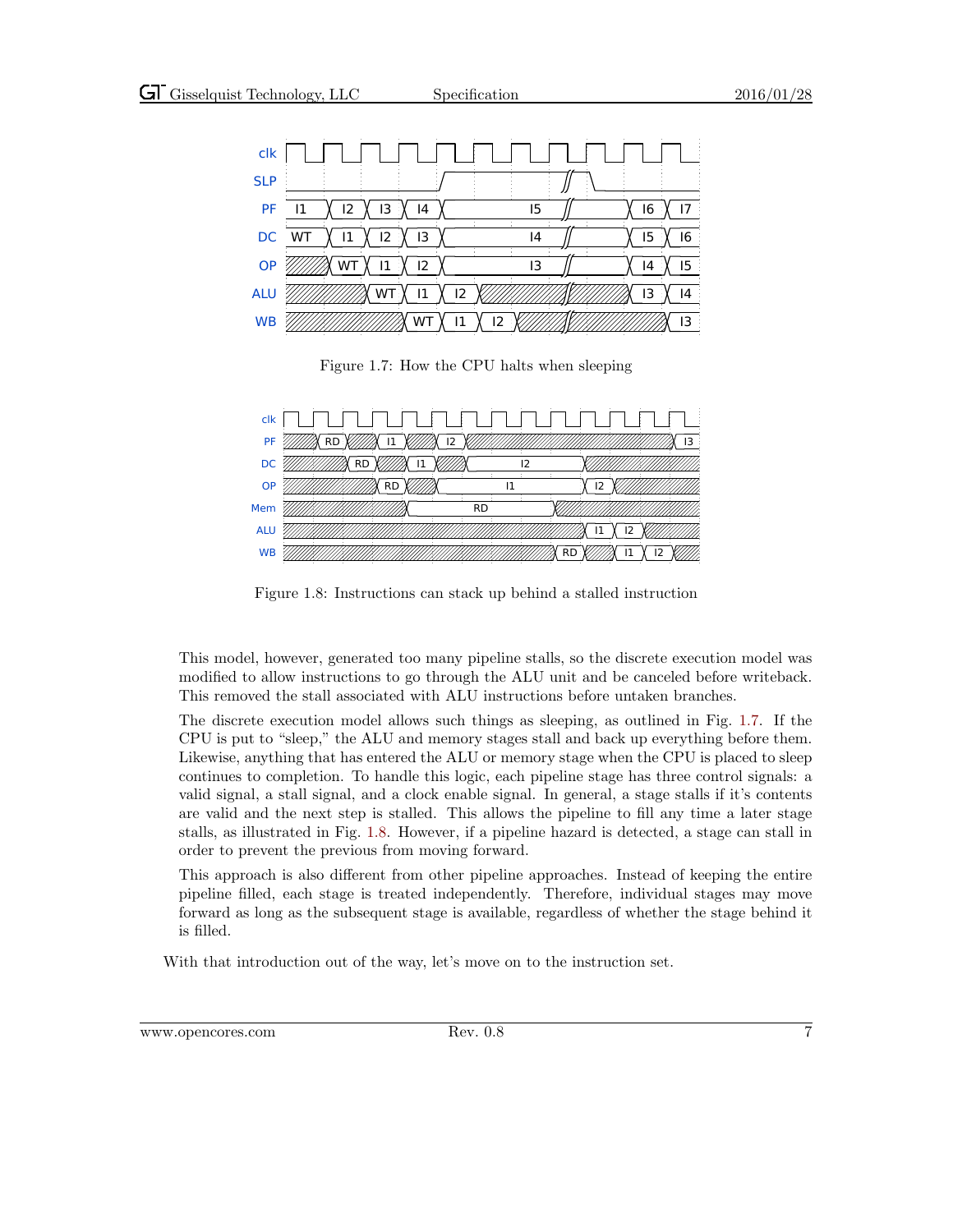Figure 1.7: How the CPU halts when sleeping

Figure 1.8: Instructions can stack up behind a stalled instruction

This model, however, generated too many pipeline stalls, so the discrete execution model was modified to allow instructions to go through the ALU unit and be canceled before writeback. This removed the stall associated with ALU instructions before untaken branches.

The discrete execution model allows such things as sleeping, as outlined in Fig. 1.7. If the CPU is put to "sleep," the ALU and memory stages stall and back up everything before them. Likewise, anything that has entered the ALU or memory stage when the CPU is placed to sleep continues to completion. To handle this logic, each pipeline stage has three control signals: a valid signal, a stall signal, and a clock enable signal. In general, a stage stalls if it's contents are valid and the next step is stalled. This allows the pipeline to fill any time a later stage stalls, as illustrated in Fig. 1.8. However, if a pipeline hazard is detected, a stage can stall in order to prevent the previous from moving forward.

This approach is also different from other pipeline approaches. Instead of keeping the entire pipeline filled, each stage is treated independently. Therefore, individual stages may move forward as long as the subsequent stage is available, regardless of whether the stage behind it is filled.

With that introduction out of the way, let's move on to the instruction set.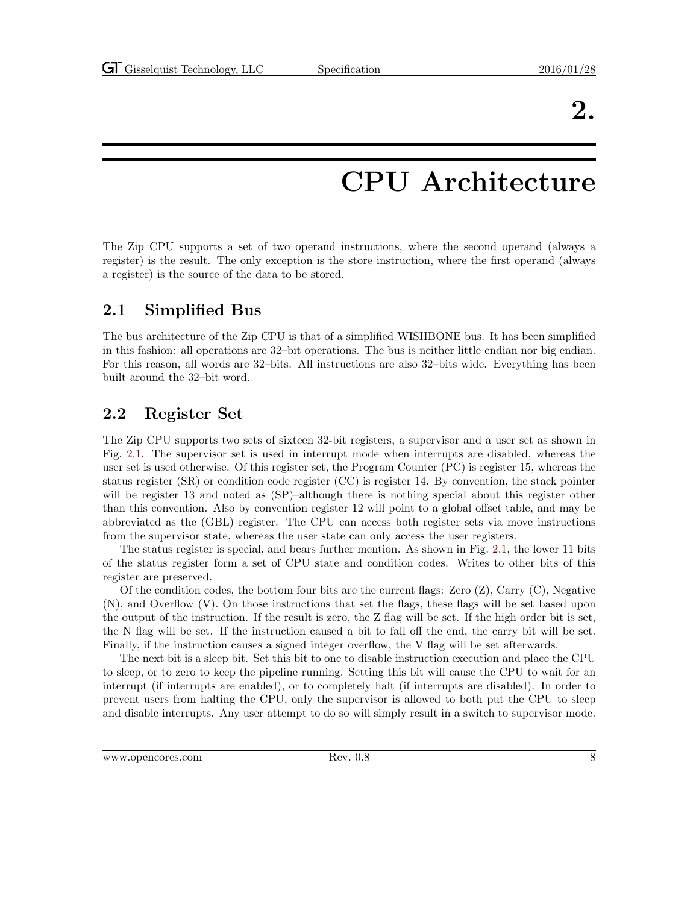# 2. CPU Architecture

The Zip CPU supports a set of two operand instructions, where the second operand (always a register) is the result. The only exception is the store instruction, where the first operand (always a register) is the source of the data to be stored.

## 2.1 Simplified Bus

The bus architecture of the Zip CPU is that of a simplified WISHBONE bus. It has been simplified in this fashion: all operations are 32–bit operations. The bus is neither little endian nor big endian. For this reason, all words are 32–bits. All instructions are also 32–bits wide. Everything has been built around the 32–bit word.

## 2.2 Register Set

The Zip CPU supports two sets of sixteen 32-bit registers, a supervisor and a user set as shown in Fig. 2.1. The supervisor set is used in interrupt mode when interrupts are disabled, whereas the user set is used otherwise. Of this register set, the Program Counter (PC) is register 15, whereas the status register (SR) or condition code register (CC) is register 14. By convention, the stack pointer will be register 13 and noted as (SP)–although there is nothing special about this register other than this convention. Also by convention register 12 will point to a global offset table, and may be abbreviated as the (GBL) register. The CPU can access both register sets via move instructions from the supervisor state, whereas the user state can only access the user registers.

The status register is special, and bears further mention. As shown in Fig. 2.1, the lower 11 bits of the status register form a set of CPU state and condition codes. Writes to other bits of this register are preserved.

Of the condition codes, the bottom four bits are the current flags: Zero (Z), Carry (C), Negative (N), and Overflow (V). On those instructions that set the flags, these flags will be set based upon the output of the instruction. If the result is zero, the Z flag will be set. If the high order bit is set, the N flag will be set. If the instruction caused a bit to fall off the end, the carry bit will be set. Finally, if the instruction causes a signed integer overflow, the V flag will be set afterwards.

The next bit is a sleep bit. Set this bit to one to disable instruction execution and place the CPU to sleep, or to zero to keep the pipeline running. Setting this bit will cause the CPU to wait for an interrupt (if interrupts are enabled), or to completely halt (if interrupts are disabled). In order to prevent users from halting the CPU, only the supervisor is allowed to both put the CPU to sleep and disable interrupts. Any user attempt to do so will simply result in a switch to supervisor mode.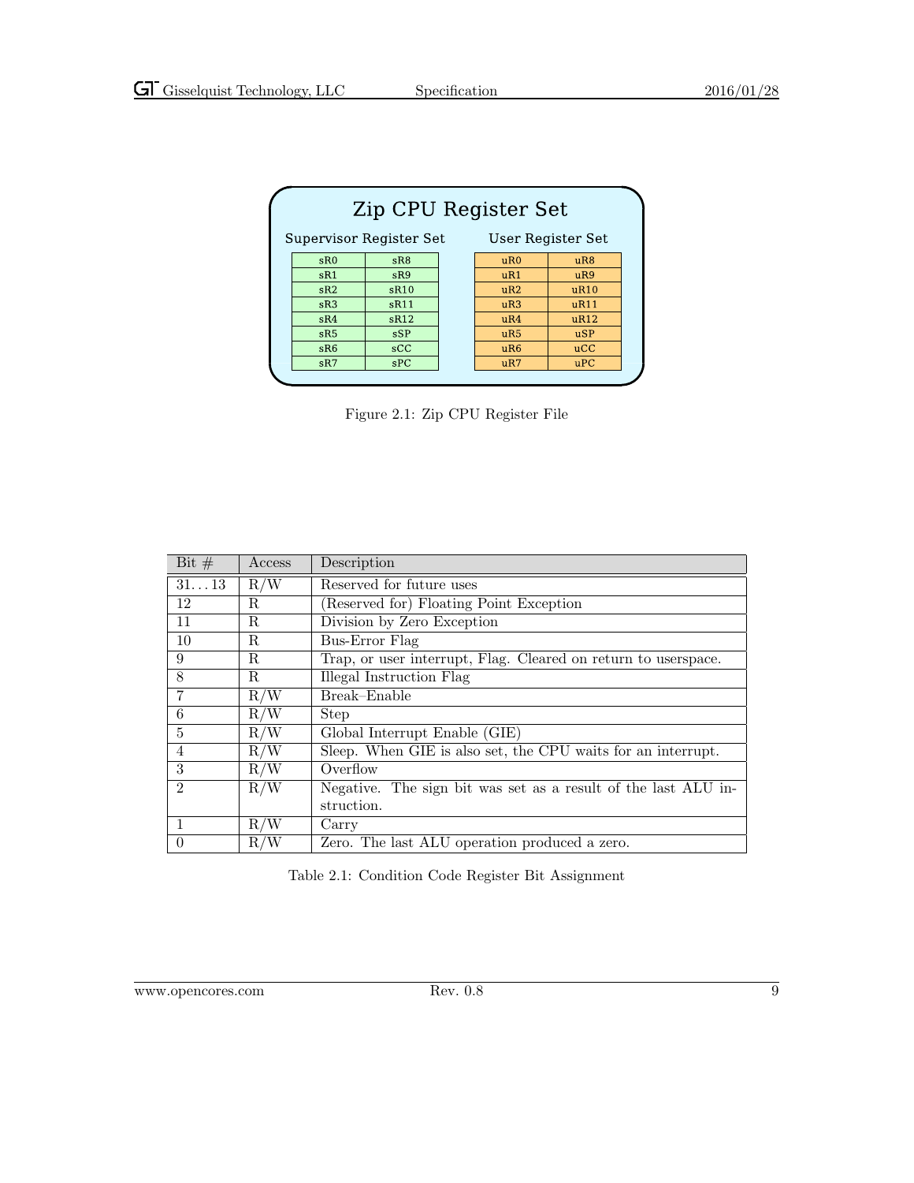| Supervisor Register Set | | User Register Set | |
|---|---|---|---|
| sR0 | sR8 | uR0 | uR8 |
| sR1 | sR9 | uR1 | uR9 |
| sR2 | sR10 | uR2 | uR10 |
| sR3 | sR11 | uR3 | uR11 |
| sR4 | sR12 | uR4 | uR12 |
| sR5 | sSP | uR5 | uSP |
| sR6 | sCC | uR6 | uCC |
| sR7 | sPC | uR7 | uPC |

Zip CPU Register Set

Figure 2.1: Zip CPU Register File

| Bit # | Access | Description |
|---|---|---|
| 31. . . 13 | R/W | Reserved for future uses |
| 12 | R | (Reserved for) Floating Point Exception |
| 11 | R | Division by Zero Exception |
| 10 | R | Bus-Error Flag |
| 9 | R | Trap, or user interrupt, Flag. Cleared on return to userspace. |
| 8 | R | Illegal Instruction Flag |
| 7 | R/W | Break–Enable |
| 6 | R/W | Step |
| 5 | R/W | Global Interrupt Enable (GIE) |
| 4 | R/W | Sleep. When GIE is also set, the CPU waits for an interrupt. |
| 3 | R/W | Overflow |
| 2 | R/W | Negative. The sign bit was set as a result of the last ALU instruction. |
| 1 | R/W | Carry |
| 0 | R/W | Zero. The last ALU operation produced a zero. |

Table 2.1: Condition Code Register Bit Assignment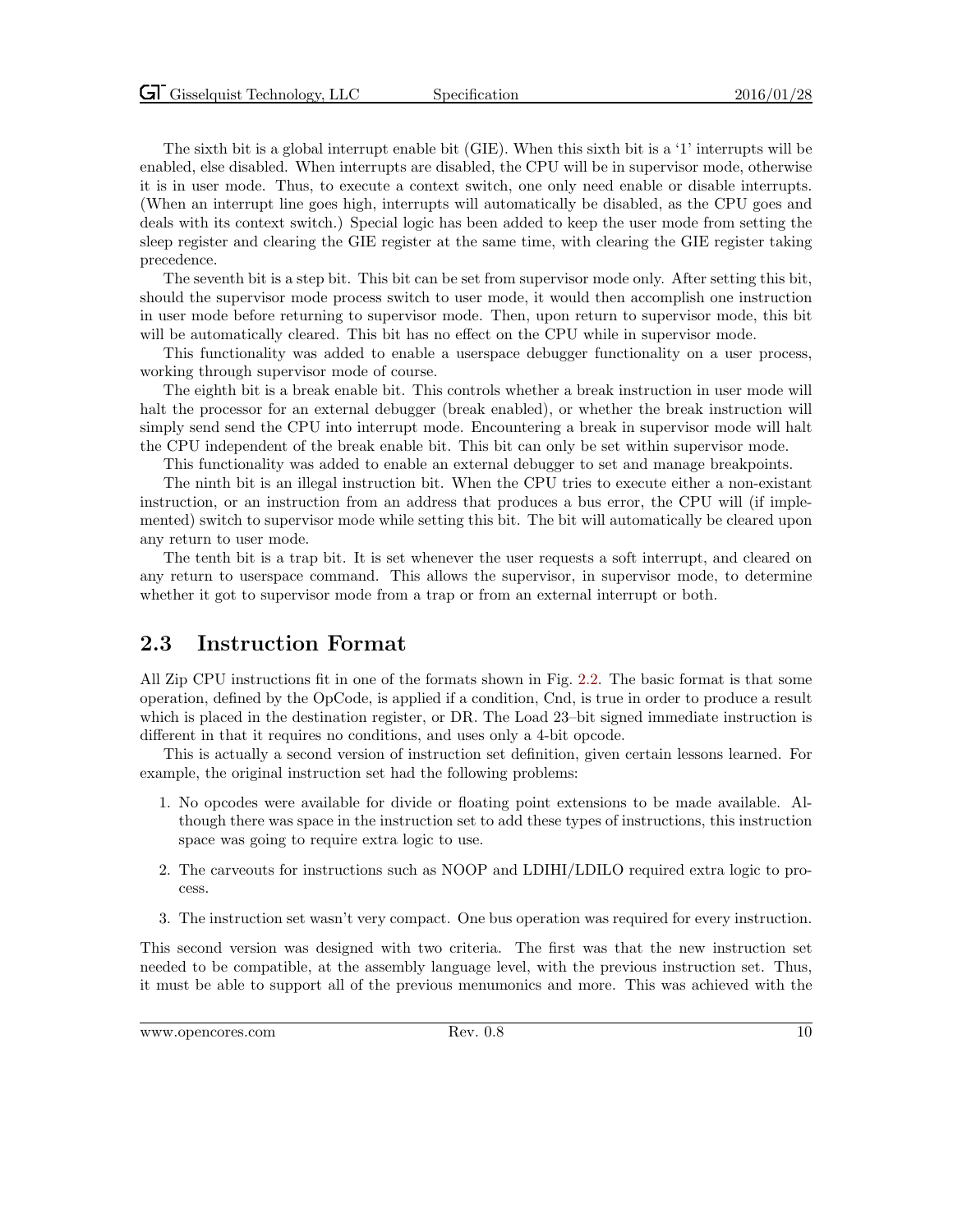The sixth bit is a global interrupt enable bit (GIE). When this sixth bit is a '1' interrupts will be enabled, else disabled. When interrupts are disabled, the CPU will be in supervisor mode, otherwise it is in user mode. Thus, to execute a context switch, one only need enable or disable interrupts. (When an interrupt line goes high, interrupts will automatically be disabled, as the CPU goes and deals with its context switch.) Special logic has been added to keep the user mode from setting the sleep register and clearing the GIE register at the same time, with clearing the GIE register taking precedence.

The seventh bit is a step bit. This bit can be set from supervisor mode only. After setting this bit, should the supervisor mode process switch to user mode, it would then accomplish one instruction in user mode before returning to supervisor mode. Then, upon return to supervisor mode, this bit will be automatically cleared. This bit has no effect on the CPU while in supervisor mode.

This functionality was added to enable a userspace debugger functionality on a user process, working through supervisor mode of course.

The eighth bit is a break enable bit. This controls whether a break instruction in user mode will halt the processor for an external debugger (break enabled), or whether the break instruction will simply send send the CPU into interrupt mode. Encountering a break in supervisor mode will halt the CPU independent of the break enable bit. This bit can only be set within supervisor mode.

This functionality was added to enable an external debugger to set and manage breakpoints.

The ninth bit is an illegal instruction bit. When the CPU tries to execute either a non-existant instruction, or an instruction from an address that produces a bus error, the CPU will (if implemented) switch to supervisor mode while setting this bit. The bit will automatically be cleared upon any return to user mode.

The tenth bit is a trap bit. It is set whenever the user requests a soft interrupt, and cleared on any return to userspace command. This allows the supervisor, in supervisor mode, to determine whether it got to supervisor mode from a trap or from an external interrupt or both.

## 2.3 Instruction Format

All Zip CPU instructions fit in one of the formats shown in Fig. 2.2. The basic format is that some operation, defined by the OpCode, is applied if a condition, Cnd, is true in order to produce a result which is placed in the destination register, or DR. The Load 23–bit signed immediate instruction is different in that it requires no conditions, and uses only a 4-bit opcode.

This is actually a second version of instruction set definition, given certain lessons learned. For example, the original instruction set had the following problems:

1. No opcodes were available for divide or floating point extensions to be made available. Although there was space in the instruction set to add these types of instructions, this instruction space was going to require extra logic to use.
2. The carveouts for instructions such as NOOP and LDIHI/LDILO required extra logic to process.
3. The instruction set wasn't very compact. One bus operation was required for every instruction.

This second version was designed with two criteria. The first was that the new instruction set needed to be compatible, at the assembly language level, with the previous instruction set. Thus, it must be able to support all of the previous menumonics and more. This was achieved with the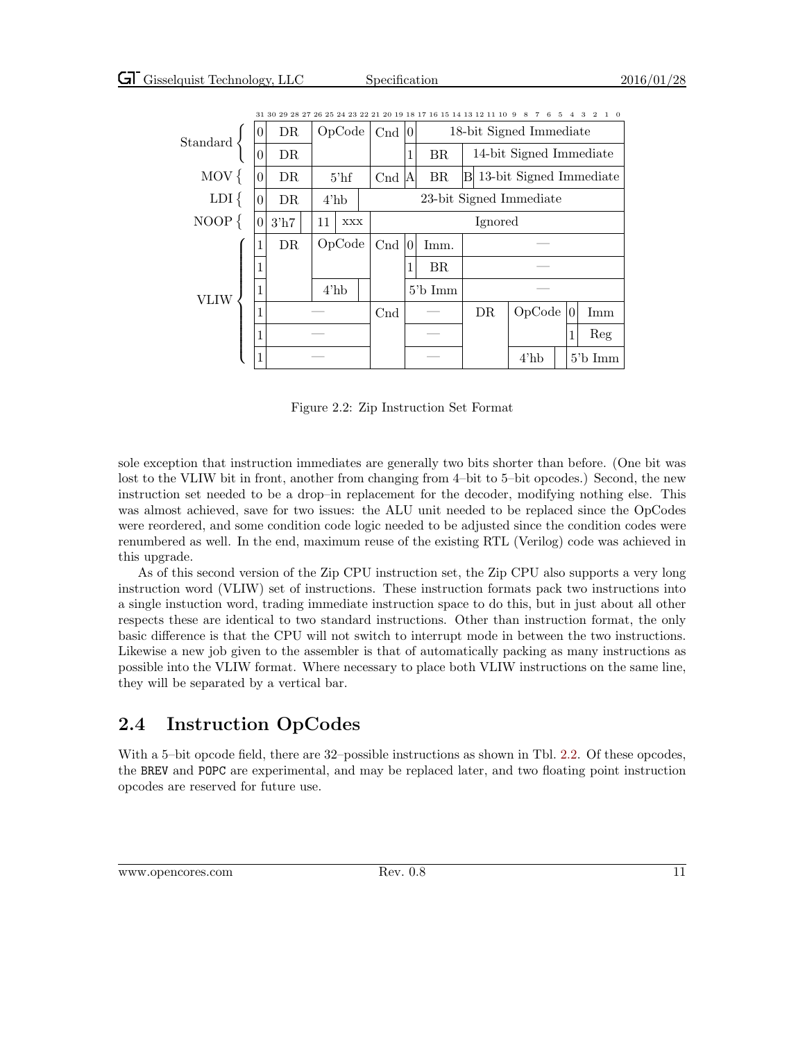| | 31 | 30 29 28 27 | 26 25 24 23 22 | 21 20 19 | 18 | 17 16 15 14 | 13 | 12 11 10 9 | 8 7 6 5 | 4 | 3 2 1 0 |
|---|---|---|---|---|---|---|---|---|---|---|---|
| Standard | 0 | DR | OpCode | Cnd | 0 | 18-bit Signed Immediate | | | | | |
| | 0 | DR | | | 1 | BR | 14-bit Signed Immediate | | | | |
| MOV | 0 | DR | 5'hf | Cnd | A | BR | B | 13-bit Signed Immediate | | | |
| LDI | 0 | DR | 4'hb | 23-bit Signed Immediate | | | | | | | |
| NOOP | 0 | 3'h7 | 11 xxx | Ignored | | | | | | | |
| VLIW | 1 | DR | OpCode | Cnd | 0 | Imm. | — | | | | |
| | 1 | | | | 1 | BR | — | | | | |
| | 1 | | 4'hb | | 5'b Imm | | — | | | | |
| | 1 | — | | Cnd | — | | DR | | OpCode | 0 | Imm |
| | 1 | — | | | — | | | | | 1 | Reg |
| | 1 | — | | | — | | | | 4'hb | | 5'b Imm |

Figure 2.2: Zip Instruction Set Format

sole exception that instruction immediates are generally two bits shorter than before. (One bit was lost to the VLIW bit in front, another from changing from 4–bit to 5–bit opcodes.) Second, the new instruction set needed to be a drop–in replacement for the decoder, modifying nothing else. This was almost achieved, save for two issues: the ALU unit needed to be replaced since the OpCodes were reordered, and some condition code logic needed to be adjusted since the condition codes were renumbered as well. In the end, maximum reuse of the existing RTL (Verilog) code was achieved in this upgrade.

As of this second version of the Zip CPU instruction set, the Zip CPU also supports a very long instruction word (VLIW) set of instructions. These instruction formats pack two instructions into a single instuction word, trading immediate instruction space to do this, but in just about all other respects these are identical to two standard instructions. Other than instruction format, the only basic difference is that the CPU will not switch to interrupt mode in between the two instructions. Likewise a new job given to the assembler is that of automatically packing as many instructions as possible into the VLIW format. Where necessary to place both VLIW instructions on the same line, they will be separated by a vertical bar.

## 2.4 Instruction OpCodes

With a 5–bit opcode field, there are 32–possible instructions as shown in Tbl. 2.2. Of these opcodes, the BREV and POPC are experimental, and may be replaced later, and two floating point instruction opcodes are reserved for future use.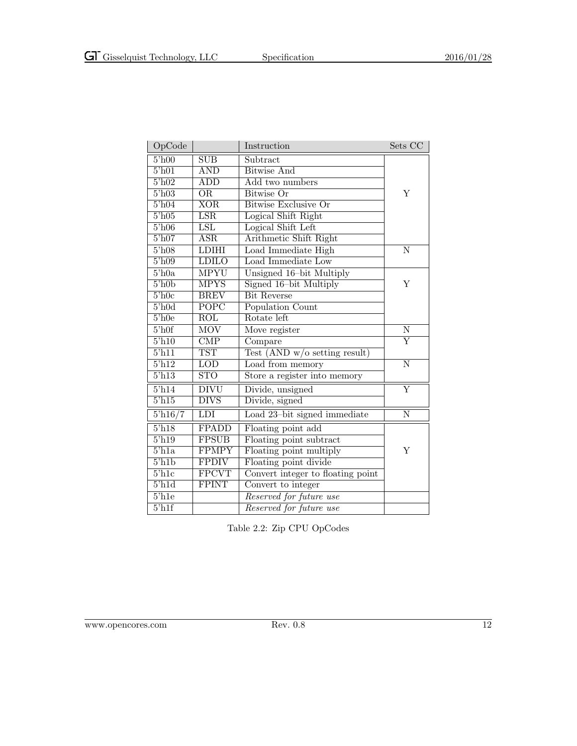| OpCode | | Instruction | Sets CC |
|---|---|---|---|
| 5'h00 | SUB | Subtract | Y |
| 5'h01 | AND | Bitwise And | |
| 5'h02 | ADD | Add two numbers | |
| 5'h03 | OR | Bitwise Or | |
| 5'h04 | XOR | Bitwise Exclusive Or | |
| 5'h05 | LSR | Logical Shift Right | |
| 5'h06 | LSL | Logical Shift Left | |
| 5'h07 | ASR | Arithmetic Shift Right | |
| 5'h08 | LDIHI | Load Immediate High | N |
| 5'h09 | LDILO | Load Immediate Low | |
| 5'h0a | MPYU | Unsigned 16–bit Multiply | Y |
| 5'h0b | MPYS | Signed 16–bit Multiply | |
| 5'h0c | BREV | Bit Reverse | |
| 5'h0d | POPC | Population Count | |
| 5'h0e | ROL | Rotate left | |
| 5'h0f | MOV | Move register | N |
| 5'h10 | CMP | Compare | Y |
| 5'h11 | TST | Test (AND w/o setting result) | |
| 5'h12 | LOD | Load from memory | N |
| 5'h13 | STO | Store a register into memory | |
| 5'h14 | DIVU | Divide, unsigned | Y |
| 5'h15 | DIVS | Divide, signed | |
| 5'h16/7 | LDI | Load 23–bit signed immediate | N |
| 5'h18 | FPADD | Floating point add | Y |
| 5'h19 | FPSUB | Floating point subtract | |
| 5'h1a | FPMPY | Floating point multiply | |
| 5'h1b | FPDIV | Floating point divide | |
| 5'h1c | FPCVT | Convert integer to floating point | |
| 5'h1d | FPINT | Convert to integer | |
| 5'h1e | | *Reserved for future use* | |
| 5'h1f | | *Reserved for future use* | |

Table 2.2: Zip CPU OpCodes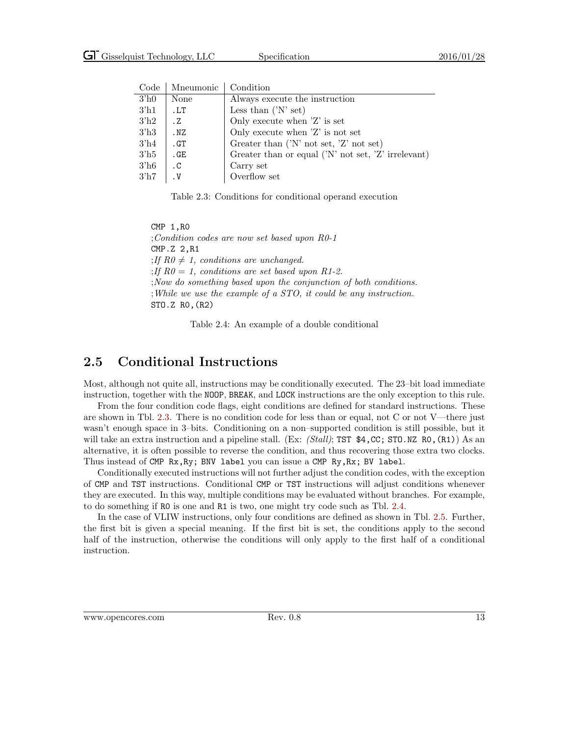| Code | Mneumonic | Condition |
|---|---|---|
| 3'h0 | None | Always execute the instruction |
| 3'h1 | `.LT` | Less than ('N' set) |
| 3'h2 | `.Z` | Only execute when 'Z' is set |
| 3'h3 | `.NZ` | Only execute when 'Z' is not set |
| 3'h4 | `.GT` | Greater than ('N' not set, 'Z' not set) |
| 3'h5 | `.GE` | Greater than or equal ('N' not set, 'Z' irrelevant) |
| 3'h6 | `.C` | Carry set |
| 3'h7 | `.V` | Overflow set |

Table 2.3: Conditions for conditional operand execution

```
CMP 1,R0
;Condition codes are now set based upon R0-1
CMP.Z 2,R1
;If R0 ≠ 1, conditions are unchanged.
;If R0 = 1, conditions are set based upon R1-2.
;Now do something based upon the conjunction of both conditions.
;While we use the example of a STO, it could be any instruction.
STO.Z R0,(R2)
```

Table 2.4: An example of a double conditional

## 2.5 Conditional Instructions

Most, although not quite all, instructions may be conditionally executed. The 23–bit load immediate instruction, together with the `NOOP`, `BREAK`, and `LOCK` instructions are the only exception to this rule.

From the four condition code flags, eight conditions are defined for standard instructions. These are shown in Tbl. 2.3. There is no condition code for less than or equal, not C or not V—there just wasn't enough space in 3–bits. Conditioning on a non–supported condition is still possible, but it will take an extra instruction and a pipeline stall. (Ex: *(Stall)*; `TST $4,CC; STO.NZ R0,(R1)`) As an alternative, it is often possible to reverse the condition, and thus recovering those extra two clocks. Thus instead of `CMP Rx,Ry; BNV label` you can issue a `CMP Ry,Rx; BV label`.

Conditionally executed instructions will not further adjust the condition codes, with the exception of `CMP` and `TST` instructions. Conditional `CMP` or `TST` instructions will adjust conditions whenever they are executed. In this way, multiple conditions may be evaluated without branches. For example, to do something if `R0` is one and `R1` is two, one might try code such as Tbl. 2.4.

In the case of VLIW instructions, only four conditions are defined as shown in Tbl. 2.5. Further, the first bit is given a special meaning. If the first bit is set, the conditions apply to the second half of the instruction, otherwise the conditions will only apply to the first half of a conditional instruction.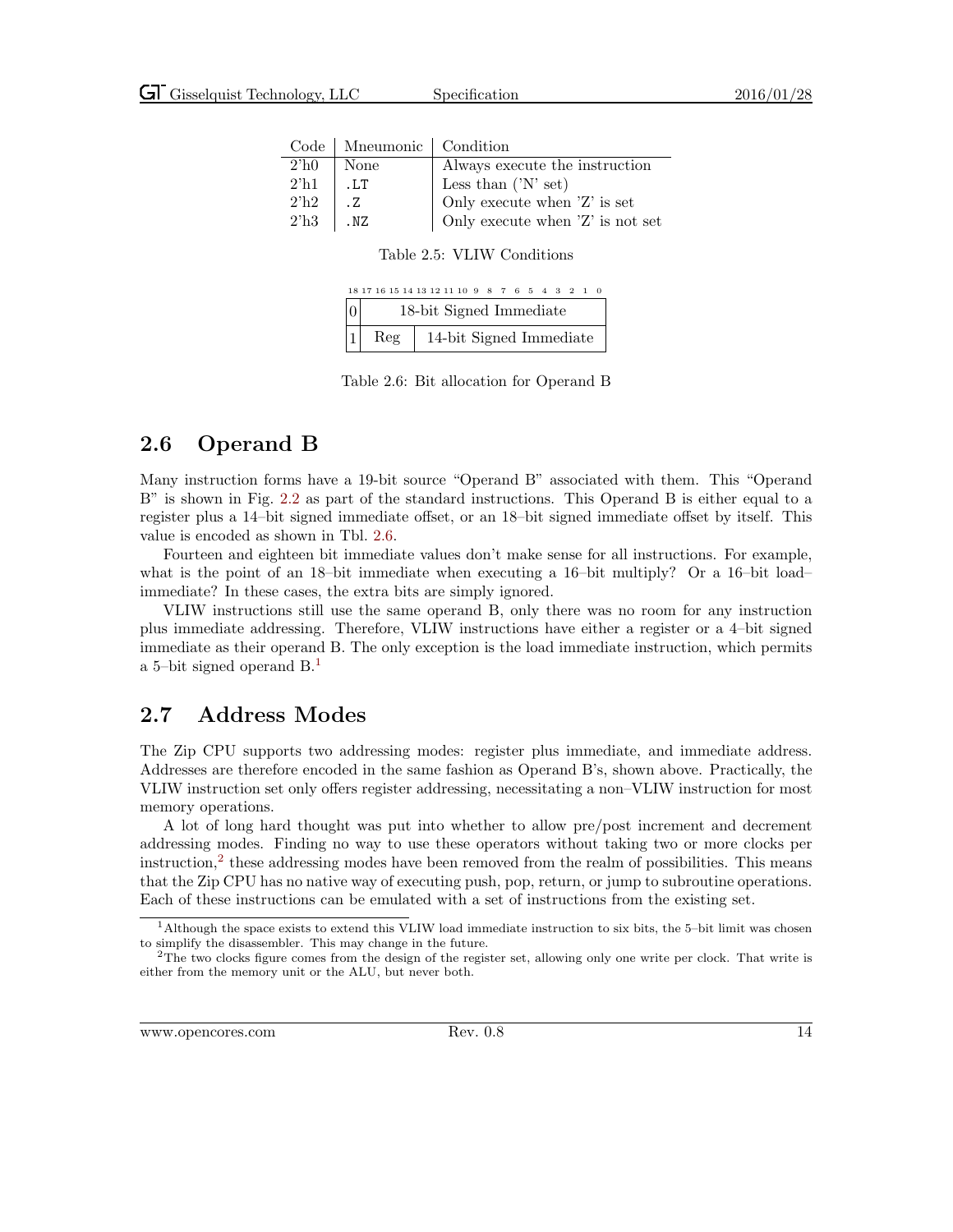| Code | Mneumonic | Condition |
|---|---|---|
| 2'h0 | None | Always execute the instruction |
| 2'h1 | .LT | Less than ('N' set) |
| 2'h2 | .Z | Only execute when 'Z' is set |
| 2'h3 | .NZ | Only execute when 'Z' is not set |

Table 2.5: VLIW Conditions

| 18 | 17–14 | 13–0 |
|---|---|---|
| 0 | 18-bit Signed Immediate | |
| 1 | Reg | 14-bit Signed Immediate |

Table 2.6: Bit allocation for Operand B

## 2.6 Operand B

Many instruction forms have a 19-bit source "Operand B" associated with them. This "Operand B" is shown in Fig. 2.2 as part of the standard instructions. This Operand B is either equal to a register plus a 14–bit signed immediate offset, or an 18–bit signed immediate offset by itself. This value is encoded as shown in Tbl. 2.6.

Fourteen and eighteen bit immediate values don't make sense for all instructions. For example, what is the point of an 18–bit immediate when executing a 16–bit multiply? Or a 16–bit load–immediate? In these cases, the extra bits are simply ignored.

VLIW instructions still use the same operand B, only there was no room for any instruction plus immediate addressing. Therefore, VLIW instructions have either a register or a 4–bit signed immediate as their operand B. The only exception is the load immediate instruction, which permits a 5–bit signed operand B.[1]

## 2.7 Address Modes

The Zip CPU supports two addressing modes: register plus immediate, and immediate address. Addresses are therefore encoded in the same fashion as Operand B's, shown above. Practically, the VLIW instruction set only offers register addressing, necessitating a non–VLIW instruction for most memory operations.

A lot of long hard thought was put into whether to allow pre/post increment and decrement addressing modes. Finding no way to use these operators without taking two or more clocks per instruction,[2] these addressing modes have been removed from the realm of possibilities. This means that the Zip CPU has no native way of executing push, pop, return, or jump to subroutine operations. Each of these instructions can be emulated with a set of instructions from the existing set.

[1] Although the space exists to extend this VLIW load immediate instruction to six bits, the 5–bit limit was chosen to simplify the disassembler. This may change in the future.

[2] The two clocks figure comes from the design of the register set, allowing only one write per clock. That write is either from the memory unit or the ALU, but never both.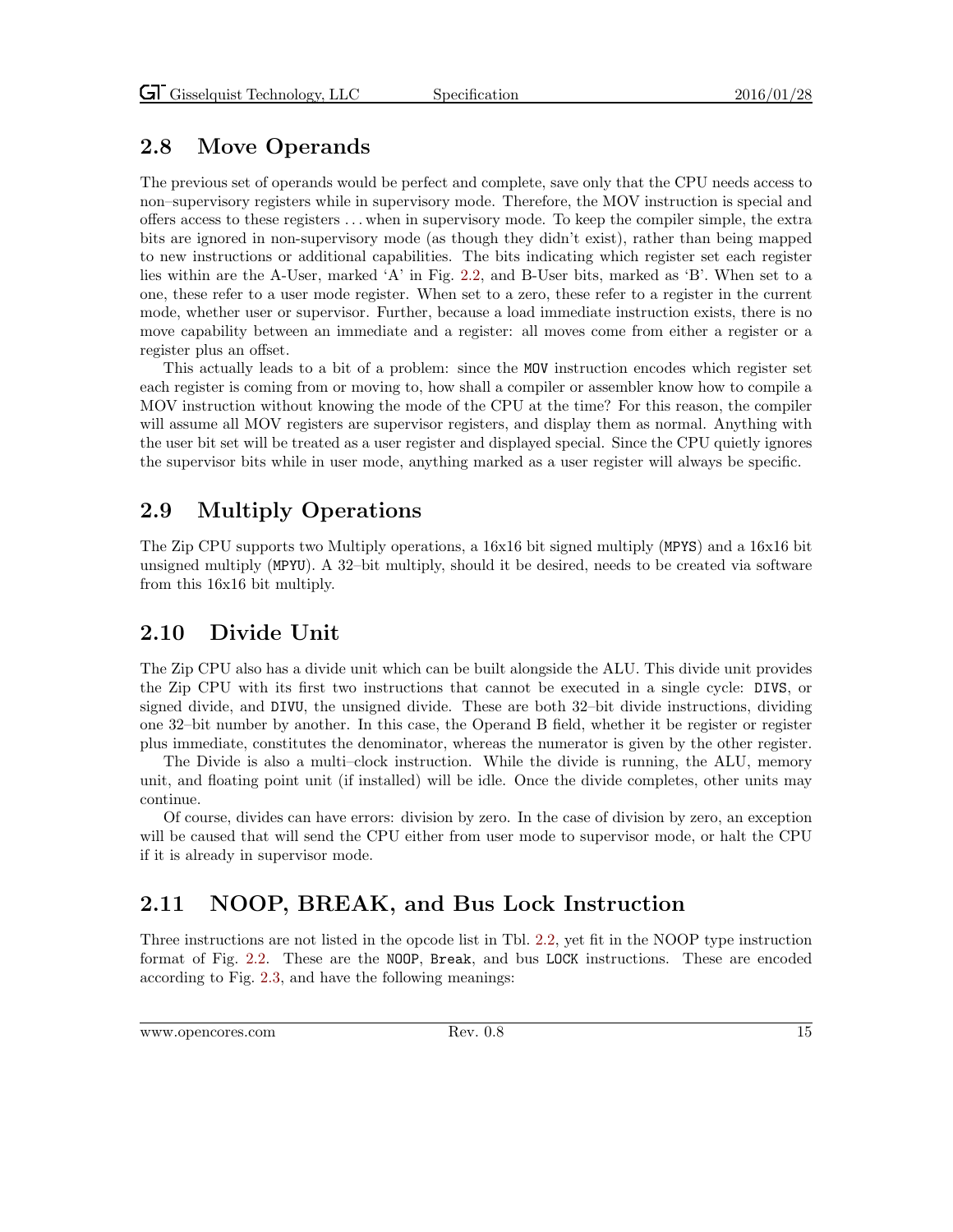## 2.8 Move Operands

The previous set of operands would be perfect and complete, save only that the CPU needs access to non–supervisory registers while in supervisory mode. Therefore, the MOV instruction is special and offers access to these registers ... when in supervisory mode. To keep the compiler simple, the extra bits are ignored in non-supervisory mode (as though they didn't exist), rather than being mapped to new instructions or additional capabilities. The bits indicating which register set each register lies within are the A-User, marked 'A' in Fig. 2.2, and B-User bits, marked as 'B'. When set to a one, these refer to a user mode register. When set to a zero, these refer to a register in the current mode, whether user or supervisor. Further, because a load immediate instruction exists, there is no move capability between an immediate and a register: all moves come from either a register or a register plus an offset.

This actually leads to a bit of a problem: since the `MOV` instruction encodes which register set each register is coming from or moving to, how shall a compiler or assembler know how to compile a MOV instruction without knowing the mode of the CPU at the time? For this reason, the compiler will assume all MOV registers are supervisor registers, and display them as normal. Anything with the user bit set will be treated as a user register and displayed special. Since the CPU quietly ignores the supervisor bits while in user mode, anything marked as a user register will always be specific.

## 2.9 Multiply Operations

The Zip CPU supports two Multiply operations, a 16x16 bit signed multiply (`MPYS`) and a 16x16 bit unsigned multiply (`MPYU`). A 32–bit multiply, should it be desired, needs to be created via software from this 16x16 bit multiply.

## 2.10 Divide Unit

The Zip CPU also has a divide unit which can be built alongside the ALU. This divide unit provides the Zip CPU with its first two instructions that cannot be executed in a single cycle: `DIVS`, or signed divide, and `DIVU`, the unsigned divide. These are both 32–bit divide instructions, dividing one 32–bit number by another. In this case, the Operand B field, whether it be register or register plus immediate, constitutes the denominator, whereas the numerator is given by the other register.

The Divide is also a multi–clock instruction. While the divide is running, the ALU, memory unit, and floating point unit (if installed) will be idle. Once the divide completes, other units may continue.

Of course, divides can have errors: division by zero. In the case of division by zero, an exception will be caused that will send the CPU either from user mode to supervisor mode, or halt the CPU if it is already in supervisor mode.

## 2.11 NOOP, BREAK, and Bus Lock Instruction

Three instructions are not listed in the opcode list in Tbl. 2.2, yet fit in the NOOP type instruction format of Fig. 2.2. These are the `NOOP`, `Break`, and bus `LOCK` instructions. These are encoded according to Fig. 2.3, and have the following meanings: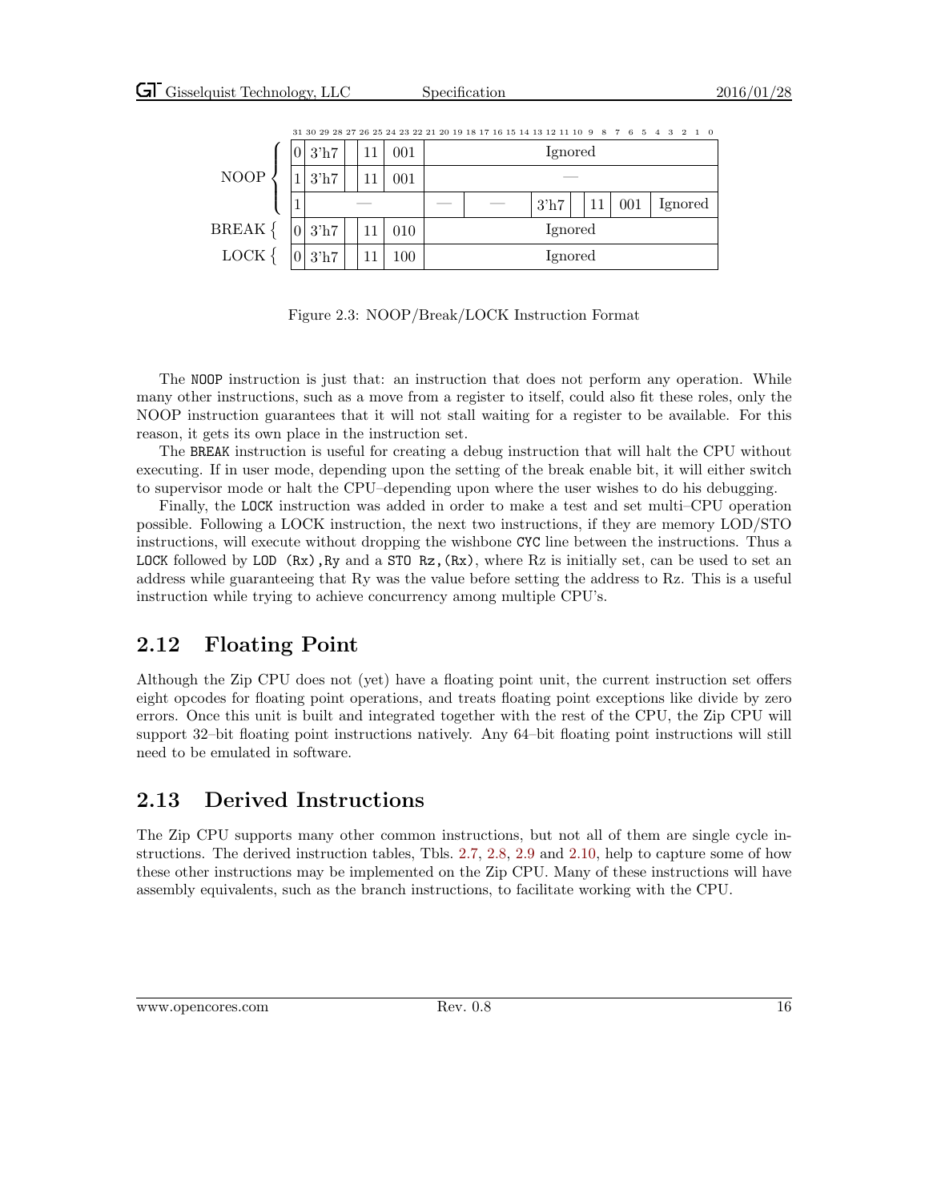| | 31 | 30 29 28 | 27 | 26 25 | 24 23 22 | 21 ... 0 | | | | | |
|---|---|---|---|---|---|---|---|---|---|---|---|
| NOOP | 0 | 3'h7 | | 11 | 001 | Ignored | | | | | |
| | 1 | 3'h7 | | 11 | 001 | — | | | | | |
| | 1 | — | | | | — | — | 3'h7 | | 11 | 001 | Ignored |
| BREAK | 0 | 3'h7 | | 11 | 010 | Ignored | | | | | |
| LOCK | 0 | 3'h7 | | 11 | 100 | Ignored | | | | | |

Figure 2.3: NOOP/Break/LOCK Instruction Format

The NOOP instruction is just that: an instruction that does not perform any operation. While many other instructions, such as a move from a register to itself, could also fit these roles, only the NOOP instruction guarantees that it will not stall waiting for a register to be available. For this reason, it gets its own place in the instruction set.

The BREAK instruction is useful for creating a debug instruction that will halt the CPU without executing. If in user mode, depending upon the setting of the break enable bit, it will either switch to supervisor mode or halt the CPU–depending upon where the user wishes to do his debugging.

Finally, the LOCK instruction was added in order to make a test and set multi–CPU operation possible. Following a LOCK instruction, the next two instructions, if they are memory LOD/STO instructions, will execute without dropping the wishbone CYC line between the instructions. Thus a LOCK followed by LOD (Rx),Ry and a STO Rz,(Rx), where Rz is initially set, can be used to set an address while guaranteeing that Ry was the value before setting the address to Rz. This is a useful instruction while trying to achieve concurrency among multiple CPU's.

## 2.12 Floating Point

Although the Zip CPU does not (yet) have a floating point unit, the current instruction set offers eight opcodes for floating point operations, and treats floating point exceptions like divide by zero errors. Once this unit is built and integrated together with the rest of the CPU, the Zip CPU will support 32–bit floating point instructions natively. Any 64–bit floating point instructions will still need to be emulated in software.

## 2.13 Derived Instructions

The Zip CPU supports many other common instructions, but not all of them are single cycle instructions. The derived instruction tables, Tbls. 2.7, 2.8, 2.9 and 2.10, help to capture some of how these other instructions may be implemented on the Zip CPU. Many of these instructions will have assembly equivalents, such as the branch instructions, to facilitate working with the CPU.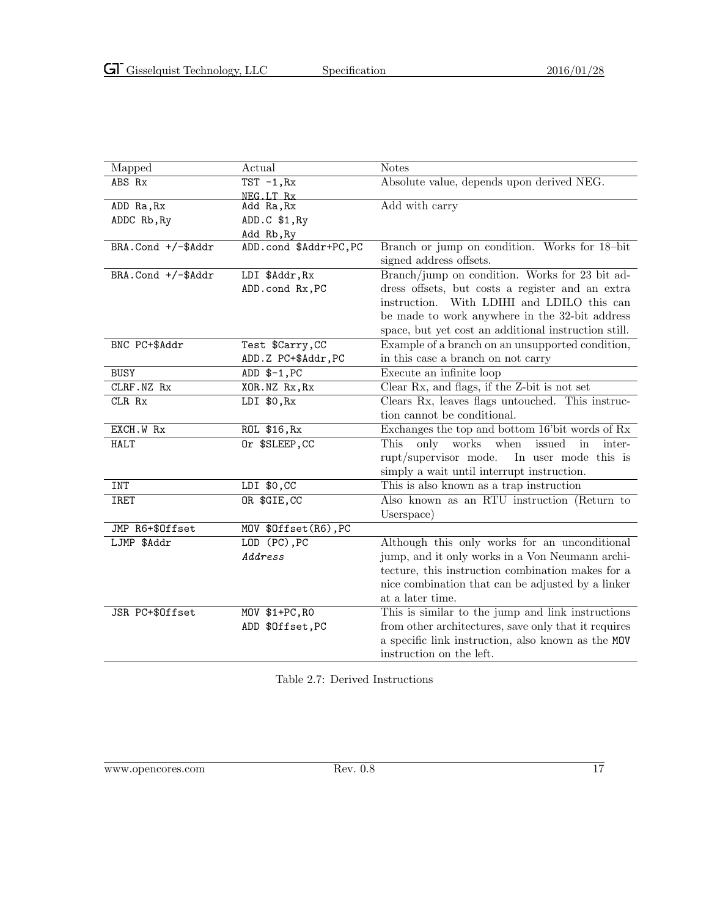| Mapped | Actual | Notes |
|---|---|---|
| ABS Rx | TST -1,Rx<br>NEG.LT Rx | Absolute value, depends upon derived NEG. |
| ADD Ra,Rx<br>ADDC Rb,Ry | Add Ra,Rx<br>ADD.C $1,Ry<br>Add Rb,Ry | Add with carry |
| BRA.Cond +/-$Addr | ADD.cond $Addr+PC,PC | Branch or jump on condition. Works for 18–bit signed address offsets. |
| BRA.Cond +/-$Addr | LDI $Addr,Rx<br>ADD.cond Rx,PC | Branch/jump on condition. Works for 23 bit address offsets, but costs a register and an extra instruction. With LDIHI and LDILO this can be made to work anywhere in the 32-bit address space, but yet cost an additional instruction still. |
| BNC PC+$Addr | Test $Carry,CC<br>ADD.Z PC+$Addr,PC | Example of a branch on an unsupported condition, in this case a branch on not carry |
| BUSY | ADD $-1,PC | Execute an infinite loop |
| CLRF.NZ Rx | XOR.NZ Rx,Rx | Clear Rx, and flags, if the Z-bit is not set |
| CLR Rx | LDI $0,Rx | Clears Rx, leaves flags untouched. This instruction cannot be conditional. |
| EXCH.W Rx | ROL $16,Rx | Exchanges the top and bottom 16'bit words of Rx |
| HALT | Or $SLEEP,CC | This only works when issued in interrupt/supervisor mode. In user mode this is simply a wait until interrupt instruction. |
| INT | LDI $0,CC | This is also known as a trap instruction |
| IRET | OR $GIE,CC | Also known as an RTU instruction (Return to Userspace) |
| JMP R6+$Offset | MOV $Offset(R6),PC | |
| LJMP $Addr | LOD (PC),PC<br>*Address* | Although this only works for an unconditional jump, and it only works in a Von Neumann architecture, this instruction combination makes for a nice combination that can be adjusted by a linker at a later time. |
| JSR PC+$Offset | MOV $1+PC,R0<br>ADD $Offset,PC | This is similar to the jump and link instructions from other architectures, save only that it requires a specific link instruction, also known as the MOV instruction on the left. |

Table 2.7: Derived Instructions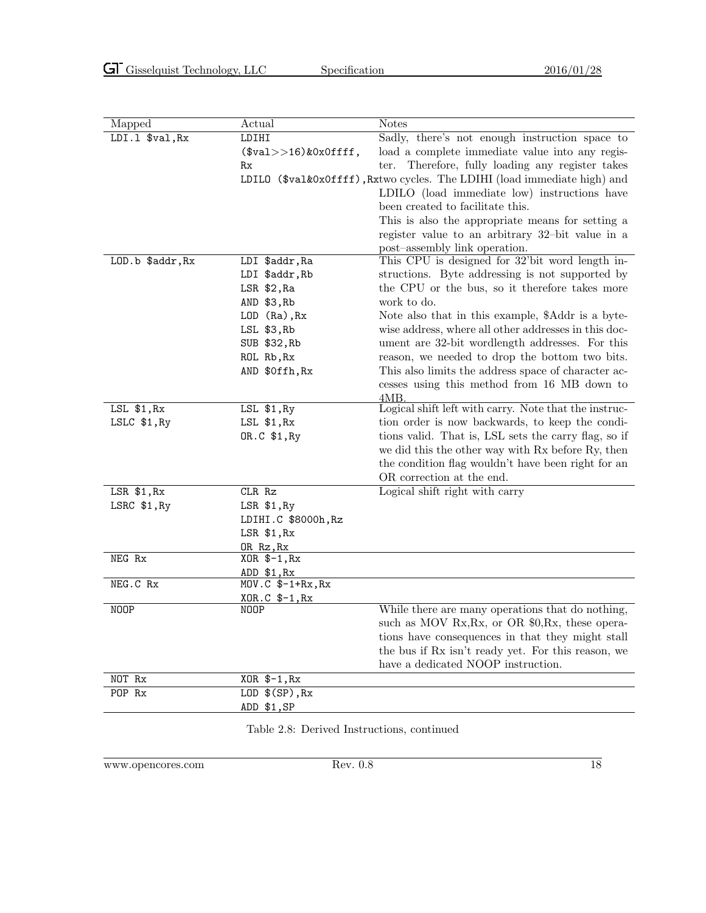| Mapped | Actual | Notes |
|---|---|---|
| `LDI.l $val,Rx` | `LDIHI ($val>>16)&0x0ffff, Rx`<br>`LDILO ($val&0x0ffff),Rx` | Sadly, there's not enough instruction space to load a complete immediate value into any register. Therefore, fully loading any register takes two cycles. The LDIHI (load immediate high) and LDILO (load immediate low) instructions have been created to facilitate this.<br>This is also the appropriate means for setting a register value to an arbitrary 32–bit value in a post–assembly link operation. |
| `LOD.b $addr,Rx` | `LDI $addr,Ra`<br>`LDI $addr,Rb`<br>`LSR $2,Ra`<br>`AND $3,Rb`<br>`LOD (Ra),Rx`<br>`LSL $3,Rb`<br>`SUB $32,Rb`<br>`ROL Rb,Rx`<br>`AND $0ffh,Rx` | This CPU is designed for 32'bit word length instructions. Byte addressing is not supported by the CPU or the bus, so it therefore takes more work to do.<br>Note also that in this example, $Addr is a byte-wise address, where all other addresses in this document are 32-bit wordlength addresses. For this reason, we needed to drop the bottom two bits. This also limits the address space of character accesses using this method from 16 MB down to 4MB. |
| `LSL $1,Rx`<br>`LSLC $1,Ry` | `LSL $1,Ry`<br>`LSL $1,Rx`<br>`OR.C $1,Ry` | Logical shift left with carry. Note that the instruction order is now backwards, to keep the conditions valid. That is, LSL sets the carry flag, so if we did this the other way with Rx before Ry, then the condition flag wouldn't have been right for an OR correction at the end. |
| `LSR $1,Rx`<br>`LSRC $1,Ry` | `CLR Rz`<br>`LSR $1,Ry`<br>`LDIHI.C $8000h,Rz`<br>`LSR $1,Rx`<br>`OR Rz,Rx` | Logical shift right with carry |
| `NEG Rx` | `XOR $-1,Rx`<br>`ADD $1,Rx` | |
| `NEG.C Rx` | `MOV.C $-1+Rx,Rx`<br>`XOR.C $-1,Rx` | |
| `NOOP` | `NOOP` | While there are many operations that do nothing, such as MOV Rx,Rx, or OR $0,Rx, these operations have consequences in that they might stall the bus if Rx isn't ready yet. For this reason, we have a dedicated NOOP instruction. |
| `NOT Rx` | `XOR $-1,Rx` | |
| `POP Rx` | `LOD $(SP),Rx`<br>`ADD $1,SP` | |

Table 2.8: Derived Instructions, continued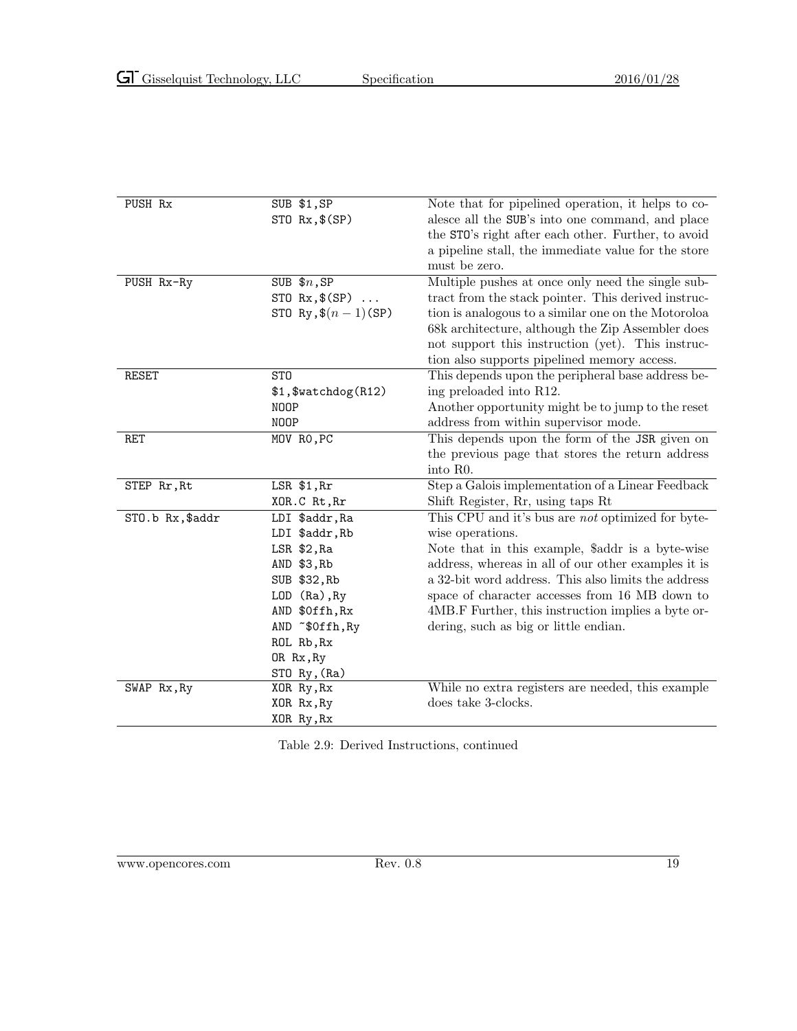| | | |
|---|---|---|
| PUSH Rx | SUB \$1,SP<br>STO Rx,\$(SP) | Note that for pipelined operation, it helps to coalesce all the SUB's into one command, and place the STO's right after each other. Further, to avoid a pipeline stall, the immediate value for the store must be zero. |
| PUSH Rx-Ry | SUB \$$n$,SP<br>STO Rx,\$(SP) ...<br>STO Ry,\$$(n-1)$(SP) | Multiple pushes at once only need the single subtract from the stack pointer. This derived instruction is analogous to a similar one on the Motoroloa 68k architecture, although the Zip Assembler does not support this instruction (yet). This instruction also supports pipelined memory access. |
| RESET | STO<br>\$1,\$watchdog(R12)<br>NOOP<br>NOOP | This depends upon the peripheral base address being preloaded into R12.<br>Another opportunity might be to jump to the reset address from within supervisor mode. |
| RET | MOV R0,PC | This depends upon the form of the JSR given on the previous page that stores the return address into R0. |
| STEP Rr,Rt | LSR \$1,Rr<br>XOR.C Rt,Rr | Step a Galois implementation of a Linear Feedback Shift Register, Rr, using taps Rt |
| STO.b Rx,\$addr | LDI \$addr,Ra<br>LDI \$addr,Rb<br>LSR \$2,Ra<br>AND \$3,Rb<br>SUB \$32,Rb<br>LOD (Ra),Ry<br>AND \$0ffh,Rx<br>AND ~\$0ffh,Ry<br>ROL Rb,Rx<br>OR Rx,Ry<br>STO Ry,(Ra) | This CPU and it's bus are *not* optimized for byte-wise operations.<br>Note that in this example, \$addr is a byte-wise address, whereas in all of our other examples it is a 32-bit word address. This also limits the address space of character accesses from 16 MB down to 4MB.F Further, this instruction implies a byte ordering, such as big or little endian. |
| SWAP Rx,Ry | XOR Ry,Rx<br>XOR Rx,Ry<br>XOR Ry,Rx | While no extra registers are needed, this example does take 3-clocks. |

Table 2.9: Derived Instructions, continued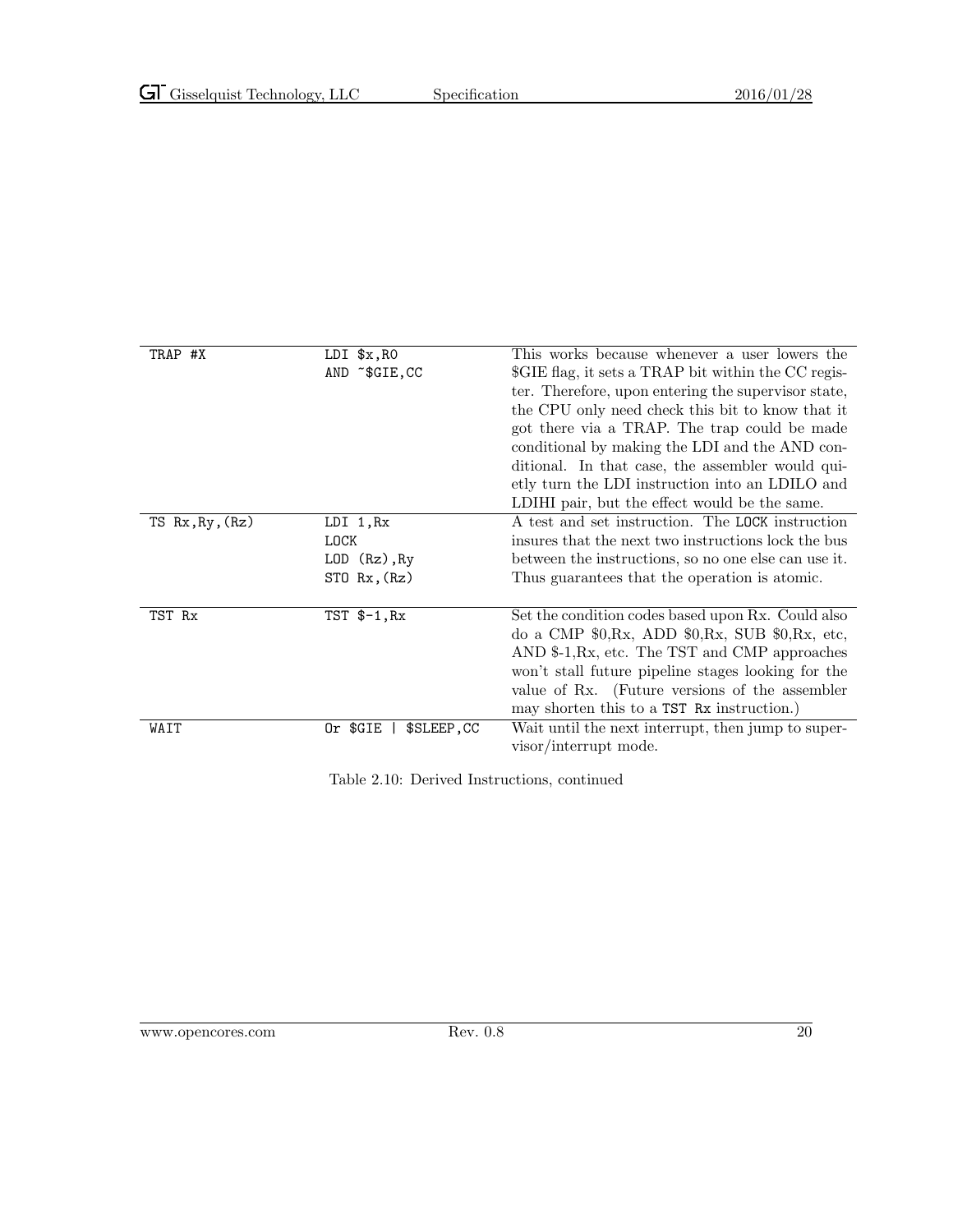| | | |
|---|---|---|
| TRAP #X | LDI $x,R0<br>AND ~$GIE,CC | This works because whenever a user lowers the $GIE flag, it sets a TRAP bit within the CC register. Therefore, upon entering the supervisor state, the CPU only need check this bit to know that it got there via a TRAP. The trap could be made conditional by making the LDI and the AND conditional. In that case, the assembler would quietly turn the LDI instruction into an LDILO and LDIHI pair, but the effect would be the same. |
| TS Rx,Ry,(Rz) | LDI 1,Rx<br>LOCK<br>LOD (Rz),Ry<br>STO Rx,(Rz) | A test and set instruction. The `LOCK` instruction insures that the next two instructions lock the bus between the instructions, so no one else can use it. Thus guarantees that the operation is atomic. |
| TST Rx | TST $-1,Rx | Set the condition codes based upon Rx. Could also do a CMP $0,Rx, ADD $0,Rx, SUB $0,Rx, etc, AND $-1,Rx, etc. The TST and CMP approaches won't stall future pipeline stages looking for the value of Rx. (Future versions of the assembler may shorten this to a `TST Rx` instruction.) |
| WAIT | Or $GIE \| $SLEEP,CC | Wait until the next interrupt, then jump to supervisor/interrupt mode. |

Table 2.10: Derived Instructions, continued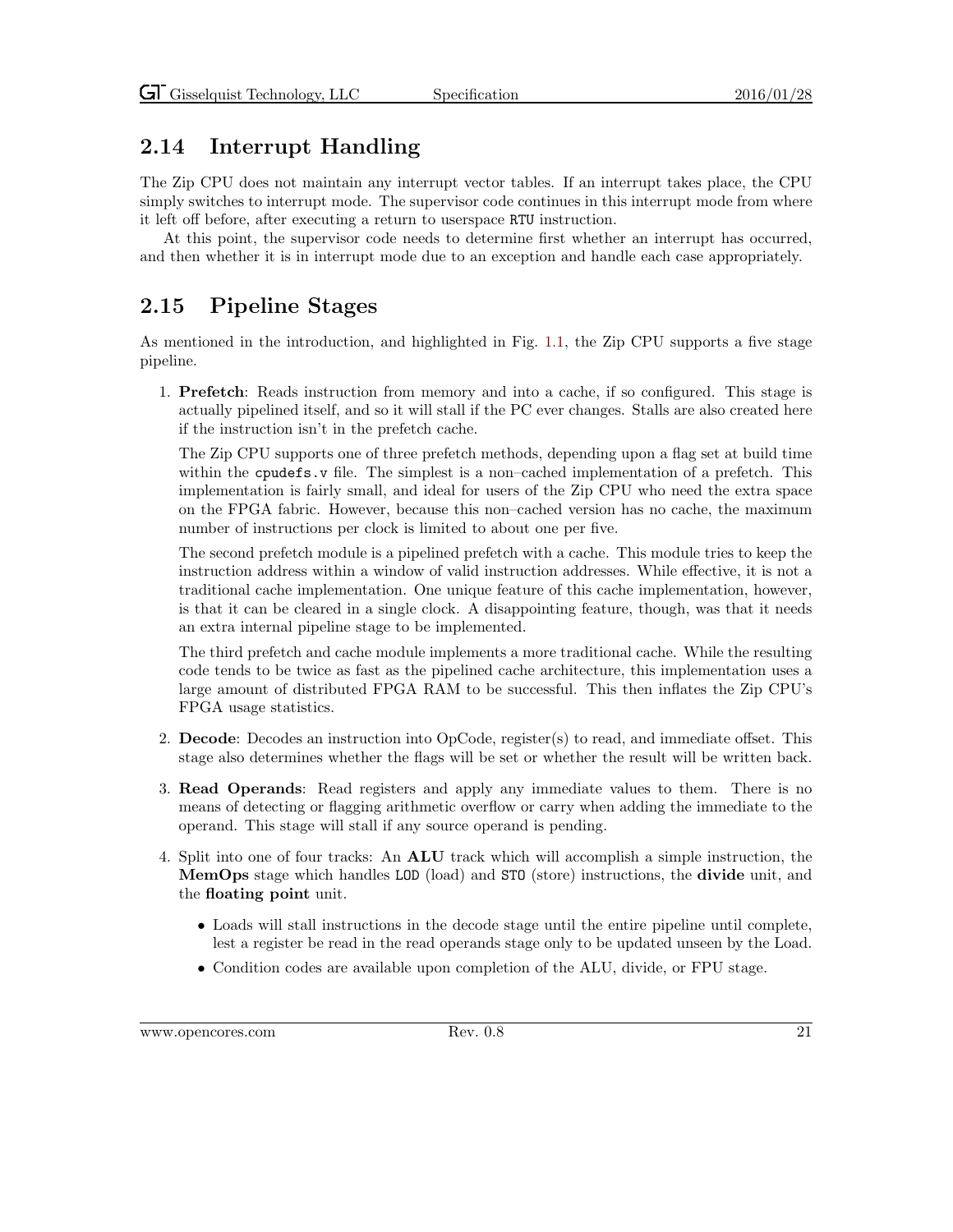## 2.14 Interrupt Handling

The Zip CPU does not maintain any interrupt vector tables. If an interrupt takes place, the CPU simply switches to interrupt mode. The supervisor code continues in this interrupt mode from where it left off before, after executing a return to userspace `RTU` instruction.

At this point, the supervisor code needs to determine first whether an interrupt has occurred, and then whether it is in interrupt mode due to an exception and handle each case appropriately.

## 2.15 Pipeline Stages

As mentioned in the introduction, and highlighted in Fig. 1.1, the Zip CPU supports a five stage pipeline.

1. **Prefetch**: Reads instruction from memory and into a cache, if so configured. This stage is actually pipelined itself, and so it will stall if the PC ever changes. Stalls are also created here if the instruction isn't in the prefetch cache.

   The Zip CPU supports one of three prefetch methods, depending upon a flag set at build time within the `cpudefs.v` file. The simplest is a non–cached implementation of a prefetch. This implementation is fairly small, and ideal for users of the Zip CPU who need the extra space on the FPGA fabric. However, because this non–cached version has no cache, the maximum number of instructions per clock is limited to about one per five.

   The second prefetch module is a pipelined prefetch with a cache. This module tries to keep the instruction address within a window of valid instruction addresses. While effective, it is not a traditional cache implementation. One unique feature of this cache implementation, however, is that it can be cleared in a single clock. A disappointing feature, though, was that it needs an extra internal pipeline stage to be implemented.

   The third prefetch and cache module implements a more traditional cache. While the resulting code tends to be twice as fast as the pipelined cache architecture, this implementation uses a large amount of distributed FPGA RAM to be successful. This then inflates the Zip CPU's FPGA usage statistics.

2. **Decode**: Decodes an instruction into OpCode, register(s) to read, and immediate offset. This stage also determines whether the flags will be set or whether the result will be written back.

3. **Read Operands**: Read registers and apply any immediate values to them. There is no means of detecting or flagging arithmetic overflow or carry when adding the immediate to the operand. This stage will stall if any source operand is pending.

4. Split into one of four tracks: An **ALU** track which will accomplish a simple instruction, the **MemOps** stage which handles `LOD` (load) and `STO` (store) instructions, the **divide** unit, and the **floating point** unit.

   - Loads will stall instructions in the decode stage until the entire pipeline until complete, lest a register be read in the read operands stage only to be updated unseen by the Load.
   - Condition codes are available upon completion of the ALU, divide, or FPU stage.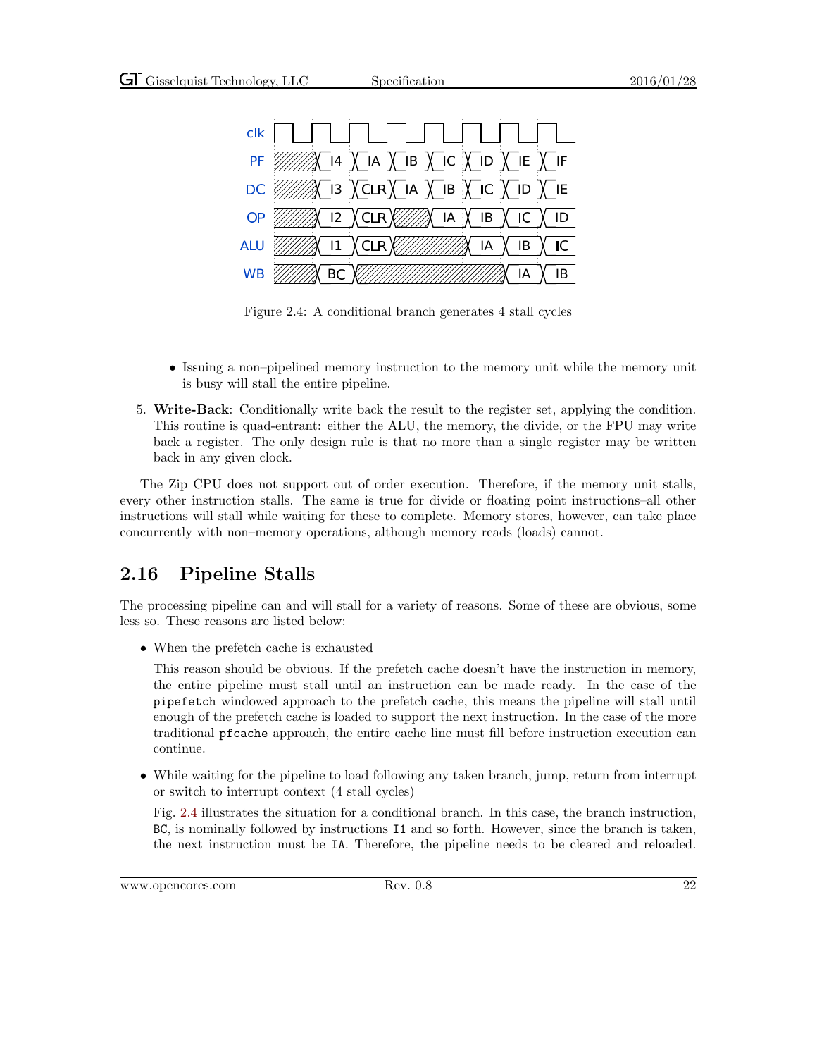Figure 2.4: A conditional branch generates 4 stall cycles

- Issuing a non–pipelined memory instruction to the memory unit while the memory unit is busy will stall the entire pipeline.

5. **Write-Back**: Conditionally write back the result to the register set, applying the condition. This routine is quad-entrant: either the ALU, the memory, the divide, or the FPU may write back a register. The only design rule is that no more than a single register may be written back in any given clock.

The Zip CPU does not support out of order execution. Therefore, if the memory unit stalls, every other instruction stalls. The same is true for divide or floating point instructions–all other instructions will stall while waiting for these to complete. Memory stores, however, can take place concurrently with non–memory operations, although memory reads (loads) cannot.

## 2.16 Pipeline Stalls

The processing pipeline can and will stall for a variety of reasons. Some of these are obvious, some less so. These reasons are listed below:

- When the prefetch cache is exhausted

  This reason should be obvious. If the prefetch cache doesn't have the instruction in memory, the entire pipeline must stall until an instruction can be made ready. In the case of the `pipefetch` windowed approach to the prefetch cache, this means the pipeline will stall until enough of the prefetch cache is loaded to support the next instruction. In the case of the more traditional `pfcache` approach, the entire cache line must fill before instruction execution can continue.

- While waiting for the pipeline to load following any taken branch, jump, return from interrupt or switch to interrupt context (4 stall cycles)

  Fig. 2.4 illustrates the situation for a conditional branch. In this case, the branch instruction, `BC`, is nominally followed by instructions `I1` and so forth. However, since the branch is taken, the next instruction must be `IA`. Therefore, the pipeline needs to be cleared and reloaded.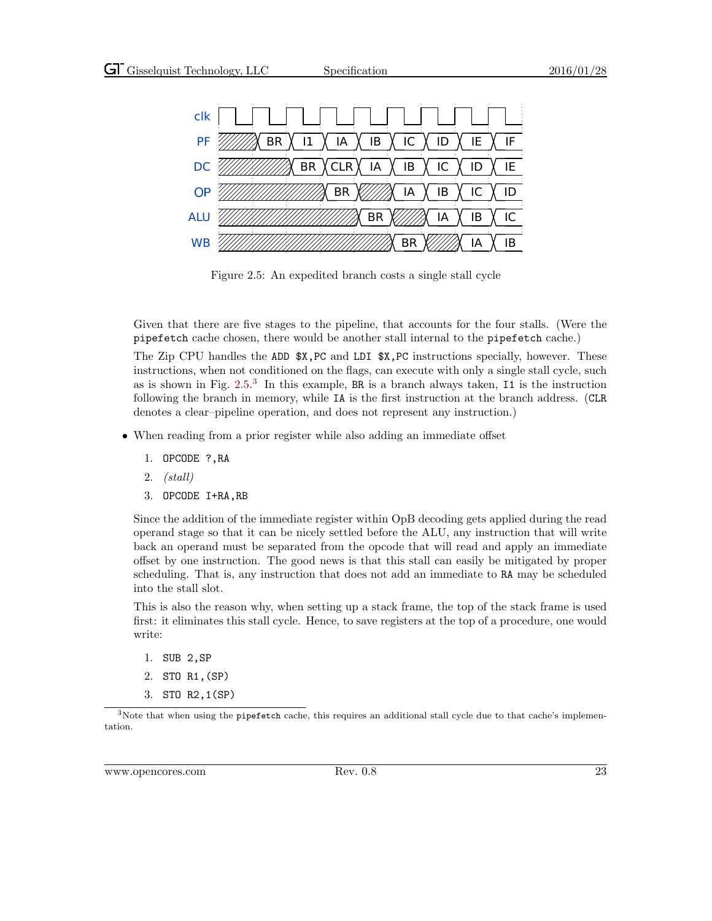Figure 2.5: An expedited branch costs a single stall cycle

Given that there are five stages to the pipeline, that accounts for the four stalls. (Were the `pipefetch` cache chosen, there would be another stall internal to the `pipefetch` cache.)

The Zip CPU handles the `ADD $X,PC` and `LDI $X,PC` instructions specially, however. These instructions, when not conditioned on the flags, can execute with only a single stall cycle, such as is shown in Fig. 2.5.[3] In this example, `BR` is a branch always taken, `I1` is the instruction following the branch in memory, while `IA` is the first instruction at the branch address. (`CLR` denotes a clear–pipeline operation, and does not represent any instruction.)

- When reading from a prior register while also adding an immediate offset

  1. `OPCODE ?,RA`
  2. *(stall)*
  3. `OPCODE I+RA,RB`

  Since the addition of the immediate register within OpB decoding gets applied during the read operand stage so that it can be nicely settled before the ALU, any instruction that will write back an operand must be separated from the opcode that will read and apply an immediate offset by one instruction. The good news is that this stall can easily be mitigated by proper scheduling. That is, any instruction that does not add an immediate to `RA` may be scheduled into the stall slot.

  This is also the reason why, when setting up a stack frame, the top of the stack frame is used first: it eliminates this stall cycle. Hence, to save registers at the top of a procedure, one would write:

  1. `SUB 2,SP`
  2. `STO R1,(SP)`
  3. `STO R2,1(SP)`

[3] Note that when using the `pipefetch` cache, this requires an additional stall cycle due to that cache's implementation.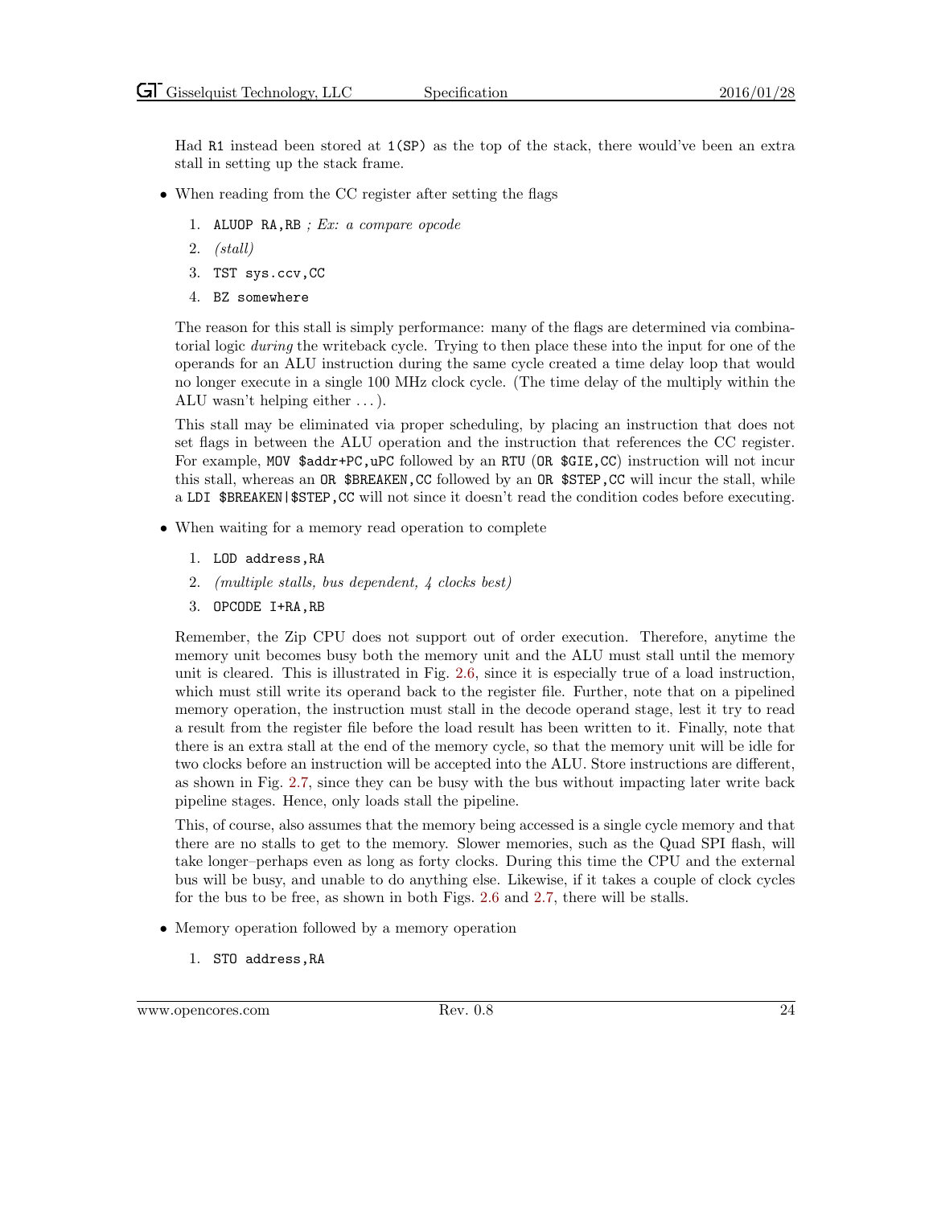Had `R1` instead been stored at `1(SP)` as the top of the stack, there would've been an extra stall in setting up the stack frame.

- When reading from the CC register after setting the flags

  1. `ALUOP RA,RB` *; Ex: a compare opcode*
  2. *(stall)*
  3. `TST sys.ccv,CC`
  4. `BZ somewhere`

  The reason for this stall is simply performance: many of the flags are determined via combinatorial logic *during* the writeback cycle. Trying to then place these into the input for one of the operands for an ALU instruction during the same cycle created a time delay loop that would no longer execute in a single 100 MHz clock cycle. (The time delay of the multiply within the ALU wasn't helping either . . . ).

  This stall may be eliminated via proper scheduling, by placing an instruction that does not set flags in between the ALU operation and the instruction that references the CC register. For example, `MOV $addr+PC,uPC` followed by an `RTU` (`OR $GIE,CC`) instruction will not incur this stall, whereas an `OR $BREAKEN,CC` followed by an `OR $STEP,CC` will incur the stall, while a `LDI $BREAKEN|$STEP,CC` will not since it doesn't read the condition codes before executing.

- When waiting for a memory read operation to complete

  1. `LOD address,RA`
  2. *(multiple stalls, bus dependent, 4 clocks best)*
  3. `OPCODE I+RA,RB`

  Remember, the Zip CPU does not support out of order execution. Therefore, anytime the memory unit becomes busy both the memory unit and the ALU must stall until the memory unit is cleared. This is illustrated in Fig. 2.6, since it is especially true of a load instruction, which must still write its operand back to the register file. Further, note that on a pipelined memory operation, the instruction must stall in the decode operand stage, lest it try to read a result from the register file before the load result has been written to it. Finally, note that there is an extra stall at the end of the memory cycle, so that the memory unit will be idle for two clocks before an instruction will be accepted into the ALU. Store instructions are different, as shown in Fig. 2.7, since they can be busy with the bus without impacting later write back pipeline stages. Hence, only loads stall the pipeline.

  This, of course, also assumes that the memory being accessed is a single cycle memory and that there are no stalls to get to the memory. Slower memories, such as the Quad SPI flash, will take longer–perhaps even as long as forty clocks. During this time the CPU and the external bus will be busy, and unable to do anything else. Likewise, if it takes a couple of clock cycles for the bus to be free, as shown in both Figs. 2.6 and 2.7, there will be stalls.

- Memory operation followed by a memory operation

  1. `STO address,RA`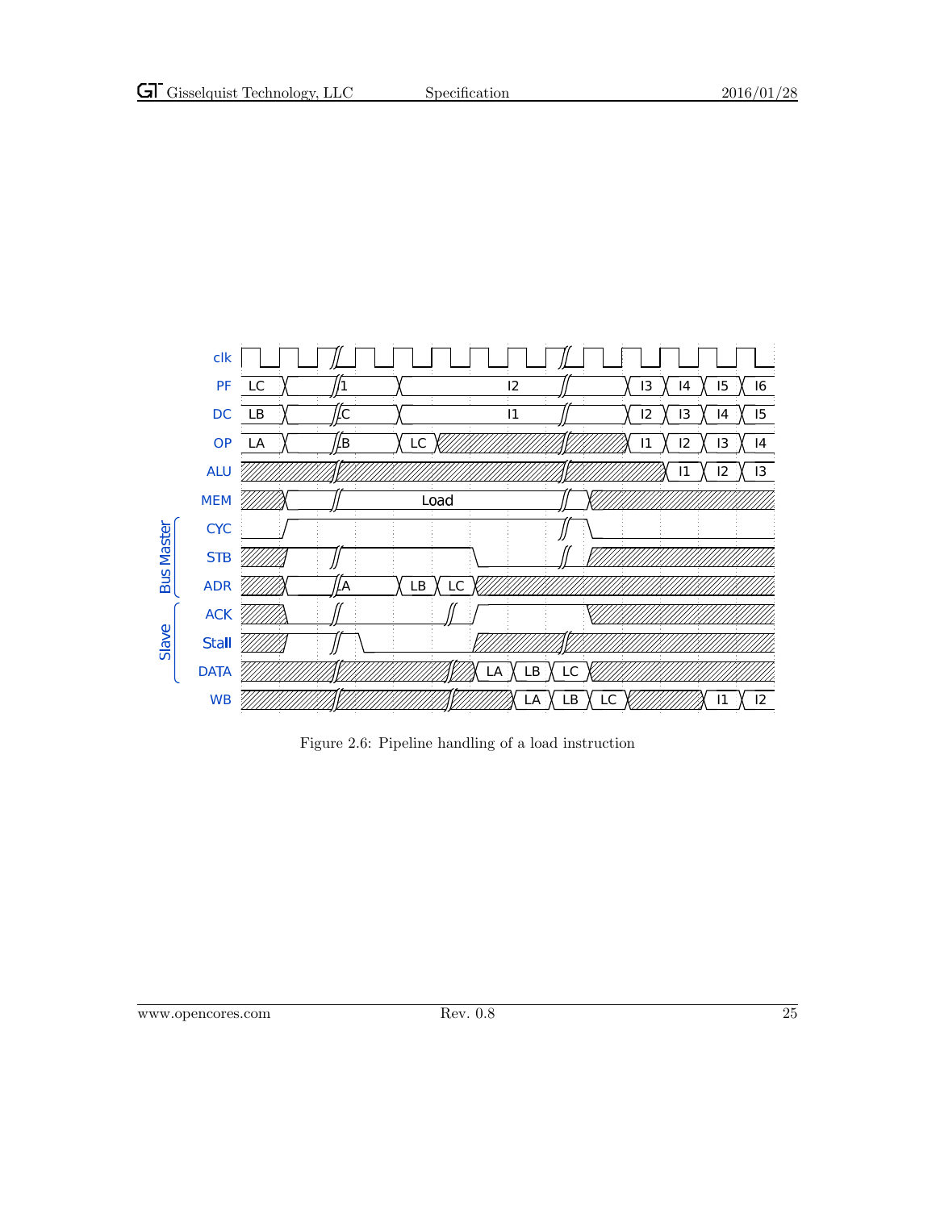Figure 2.6: Pipeline handling of a load instruction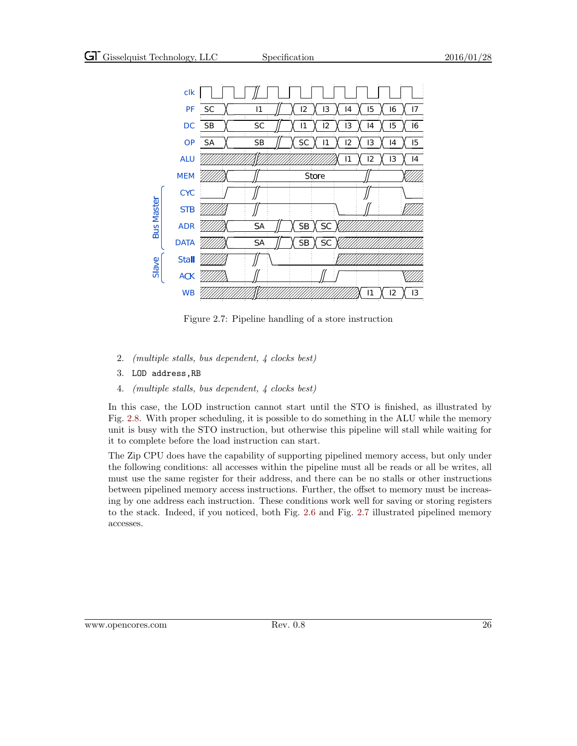Figure 2.7: Pipeline handling of a store instruction

2. *(multiple stalls, bus dependent, 4 clocks best)*
3. `LOD address,RB`
4. *(multiple stalls, bus dependent, 4 clocks best)*

In this case, the LOD instruction cannot start until the STO is finished, as illustrated by Fig. 2.8. With proper scheduling, it is possible to do something in the ALU while the memory unit is busy with the STO instruction, but otherwise this pipeline will stall while waiting for it to complete before the load instruction can start.

The Zip CPU does have the capability of supporting pipelined memory access, but only under the following conditions: all accesses within the pipeline must all be reads or all be writes, all must use the same register for their address, and there can be no stalls or other instructions between pipelined memory access instructions. Further, the offset to memory must be increasing by one address each instruction. These conditions work well for saving or storing registers to the stack. Indeed, if you noticed, both Fig. 2.6 and Fig. 2.7 illustrated pipelined memory accesses.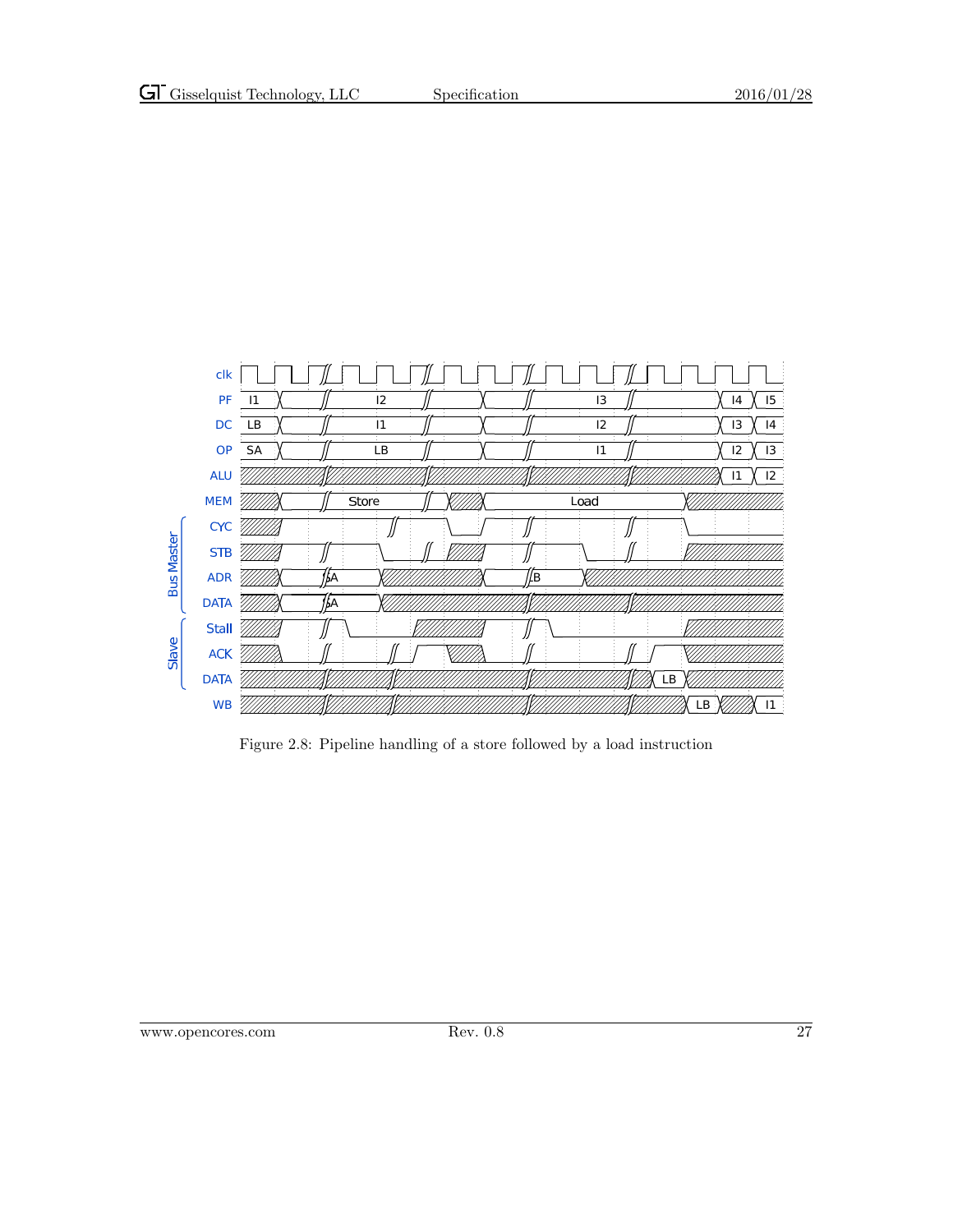Figure 2.8: Pipeline handling of a store followed by a load instruction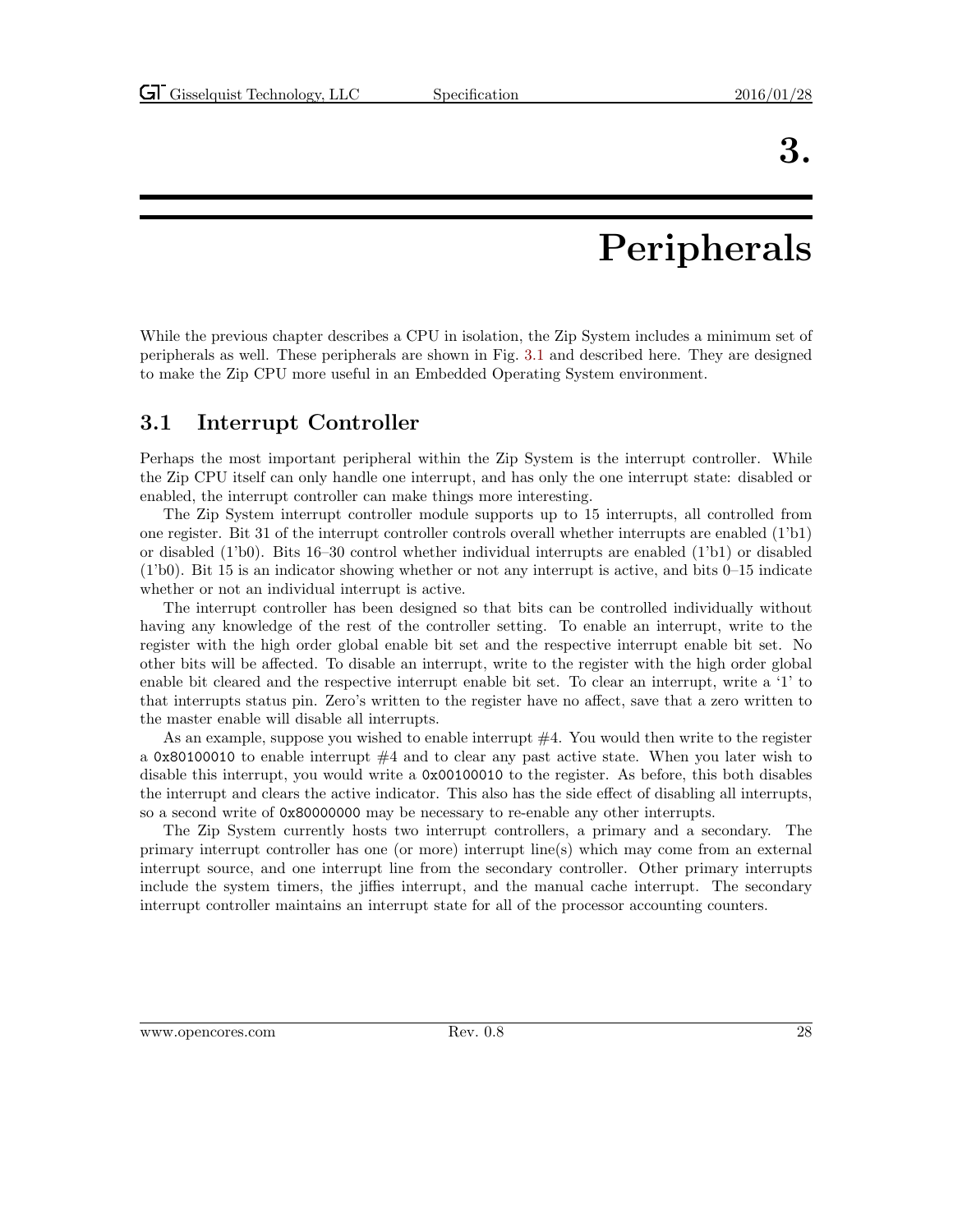# 3. Peripherals

While the previous chapter describes a CPU in isolation, the Zip System includes a minimum set of peripherals as well. These peripherals are shown in Fig. 3.1 and described here. They are designed to make the Zip CPU more useful in an Embedded Operating System environment.

## 3.1 Interrupt Controller

Perhaps the most important peripheral within the Zip System is the interrupt controller. While the Zip CPU itself can only handle one interrupt, and has only the one interrupt state: disabled or enabled, the interrupt controller can make things more interesting.

The Zip System interrupt controller module supports up to 15 interrupts, all controlled from one register. Bit 31 of the interrupt controller controls overall whether interrupts are enabled (1'b1) or disabled (1'b0). Bits 16–30 control whether individual interrupts are enabled (1'b1) or disabled (1'b0). Bit 15 is an indicator showing whether or not any interrupt is active, and bits 0–15 indicate whether or not an individual interrupt is active.

The interrupt controller has been designed so that bits can be controlled individually without having any knowledge of the rest of the controller setting. To enable an interrupt, write to the register with the high order global enable bit set and the respective interrupt enable bit set. No other bits will be affected. To disable an interrupt, write to the register with the high order global enable bit cleared and the respective interrupt enable bit set. To clear an interrupt, write a '1' to that interrupts status pin. Zero's written to the register have no affect, save that a zero written to the master enable will disable all interrupts.

As an example, suppose you wished to enable interrupt #4. You would then write to the register a `0x80100010` to enable interrupt #4 and to clear any past active state. When you later wish to disable this interrupt, you would write a `0x00100010` to the register. As before, this both disables the interrupt and clears the active indicator. This also has the side effect of disabling all interrupts, so a second write of `0x80000000` may be necessary to re-enable any other interrupts.

The Zip System currently hosts two interrupt controllers, a primary and a secondary. The primary interrupt controller has one (or more) interrupt line(s) which may come from an external interrupt source, and one interrupt line from the secondary controller. Other primary interrupts include the system timers, the jiffies interrupt, and the manual cache interrupt. The secondary interrupt controller maintains an interrupt state for all of the processor accounting counters.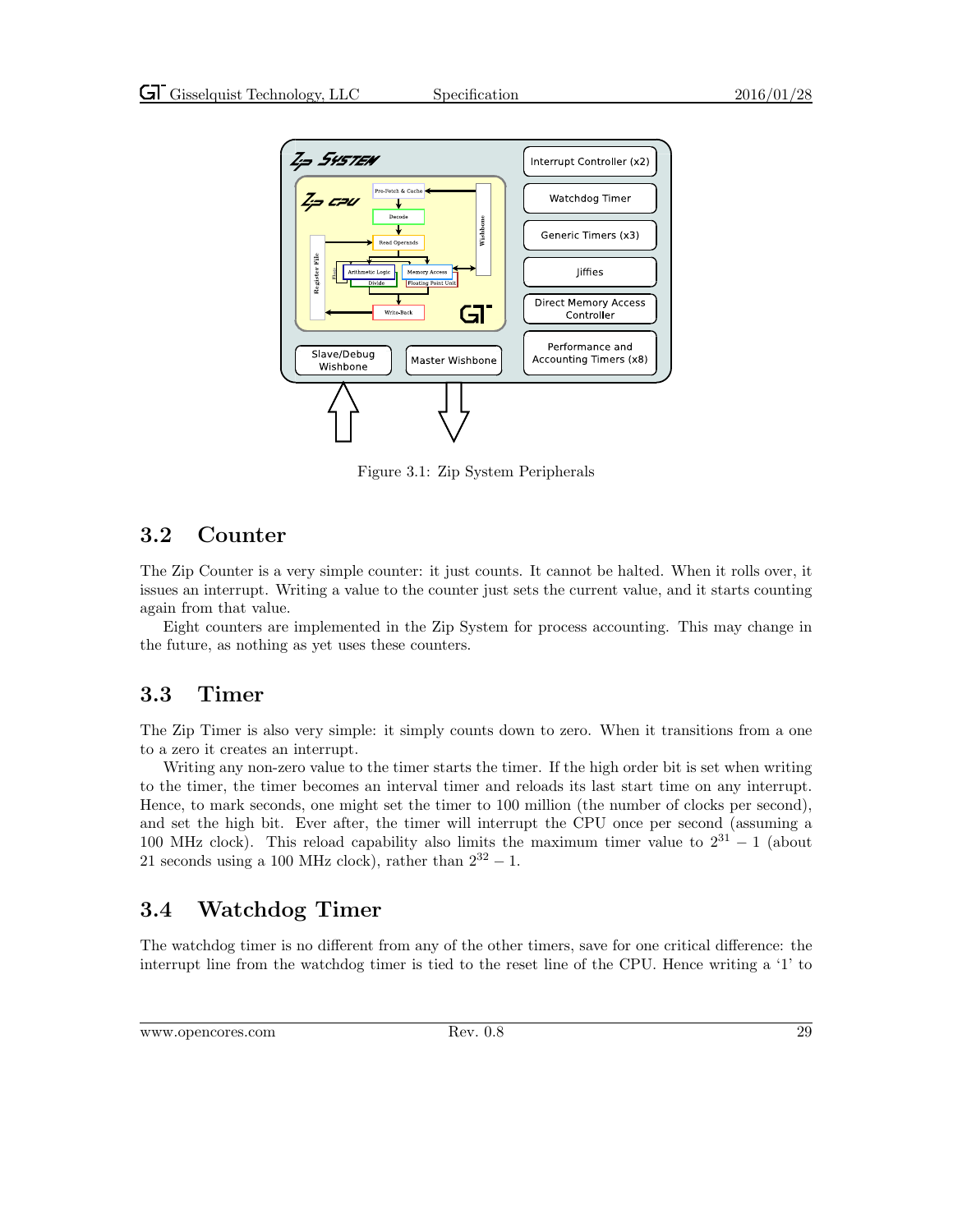Figure 3.1: Zip System Peripherals

## 3.2 Counter

The Zip Counter is a very simple counter: it just counts. It cannot be halted. When it rolls over, it issues an interrupt. Writing a value to the counter just sets the current value, and it starts counting again from that value.

Eight counters are implemented in the Zip System for process accounting. This may change in the future, as nothing as yet uses these counters.

## 3.3 Timer

The Zip Timer is also very simple: it simply counts down to zero. When it transitions from a one to a zero it creates an interrupt.

Writing any non-zero value to the timer starts the timer. If the high order bit is set when writing to the timer, the timer becomes an interval timer and reloads its last start time on any interrupt. Hence, to mark seconds, one might set the timer to 100 million (the number of clocks per second), and set the high bit. Ever after, the timer will interrupt the CPU once per second (assuming a 100 MHz clock). This reload capability also limits the maximum timer value to $2^{31} - 1$ (about 21 seconds using a 100 MHz clock), rather than $2^{32} - 1$.

## 3.4 Watchdog Timer

The watchdog timer is no different from any of the other timers, save for one critical difference: the interrupt line from the watchdog timer is tied to the reset line of the CPU. Hence writing a '1' to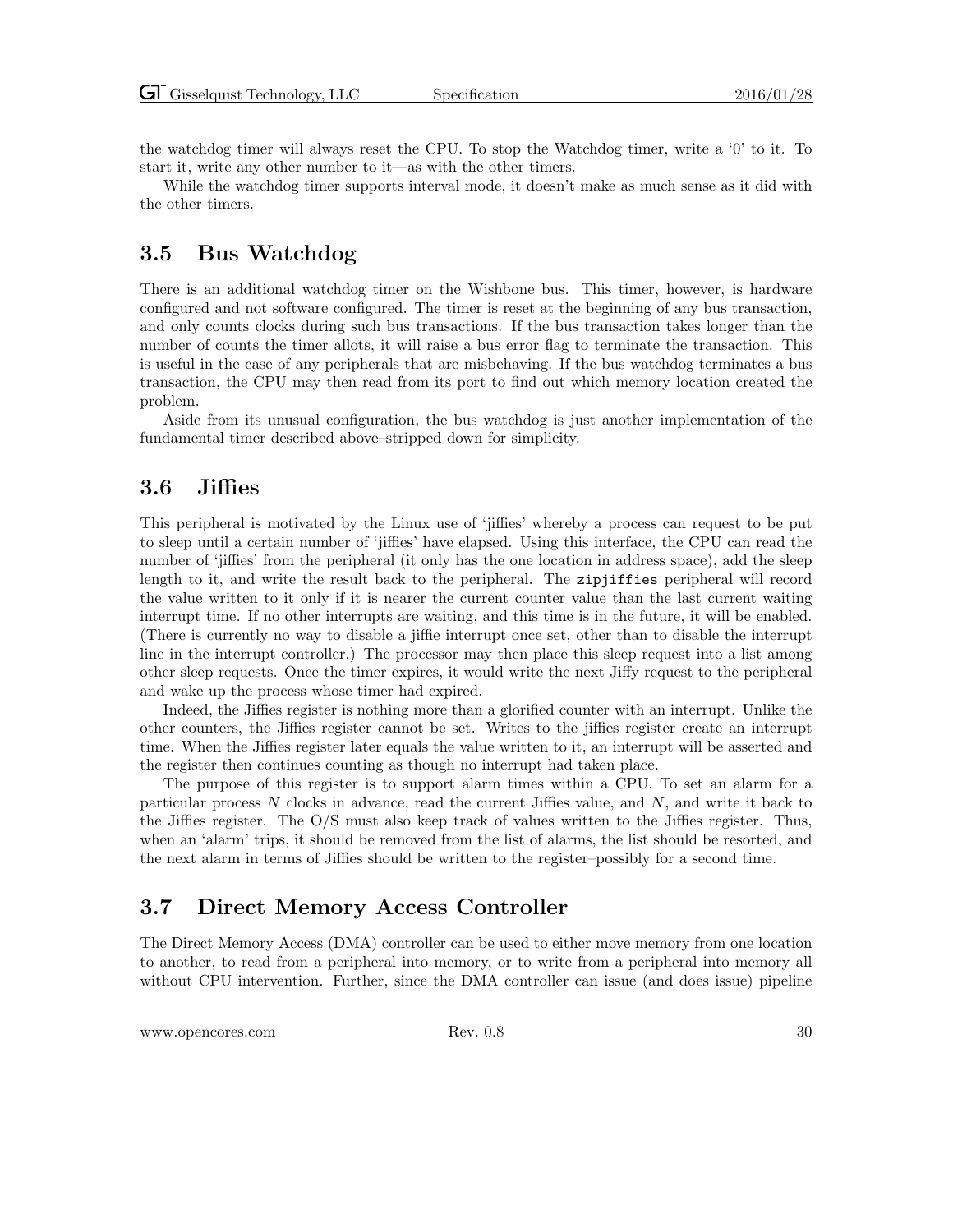the watchdog timer will always reset the CPU. To stop the Watchdog timer, write a '0' to it. To start it, write any other number to it—as with the other timers.

While the watchdog timer supports interval mode, it doesn't make as much sense as it did with the other timers.

## 3.5 Bus Watchdog

There is an additional watchdog timer on the Wishbone bus. This timer, however, is hardware configured and not software configured. The timer is reset at the beginning of any bus transaction, and only counts clocks during such bus transactions. If the bus transaction takes longer than the number of counts the timer allots, it will raise a bus error flag to terminate the transaction. This is useful in the case of any peripherals that are misbehaving. If the bus watchdog terminates a bus transaction, the CPU may then read from its port to find out which memory location created the problem.

Aside from its unusual configuration, the bus watchdog is just another implementation of the fundamental timer described above–stripped down for simplicity.

## 3.6 Jiffies

This peripheral is motivated by the Linux use of 'jiffies' whereby a process can request to be put to sleep until a certain number of 'jiffies' have elapsed. Using this interface, the CPU can read the number of 'jiffies' from the peripheral (it only has the one location in address space), add the sleep length to it, and write the result back to the peripheral. The `zipjiffies` peripheral will record the value written to it only if it is nearer the current counter value than the last current waiting interrupt time. If no other interrupts are waiting, and this time is in the future, it will be enabled. (There is currently no way to disable a jiffie interrupt once set, other than to disable the interrupt line in the interrupt controller.) The processor may then place this sleep request into a list among other sleep requests. Once the timer expires, it would write the next Jiffy request to the peripheral and wake up the process whose timer had expired.

Indeed, the Jiffies register is nothing more than a glorified counter with an interrupt. Unlike the other counters, the Jiffies register cannot be set. Writes to the jiffies register create an interrupt time. When the Jiffies register later equals the value written to it, an interrupt will be asserted and the register then continues counting as though no interrupt had taken place.

The purpose of this register is to support alarm times within a CPU. To set an alarm for a particular process $N$ clocks in advance, read the current Jiffies value, and $N$, and write it back to the Jiffies register. The O/S must also keep track of values written to the Jiffies register. Thus, when an 'alarm' trips, it should be removed from the list of alarms, the list should be resorted, and the next alarm in terms of Jiffies should be written to the register–possibly for a second time.

## 3.7 Direct Memory Access Controller

The Direct Memory Access (DMA) controller can be used to either move memory from one location to another, to read from a peripheral into memory, or to write from a peripheral into memory all without CPU intervention. Further, since the DMA controller can issue (and does issue) pipeline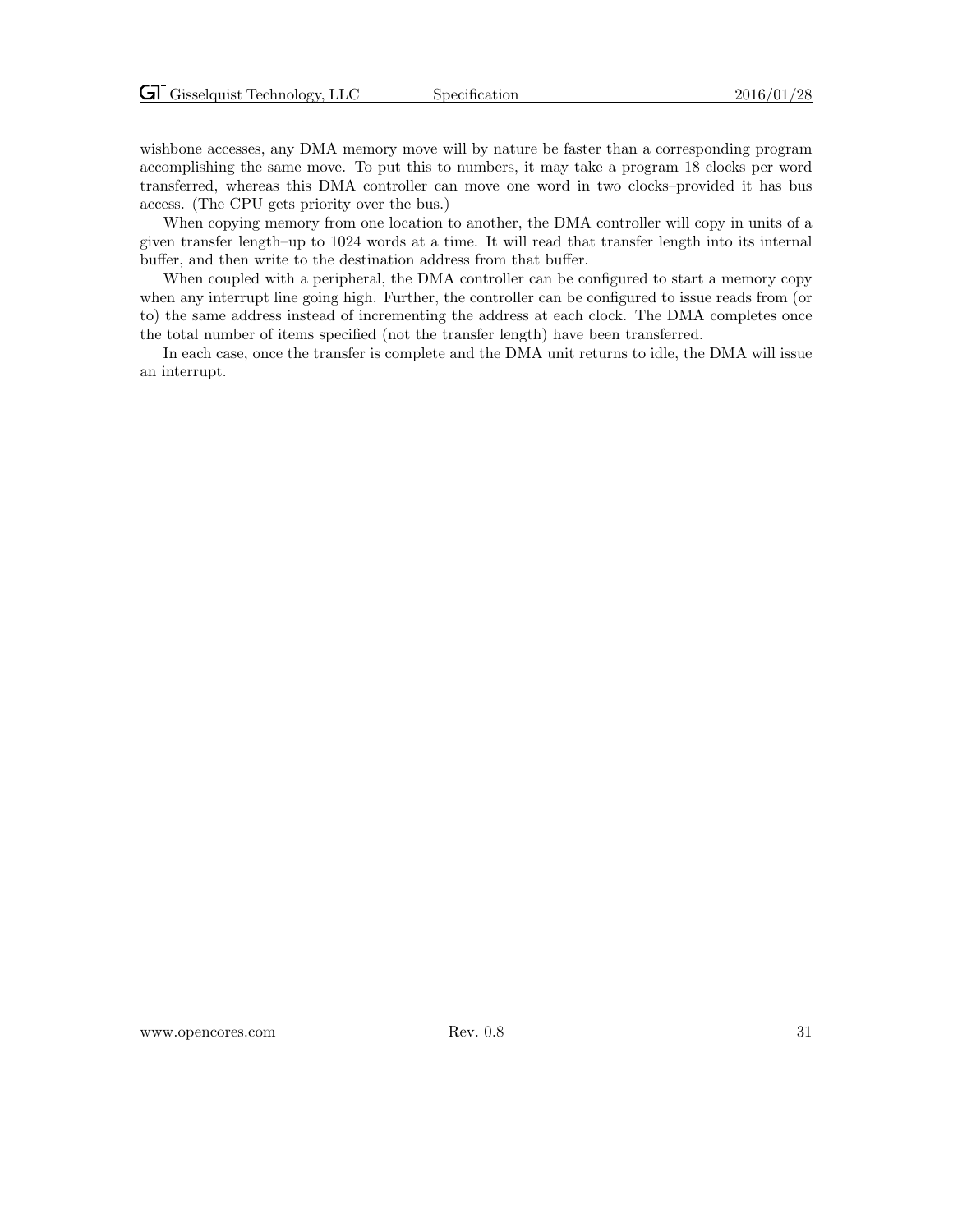wishbone accesses, any DMA memory move will by nature be faster than a corresponding program accomplishing the same move. To put this to numbers, it may take a program 18 clocks per word transferred, whereas this DMA controller can move one word in two clocks–provided it has bus access. (The CPU gets priority over the bus.)

When copying memory from one location to another, the DMA controller will copy in units of a given transfer length–up to 1024 words at a time. It will read that transfer length into its internal buffer, and then write to the destination address from that buffer.

When coupled with a peripheral, the DMA controller can be configured to start a memory copy when any interrupt line going high. Further, the controller can be configured to issue reads from (or to) the same address instead of incrementing the address at each clock. The DMA completes once the total number of items specified (not the transfer length) have been transferred.

In each case, once the transfer is complete and the DMA unit returns to idle, the DMA will issue an interrupt.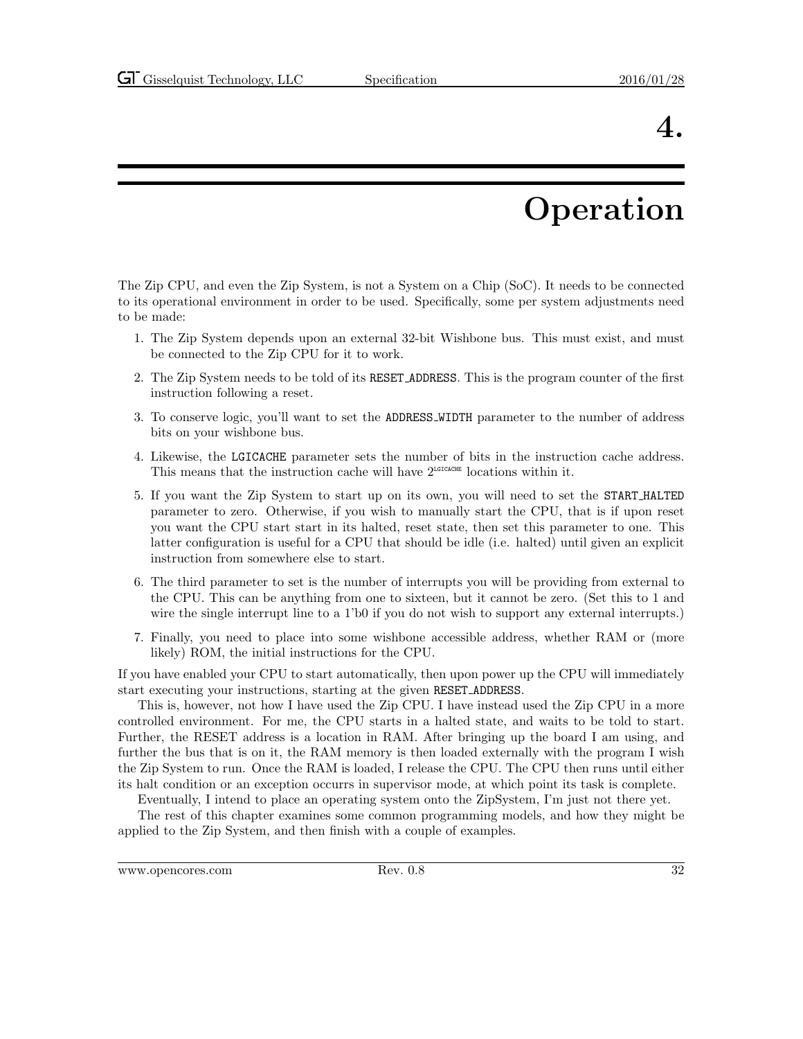# 4. Operation

The Zip CPU, and even the Zip System, is not a System on a Chip (SoC). It needs to be connected to its operational environment in order to be used. Specifically, some per system adjustments need to be made:

1. The Zip System depends upon an external 32-bit Wishbone bus. This must exist, and must be connected to the Zip CPU for it to work.
2. The Zip System needs to be told of its `RESET_ADDRESS`. This is the program counter of the first instruction following a reset.
3. To conserve logic, you'll want to set the `ADDRESS_WIDTH` parameter to the number of address bits on your wishbone bus.
4. Likewise, the `LGICACHE` parameter sets the number of bits in the instruction cache address. This means that the instruction cache will have $2^{\text{LGICACHE}}$ locations within it.
5. If you want the Zip System to start up on its own, you will need to set the `START_HALTED` parameter to zero. Otherwise, if you wish to manually start the CPU, that is if upon reset you want the CPU start start in its halted, reset state, then set this parameter to one. This latter configuration is useful for a CPU that should be idle (i.e. halted) until given an explicit instruction from somewhere else to start.
6. The third parameter to set is the number of interrupts you will be providing from external to the CPU. This can be anything from one to sixteen, but it cannot be zero. (Set this to 1 and wire the single interrupt line to a 1'b0 if you do not wish to support any external interrupts.)
7. Finally, you need to place into some wishbone accessible address, whether RAM or (more likely) ROM, the initial instructions for the CPU.

If you have enabled your CPU to start automatically, then upon power up the CPU will immediately start executing your instructions, starting at the given `RESET_ADDRESS`.

This is, however, not how I have used the Zip CPU. I have instead used the Zip CPU in a more controlled environment. For me, the CPU starts in a halted state, and waits to be told to start. Further, the RESET address is a location in RAM. After bringing up the board I am using, and further the bus that is on it, the RAM memory is then loaded externally with the program I wish the Zip System to run. Once the RAM is loaded, I release the CPU. The CPU then runs until either its halt condition or an exception occurrs in supervisor mode, at which point its task is complete.

Eventually, I intend to place an operating system onto the ZipSystem, I'm just not there yet.

The rest of this chapter examines some common programming models, and how they might be applied to the Zip System, and then finish with a couple of examples.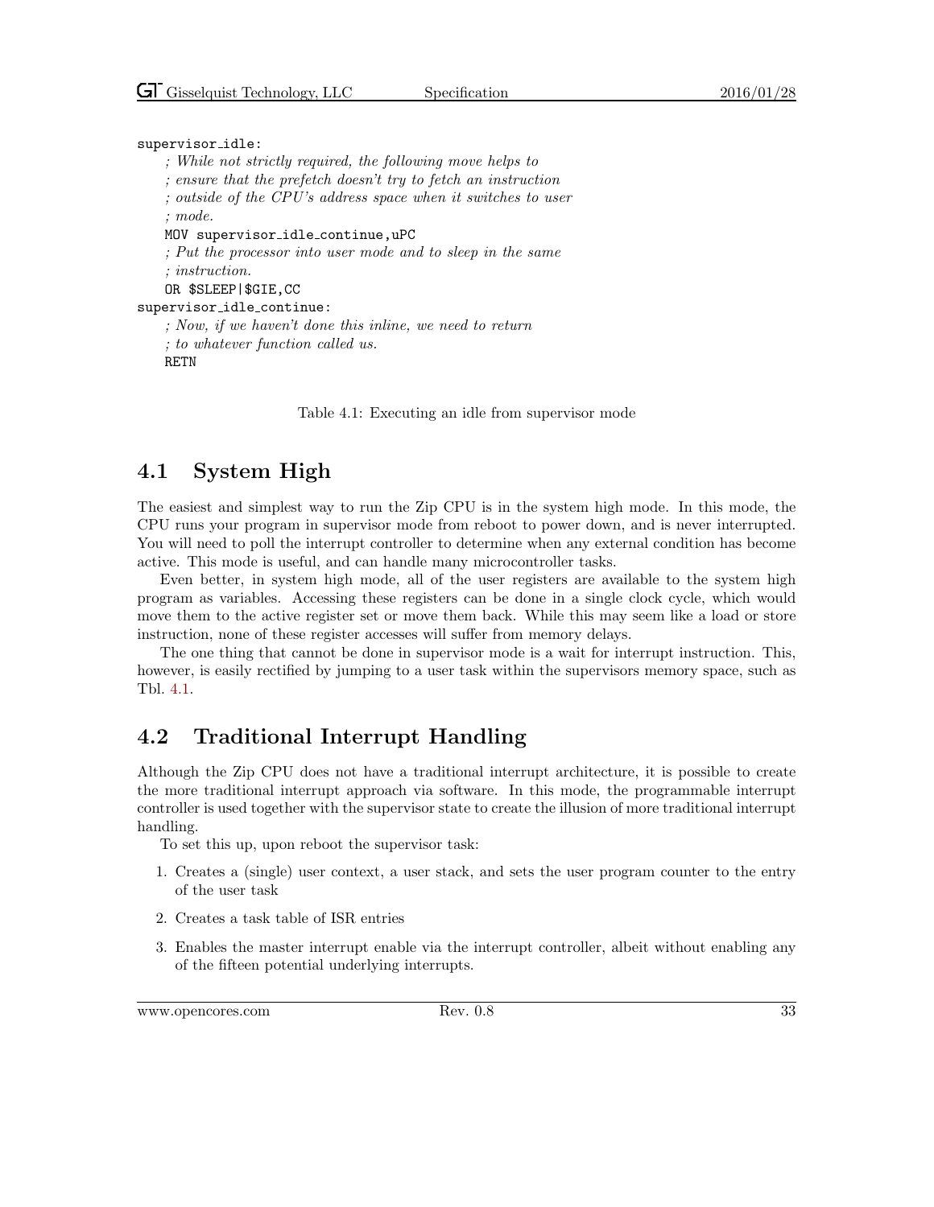```
supervisor_idle:
    ; While not strictly required, the following move helps to
    ; ensure that the prefetch doesn't try to fetch an instruction
    ; outside of the CPU's address space when it switches to user
    ; mode.
    MOV supervisor_idle_continue,uPC
    ; Put the processor into user mode and to sleep in the same
    ; instruction.
    OR $SLEEP|$GIE,CC
supervisor_idle_continue:
    ; Now, if we haven't done this inline, we need to return
    ; to whatever function called us.
    RETN
```

Table 4.1: Executing an idle from supervisor mode

## 4.1 System High

The easiest and simplest way to run the Zip CPU is in the system high mode. In this mode, the CPU runs your program in supervisor mode from reboot to power down, and is never interrupted. You will need to poll the interrupt controller to determine when any external condition has become active. This mode is useful, and can handle many microcontroller tasks.

Even better, in system high mode, all of the user registers are available to the system high program as variables. Accessing these registers can be done in a single clock cycle, which would move them to the active register set or move them back. While this may seem like a load or store instruction, none of these register accesses will suffer from memory delays.

The one thing that cannot be done in supervisor mode is a wait for interrupt instruction. This, however, is easily rectified by jumping to a user task within the supervisors memory space, such as Tbl. 4.1.

## 4.2 Traditional Interrupt Handling

Although the Zip CPU does not have a traditional interrupt architecture, it is possible to create the more traditional interrupt approach via software. In this mode, the programmable interrupt controller is used together with the supervisor state to create the illusion of more traditional interrupt handling.

To set this up, upon reboot the supervisor task:

1. Creates a (single) user context, a user stack, and sets the user program counter to the entry of the user task
2. Creates a task table of ISR entries
3. Enables the master interrupt enable via the interrupt controller, albeit without enabling any of the fifteen potential underlying interrupts.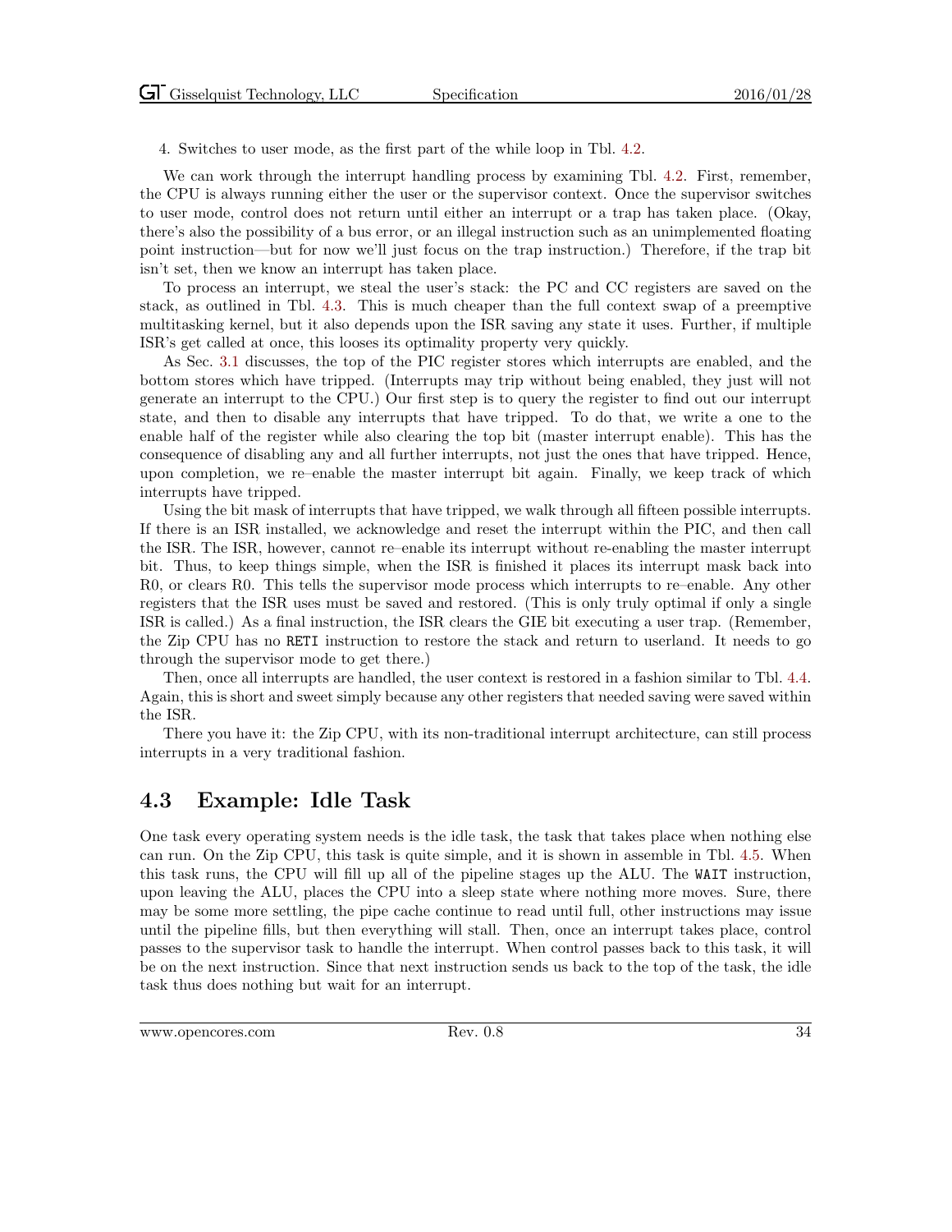4. Switches to user mode, as the first part of the while loop in Tbl. 4.2.

We can work through the interrupt handling process by examining Tbl. 4.2. First, remember, the CPU is always running either the user or the supervisor context. Once the supervisor switches to user mode, control does not return until either an interrupt or a trap has taken place. (Okay, there's also the possibility of a bus error, or an illegal instruction such as an unimplemented floating point instruction—but for now we'll just focus on the trap instruction.) Therefore, if the trap bit isn't set, then we know an interrupt has taken place.

To process an interrupt, we steal the user's stack: the PC and CC registers are saved on the stack, as outlined in Tbl. 4.3. This is much cheaper than the full context swap of a preemptive multitasking kernel, but it also depends upon the ISR saving any state it uses. Further, if multiple ISR's get called at once, this looses its optimality property very quickly.

As Sec. 3.1 discusses, the top of the PIC register stores which interrupts are enabled, and the bottom stores which have tripped. (Interrupts may trip without being enabled, they just will not generate an interrupt to the CPU.) Our first step is to query the register to find out our interrupt state, and then to disable any interrupts that have tripped. To do that, we write a one to the enable half of the register while also clearing the top bit (master interrupt enable). This has the consequence of disabling any and all further interrupts, not just the ones that have tripped. Hence, upon completion, we re–enable the master interrupt bit again. Finally, we keep track of which interrupts have tripped.

Using the bit mask of interrupts that have tripped, we walk through all fifteen possible interrupts. If there is an ISR installed, we acknowledge and reset the interrupt within the PIC, and then call the ISR. The ISR, however, cannot re–enable its interrupt without re-enabling the master interrupt bit. Thus, to keep things simple, when the ISR is finished it places its interrupt mask back into R0, or clears R0. This tells the supervisor mode process which interrupts to re–enable. Any other registers that the ISR uses must be saved and restored. (This is only truly optimal if only a single ISR is called.) As a final instruction, the ISR clears the GIE bit executing a user trap. (Remember, the Zip CPU has no `RETI` instruction to restore the stack and return to userland. It needs to go through the supervisor mode to get there.)

Then, once all interrupts are handled, the user context is restored in a fashion similar to Tbl. 4.4. Again, this is short and sweet simply because any other registers that needed saving were saved within the ISR.

There you have it: the Zip CPU, with its non-traditional interrupt architecture, can still process interrupts in a very traditional fashion.

## 4.3 Example: Idle Task

One task every operating system needs is the idle task, the task that takes place when nothing else can run. On the Zip CPU, this task is quite simple, and it is shown in assemble in Tbl. 4.5. When this task runs, the CPU will fill up all of the pipeline stages up the ALU. The `WAIT` instruction, upon leaving the ALU, places the CPU into a sleep state where nothing more moves. Sure, there may be some more settling, the pipe cache continue to read until full, other instructions may issue until the pipeline fills, but then everything will stall. Then, once an interrupt takes place, control passes to the supervisor task to handle the interrupt. When control passes back to this task, it will be on the next instruction. Since that next instruction sends us back to the top of the task, the idle task thus does nothing but wait for an interrupt.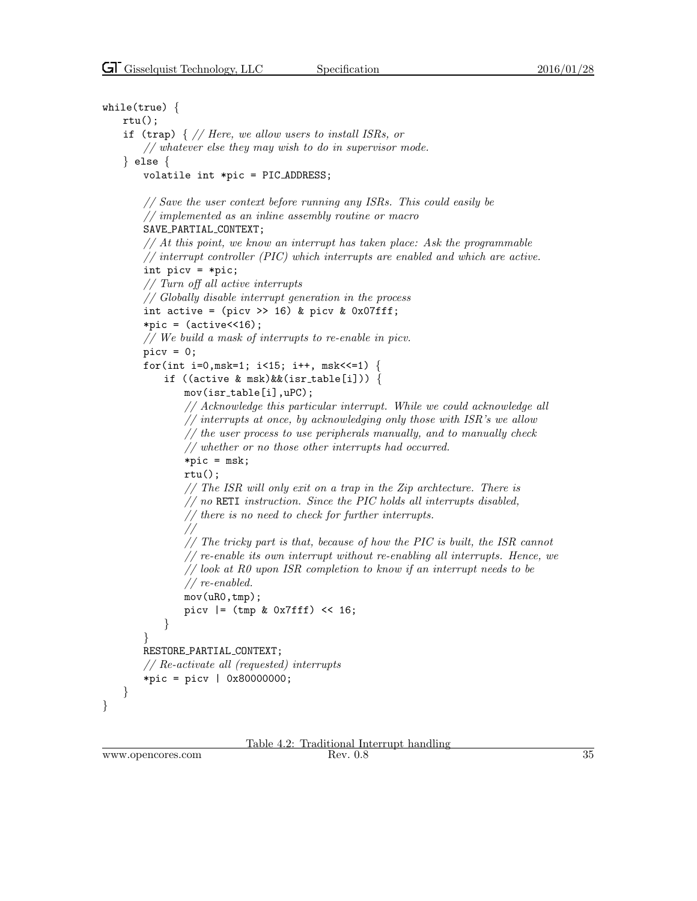```
while(true) {
    rtu();
    if (trap) { // Here, we allow users to install ISRs, or
        // whatever else they may wish to do in supervisor mode.
    } else {
        volatile int *pic = PIC_ADDRESS;

        // Save the user context before running any ISRs. This could easily be
        // implemented as an inline assembly routine or macro
        SAVE_PARTIAL_CONTEXT;
        // At this point, we know an interrupt has taken place: Ask the programmable
        // interrupt controller (PIC) which interrupts are enabled and which are active.
        int picv = *pic;
        // Turn off all active interrupts
        // Globally disable interrupt generation in the process
        int active = (picv >> 16) & picv & 0x07fff;
        *pic = (active<<16);
        // We build a mask of interrupts to re-enable in picv.
        picv = 0;
        for(int i=0,msk=1; i<15; i++, msk<<=1) {
            if ((active & msk)&&(isr_table[i])) {
                mov(isr_table[i],uPC);
                // Acknowledge this particular interrupt. While we could acknowledge all
                // interrupts at once, by acknowledging only those with ISR's we allow
                // the user process to use peripherals manually, and to manually check
                // whether or no those other interrupts had occurred.
                *pic = msk;
                rtu();
                // The ISR will only exit on a trap in the Zip archtecture. There is
                // no RETI instruction. Since the PIC holds all interrupts disabled,
                // there is no need to check for further interrupts.
                //
                // The tricky part is that, because of how the PIC is built, the ISR cannot
                // re-enable its own interrupt without re-enabling all interrupts. Hence, we
                // look at R0 upon ISR completion to know if an interrupt needs to be
                // re-enabled.
                mov(uR0,tmp);
                picv |= (tmp & 0x7fff) << 16;
            }
        }
        RESTORE_PARTIAL_CONTEXT;
        // Re-activate all (requested) interrupts
        *pic = picv | 0x80000000;
    }
}
```

Table 4.2: Traditional Interrupt handling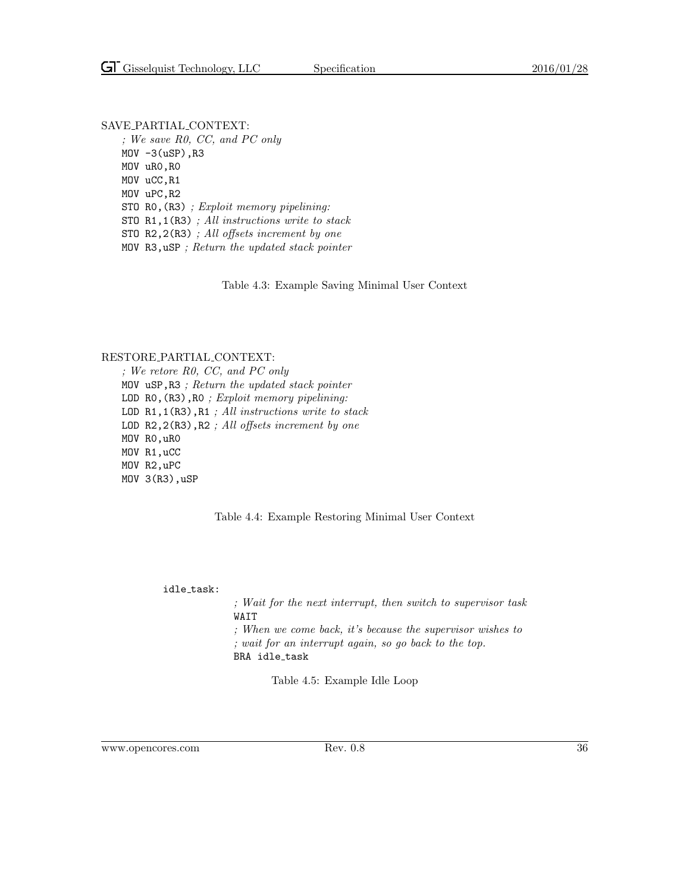SAVE_PARTIAL_CONTEXT:

```
; We save R0, CC, and PC only
MOV -3(uSP),R3
MOV uR0,R0
MOV uCC,R1
MOV uPC,R2
STO R0,(R3) ; Exploit memory pipelining:
STO R1,1(R3) ; All instructions write to stack
STO R2,2(R3) ; All offsets increment by one
MOV R3,uSP ; Return the updated stack pointer
```

Table 4.3: Example Saving Minimal User Context

RESTORE_PARTIAL_CONTEXT:

```
; We retore R0, CC, and PC only
MOV uSP,R3 ; Return the updated stack pointer
LOD R0,(R3),R0 ; Exploit memory pipelining:
LOD R1,1(R3),R1 ; All instructions write to stack
LOD R2,2(R3),R2 ; All offsets increment by one
MOV R0,uR0
MOV R1,uCC
MOV R2,uPC
MOV 3(R3),uSP
```

Table 4.4: Example Restoring Minimal User Context

```
idle_task:
        ; Wait for the next interrupt, then switch to supervisor task
        WAIT
        ; When we come back, it's because the supervisor wishes to
        ; wait for an interrupt again, so go back to the top.
        BRA idle_task
```

Table 4.5: Example Idle Loop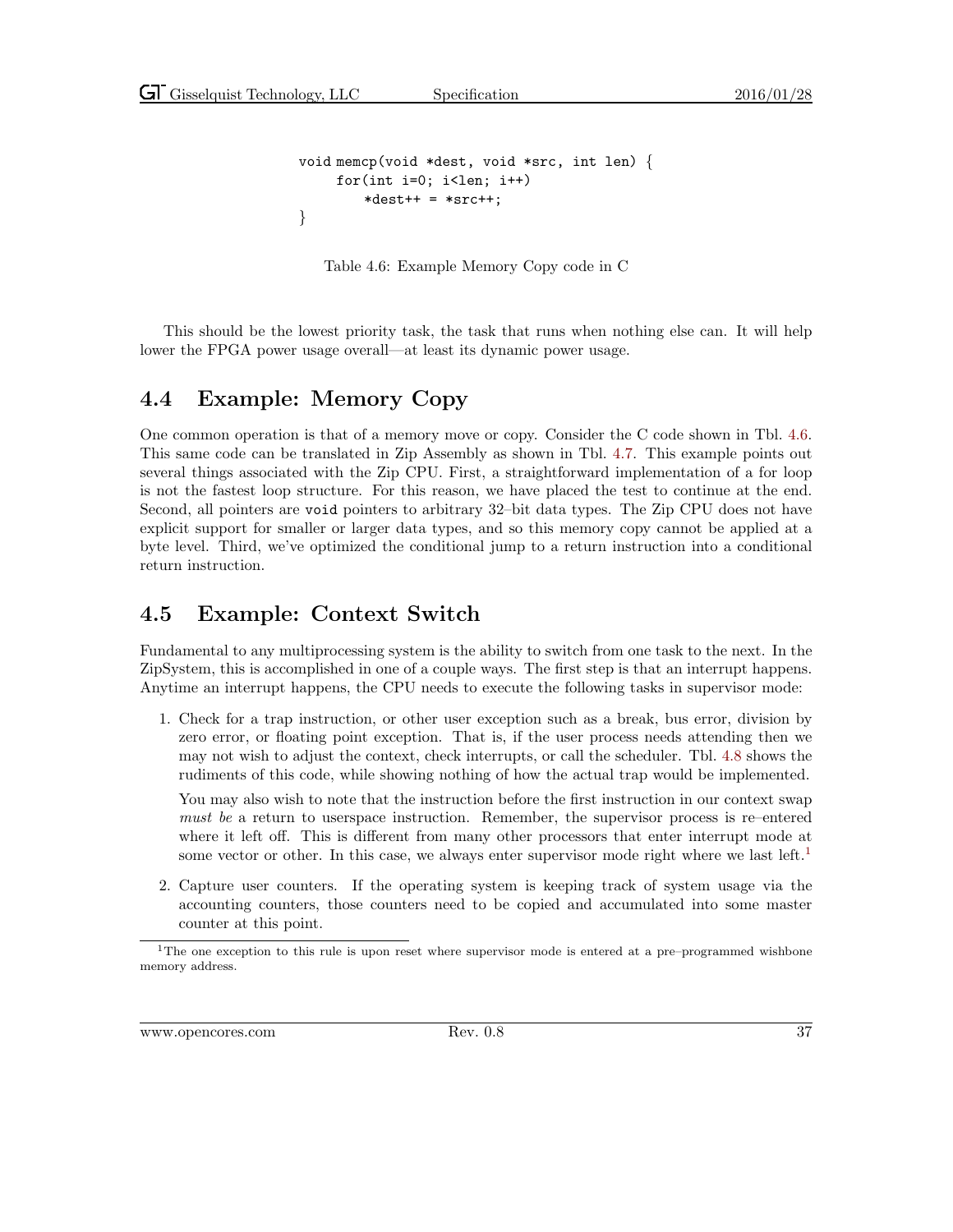```
void memcp(void *dest, void *src, int len) {
     for(int i=0; i<len; i++)
         *dest++ = *src++;
}
```

Table 4.6: Example Memory Copy code in C

This should be the lowest priority task, the task that runs when nothing else can. It will help lower the FPGA power usage overall—at least its dynamic power usage.

## 4.4 Example: Memory Copy

One common operation is that of a memory move or copy. Consider the C code shown in Tbl. 4.6. This same code can be translated in Zip Assembly as shown in Tbl. 4.7. This example points out several things associated with the Zip CPU. First, a straightforward implementation of a for loop is not the fastest loop structure. For this reason, we have placed the test to continue at the end. Second, all pointers are `void` pointers to arbitrary 32–bit data types. The Zip CPU does not have explicit support for smaller or larger data types, and so this memory copy cannot be applied at a byte level. Third, we've optimized the conditional jump to a return instruction into a conditional return instruction.

## 4.5 Example: Context Switch

Fundamental to any multiprocessing system is the ability to switch from one task to the next. In the ZipSystem, this is accomplished in one of a couple ways. The first step is that an interrupt happens. Anytime an interrupt happens, the CPU needs to execute the following tasks in supervisor mode:

1. Check for a trap instruction, or other user exception such as a break, bus error, division by zero error, or floating point exception. That is, if the user process needs attending then we may not wish to adjust the context, check interrupts, or call the scheduler. Tbl. 4.8 shows the rudiments of this code, while showing nothing of how the actual trap would be implemented.

   You may also wish to note that the instruction before the first instruction in our context swap *must be* a return to userspace instruction. Remember, the supervisor process is re–entered where it left off. This is different from many other processors that enter interrupt mode at some vector or other. In this case, we always enter supervisor mode right where we last left.[1]

2. Capture user counters. If the operating system is keeping track of system usage via the accounting counters, those counters need to be copied and accumulated into some master counter at this point.

[1] The one exception to this rule is upon reset where supervisor mode is entered at a pre–programmed wishbone memory address.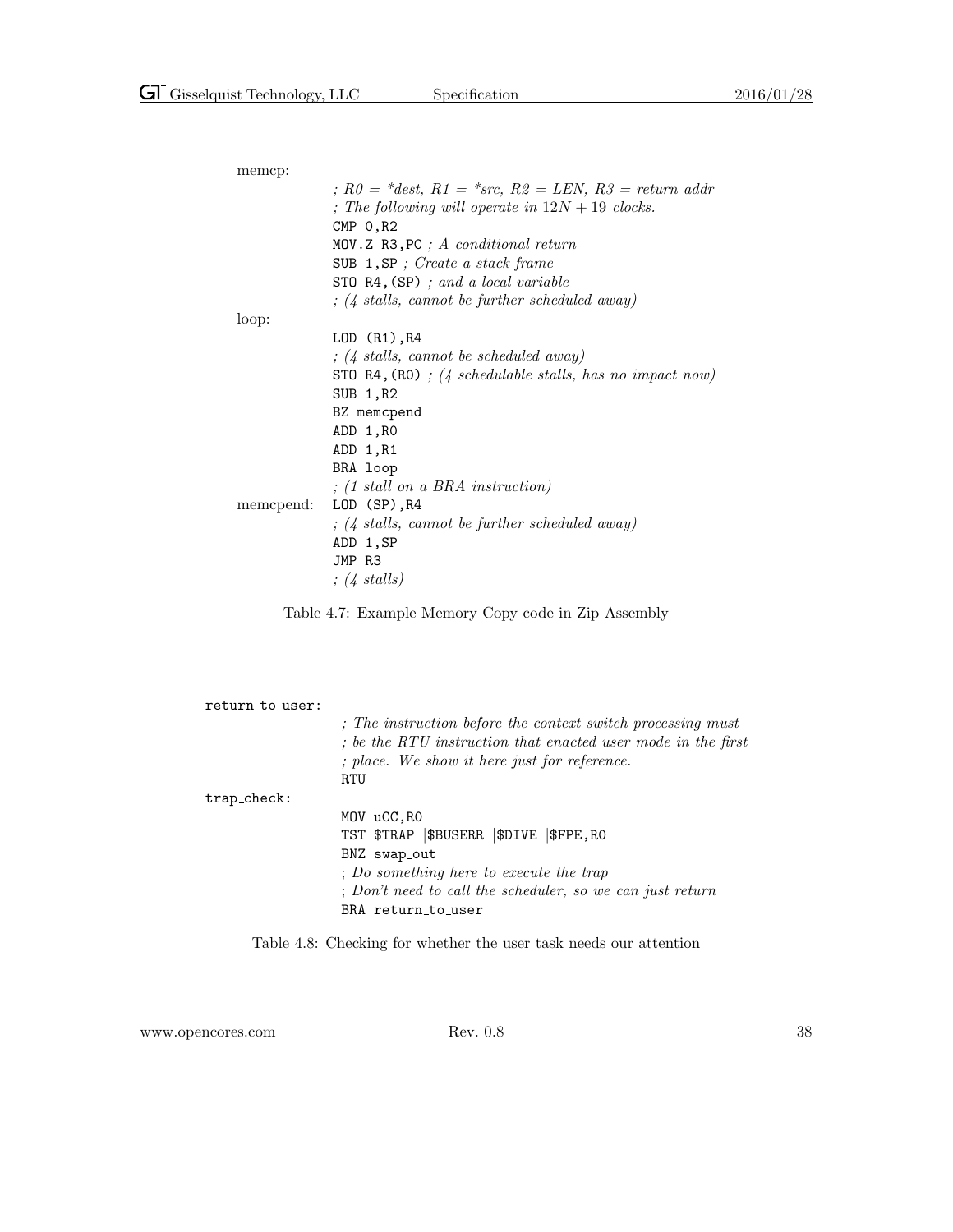```
memcp:
            ; R0 = *dest, R1 = *src, R2 = LEN, R3 = return addr
            ; The following will operate in 12N + 19 clocks.
            CMP 0,R2
            MOV.Z R3,PC ; A conditional return
            SUB 1,SP ; Create a stack frame
            STO R4,(SP) ; and a local variable
            ; (4 stalls, cannot be further scheduled away)
loop:
            LOD (R1),R4
            ; (4 stalls, cannot be scheduled away)
            STO R4,(R0) ; (4 schedulable stalls, has no impact now)
            SUB 1,R2
            BZ memcpend
            ADD 1,R0
            ADD 1,R1
            BRA loop
            ; (1 stall on a BRA instruction)
memcpend:   LOD (SP),R4
            ; (4 stalls, cannot be further scheduled away)
            ADD 1,SP
            JMP R3
            ; (4 stalls)
```

Table 4.7: Example Memory Copy code in Zip Assembly

```
return_to_user:
                ; The instruction before the context switch processing must
                ; be the RTU instruction that enacted user mode in the first
                ; place. We show it here just for reference.
                RTU
trap_check:
                MOV uCC,R0
                TST $TRAP |$BUSERR |$DIVE |$FPE,R0
                BNZ swap_out
                ; Do something here to execute the trap
                ; Don't need to call the scheduler, so we can just return
                BRA return_to_user
```

Table 4.8: Checking for whether the user task needs our attention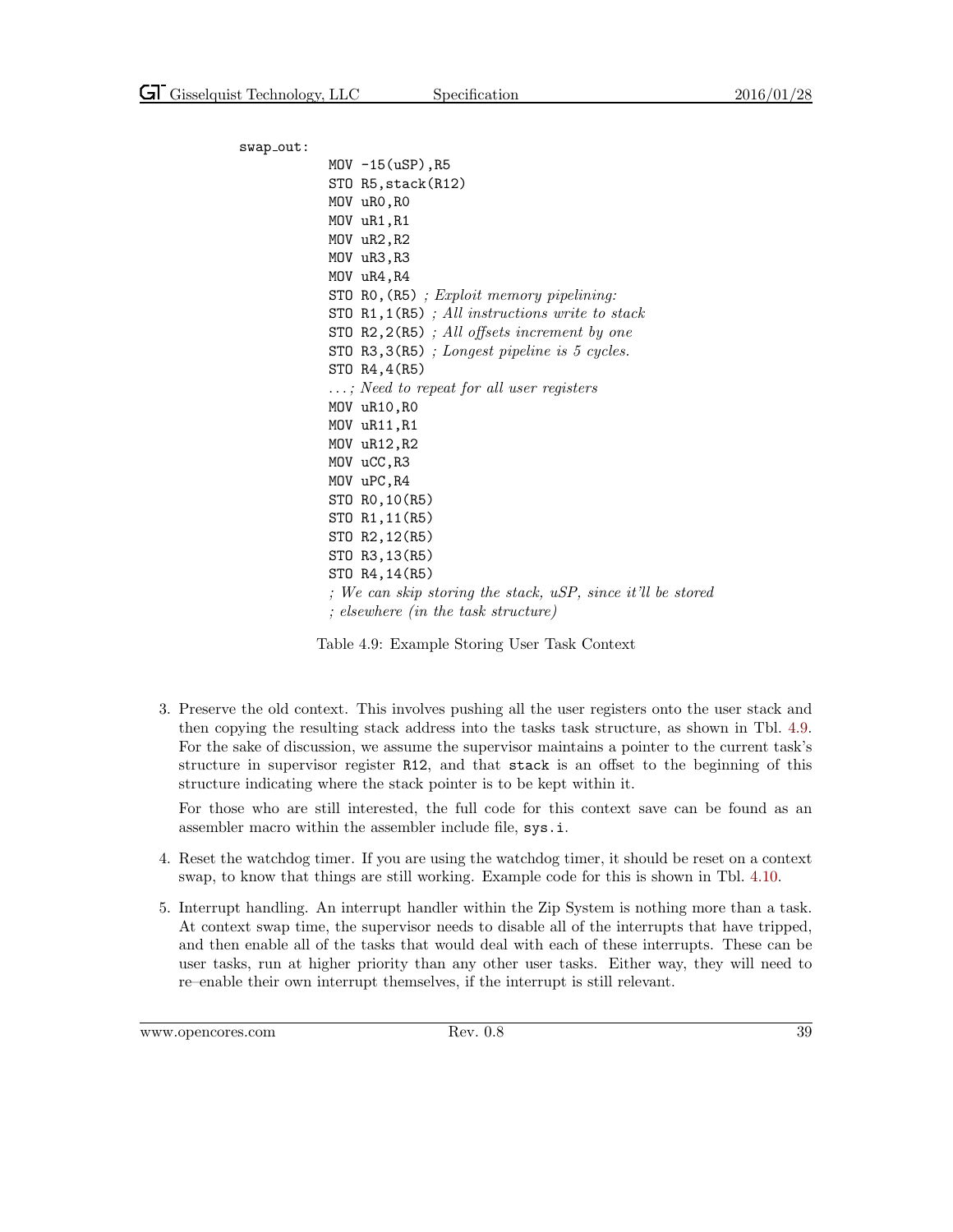```
swap_out:
        MOV -15(uSP),R5
        STO R5,stack(R12)
        MOV uR0,R0
        MOV uR1,R1
        MOV uR2,R2
        MOV uR3,R3
        MOV uR4,R4
        STO R0,(R5)   ; Exploit memory pipelining:
        STO R1,1(R5)  ; All instructions write to stack
        STO R2,2(R5)  ; All offsets increment by one
        STO R3,3(R5)  ; Longest pipeline is 5 cycles.
        STO R4,4(R5)
        ...; Need to repeat for all user registers
        MOV uR10,R0
        MOV uR11,R1
        MOV uR12,R2
        MOV uCC,R3
        MOV uPC,R4
        STO R0,10(R5)
        STO R1,11(R5)
        STO R2,12(R5)
        STO R3,13(R5)
        STO R4,14(R5)
        ; We can skip storing the stack, uSP, since it'll be stored
        ; elsewhere (in the task structure)
```

Table 4.9: Example Storing User Task Context

3. Preserve the old context. This involves pushing all the user registers onto the user stack and then copying the resulting stack address into the tasks task structure, as shown in Tbl. 4.9. For the sake of discussion, we assume the supervisor maintains a pointer to the current task's structure in supervisor register `R12`, and that `stack` is an offset to the beginning of this structure indicating where the stack pointer is to be kept within it.

   For those who are still interested, the full code for this context save can be found as an assembler macro within the assembler include file, `sys.i`.

4. Reset the watchdog timer. If you are using the watchdog timer, it should be reset on a context swap, to know that things are still working. Example code for this is shown in Tbl. 4.10.

5. Interrupt handling. An interrupt handler within the Zip System is nothing more than a task. At context swap time, the supervisor needs to disable all of the interrupts that have tripped, and then enable all of the tasks that would deal with each of these interrupts. These can be user tasks, run at higher priority than any other user tasks. Either way, they will need to re–enable their own interrupt themselves, if the interrupt is still relevant.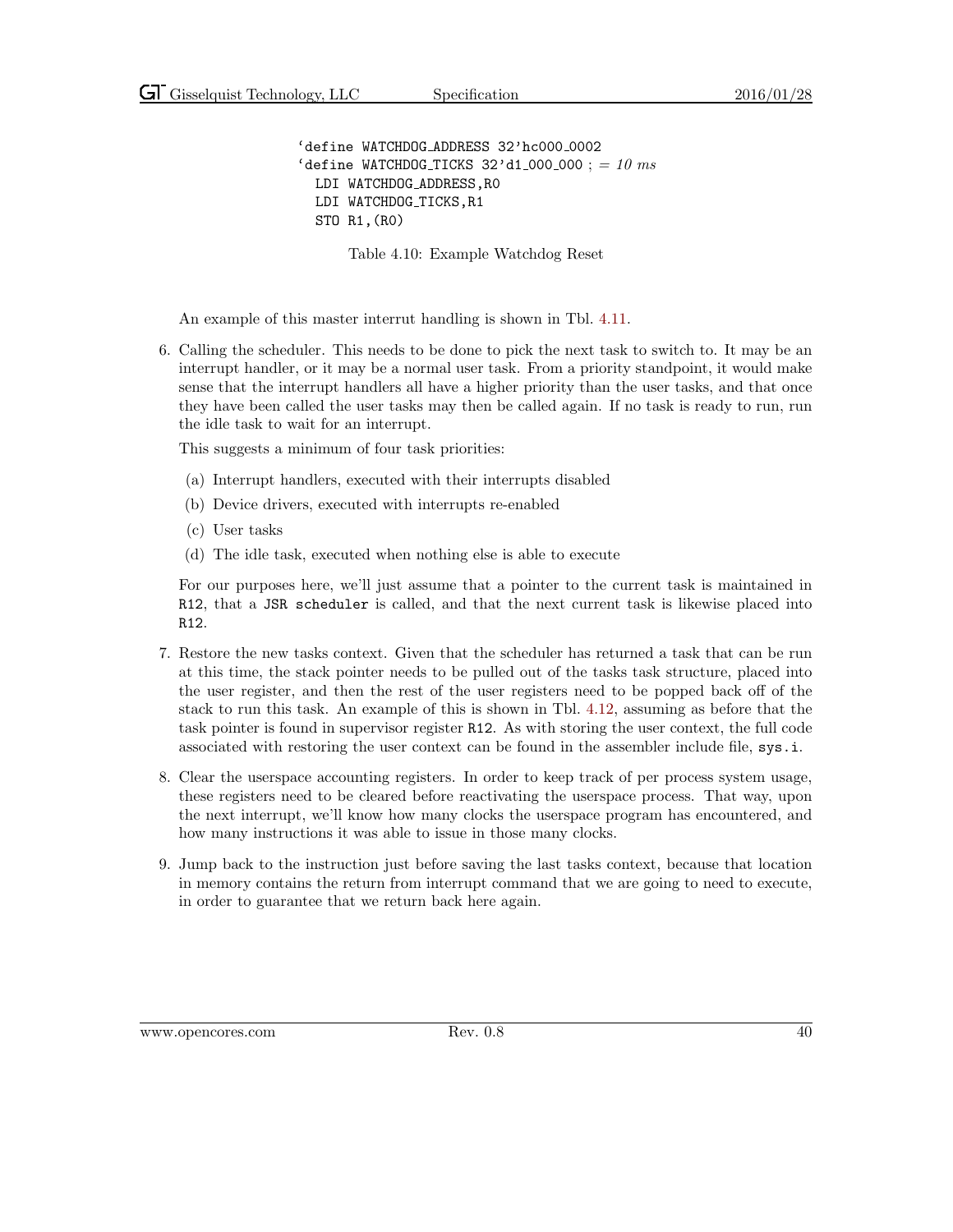```
`define WATCHDOG_ADDRESS 32'hc000_0002
`define WATCHDOG_TICKS 32'd1_000_000 ; = 10 ms
  LDI WATCHDOG_ADDRESS,R0
  LDI WATCHDOG_TICKS,R1
  STO R1,(R0)
```

Table 4.10: Example Watchdog Reset

An example of this master interrut handling is shown in Tbl. 4.11.

6. Calling the scheduler. This needs to be done to pick the next task to switch to. It may be an interrupt handler, or it may be a normal user task. From a priority standpoint, it would make sense that the interrupt handlers all have a higher priority than the user tasks, and that once they have been called the user tasks may then be called again. If no task is ready to run, run the idle task to wait for an interrupt.

   This suggests a minimum of four task priorities:

   (a) Interrupt handlers, executed with their interrupts disabled
   (b) Device drivers, executed with interrupts re-enabled
   (c) User tasks
   (d) The idle task, executed when nothing else is able to execute

   For our purposes here, we'll just assume that a pointer to the current task is maintained in `R12`, that a `JSR scheduler` is called, and that the next current task is likewise placed into `R12`.

7. Restore the new tasks context. Given that the scheduler has returned a task that can be run at this time, the stack pointer needs to be pulled out of the tasks task structure, placed into the user register, and then the rest of the user registers need to be popped back off of the stack to run this task. An example of this is shown in Tbl. 4.12, assuming as before that the task pointer is found in supervisor register `R12`. As with storing the user context, the full code associated with restoring the user context can be found in the assembler include file, `sys.i`.

8. Clear the userspace accounting registers. In order to keep track of per process system usage, these registers need to be cleared before reactivating the userspace process. That way, upon the next interrupt, we'll know how many clocks the userspace program has encountered, and how many instructions it was able to issue in those many clocks.

9. Jump back to the instruction just before saving the last tasks context, because that location in memory contains the return from interrupt command that we are going to need to execute, in order to guarantee that we return back here again.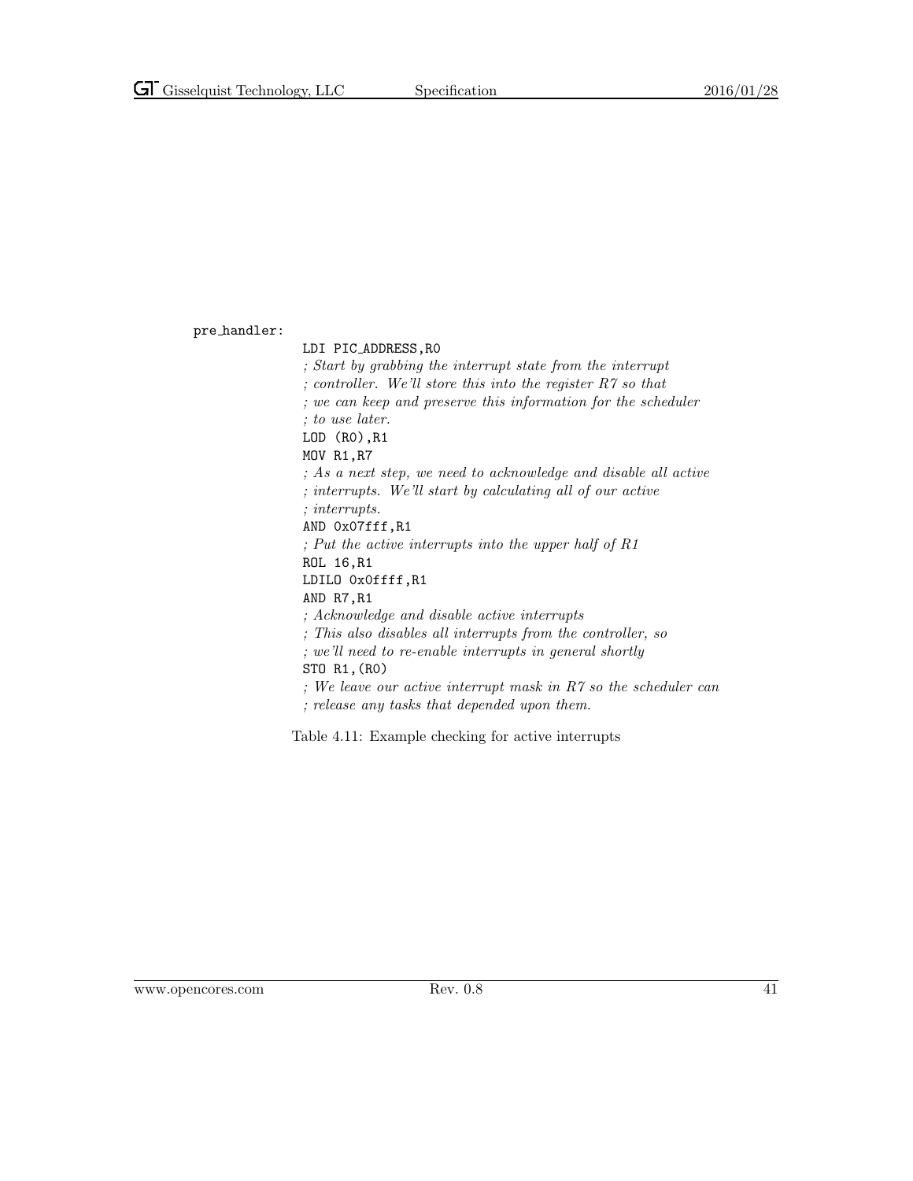```
pre_handler:
        LDI PIC_ADDRESS,R0
        ; Start by grabbing the interrupt state from the interrupt
        ; controller. We'll store this into the register R7 so that
        ; we can keep and preserve this information for the scheduler
        ; to use later.
        LOD (R0),R1
        MOV R1,R7
        ; As a next step, we need to acknowledge and disable all active
        ; interrupts. We'll start by calculating all of our active
        ; interrupts.
        AND 0x07fff,R1
        ; Put the active interrupts into the upper half of R1
        ROL 16,R1
        LDILO 0x0ffff,R1
        AND R7,R1
        ; Acknowledge and disable active interrupts
        ; This also disables all interrupts from the controller, so
        ; we'll need to re-enable interrupts in general shortly
        STO R1,(R0)
        ; We leave our active interrupt mask in R7 so the scheduler can
        ; release any tasks that depended upon them.
```

Table 4.11: Example checking for active interrupts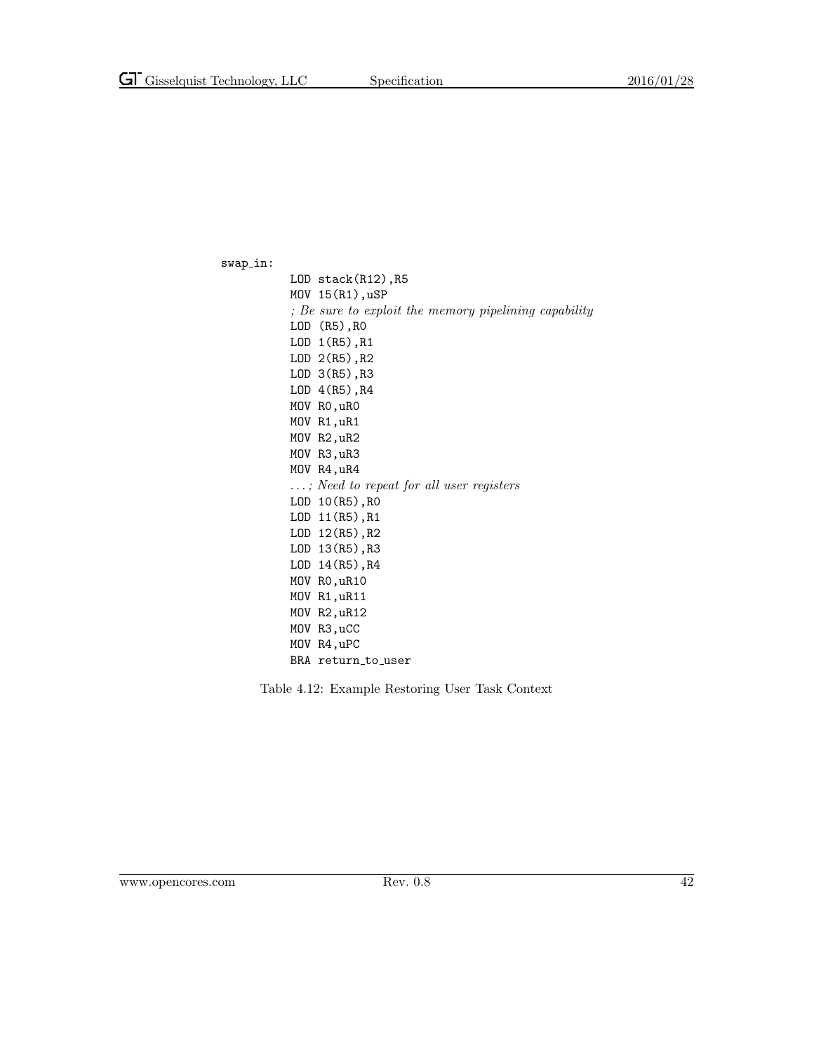```
swap_in:
        LOD stack(R12),R5
        MOV 15(R1),uSP
        ; Be sure to exploit the memory pipelining capability
        LOD (R5),R0
        LOD 1(R5),R1
        LOD 2(R5),R2
        LOD 3(R5),R3
        LOD 4(R5),R4
        MOV R0,uR0
        MOV R1,uR1
        MOV R2,uR2
        MOV R3,uR3
        MOV R4,uR4
        ... ; Need to repeat for all user registers
        LOD 10(R5),R0
        LOD 11(R5),R1
        LOD 12(R5),R2
        LOD 13(R5),R3
        LOD 14(R5),R4
        MOV R0,uR10
        MOV R1,uR11
        MOV R2,uR12
        MOV R3,uCC
        MOV R4,uPC
        BRA return_to_user
```

Table 4.12: Example Restoring User Task Context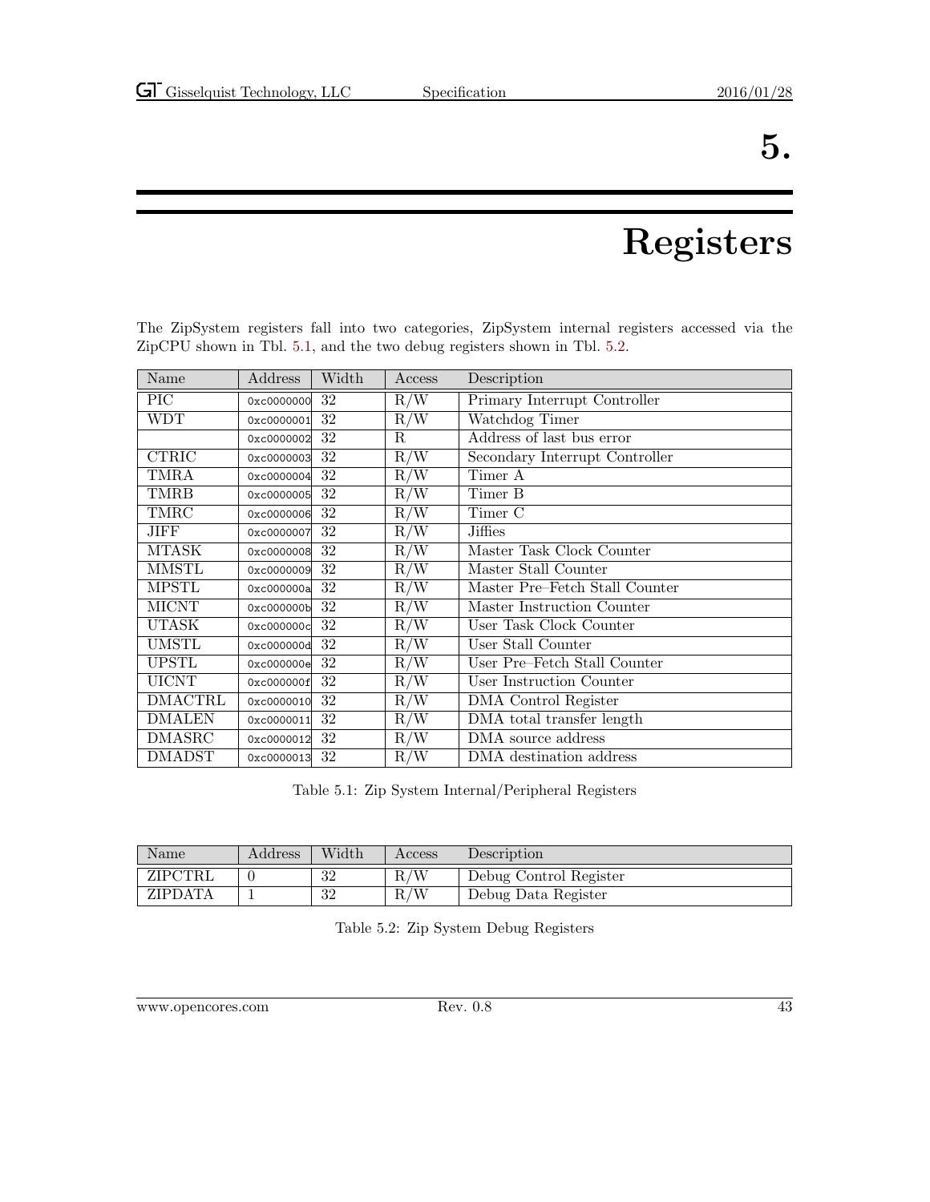# 5. Registers

The ZipSystem registers fall into two categories, ZipSystem internal registers accessed via the ZipCPU shown in Tbl. 5.1, and the two debug registers shown in Tbl. 5.2.

| Name | Address | Width | Access | Description |
|---|---|---|---|---|
| PIC | 0xc0000000 | 32 | R/W | Primary Interrupt Controller |
| WDT | 0xc0000001 | 32 | R/W | Watchdog Timer |
| | 0xc0000002 | 32 | R | Address of last bus error |
| CTRIC | 0xc0000003 | 32 | R/W | Secondary Interrupt Controller |
| TMRA | 0xc0000004 | 32 | R/W | Timer A |
| TMRB | 0xc0000005 | 32 | R/W | Timer B |
| TMRC | 0xc0000006 | 32 | R/W | Timer C |
| JIFF | 0xc0000007 | 32 | R/W | Jiffies |
| MTASK | 0xc0000008 | 32 | R/W | Master Task Clock Counter |
| MMSTL | 0xc0000009 | 32 | R/W | Master Stall Counter |
| MPSTL | 0xc000000a | 32 | R/W | Master Pre–Fetch Stall Counter |
| MICNT | 0xc000000b | 32 | R/W | Master Instruction Counter |
| UTASK | 0xc000000c | 32 | R/W | User Task Clock Counter |
| UMSTL | 0xc000000d | 32 | R/W | User Stall Counter |
| UPSTL | 0xc000000e | 32 | R/W | User Pre–Fetch Stall Counter |
| UICNT | 0xc000000f | 32 | R/W | User Instruction Counter |
| DMACTRL | 0xc0000010 | 32 | R/W | DMA Control Register |
| DMALEN | 0xc0000011 | 32 | R/W | DMA total transfer length |
| DMASRC | 0xc0000012 | 32 | R/W | DMA source address |
| DMADST | 0xc0000013 | 32 | R/W | DMA destination address |

Table 5.1: Zip System Internal/Peripheral Registers

| Name | Address | Width | Access | Description |
|---|---|---|---|---|
| ZIPCTRL | 0 | 32 | R/W | Debug Control Register |
| ZIPDATA | 1 | 32 | R/W | Debug Data Register |

Table 5.2: Zip System Debug Registers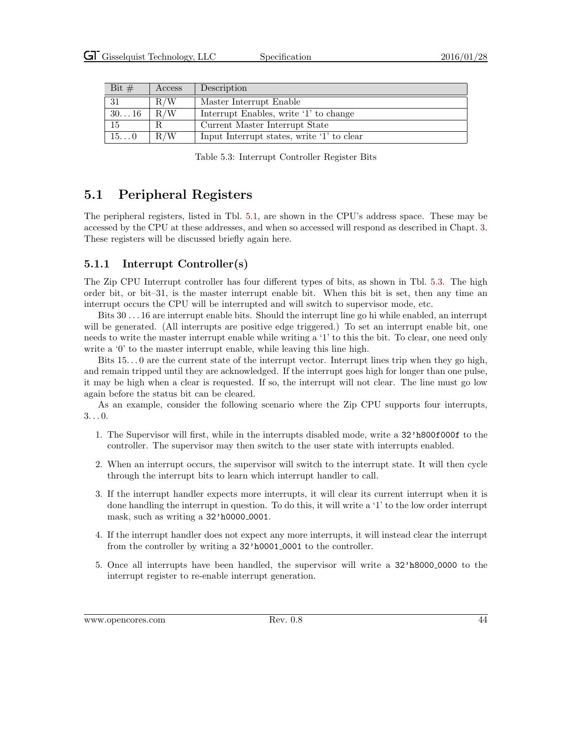| Bit # | Access | Description |
|---|---|---|
| 31 | R/W | Master Interrupt Enable |
| 30...16 | R/W | Interrupt Enables, write '1' to change |
| 15 | R | Current Master Interrupt State |
| 15...0 | R/W | Input Interrupt states, write '1' to clear |

Table 5.3: Interrupt Controller Register Bits

## 5.1 Peripheral Registers

The peripheral registers, listed in Tbl. 5.1, are shown in the CPU's address space. These may be accessed by the CPU at these addresses, and when so accessed will respond as described in Chapt. 3. These registers will be discussed briefly again here.

### 5.1.1 Interrupt Controller(s)

The Zip CPU Interrupt controller has four different types of bits, as shown in Tbl. 5.3. The high order bit, or bit–31, is the master interrupt enable bit. When this bit is set, then any time an interrupt occurs the CPU will be interrupted and will switch to supervisor mode, etc.

Bits 30 ... 16 are interrupt enable bits. Should the interrupt line go hi while enabled, an interrupt will be generated. (All interrupts are positive edge triggered.) To set an interrupt enable bit, one needs to write the master interrupt enable while writing a '1' to this the bit. To clear, one need only write a '0' to the master interrupt enable, while leaving this line high.

Bits 15...0 are the current state of the interrupt vector. Interrupt lines trip when they go high, and remain tripped until they are acknowledged. If the interrupt goes high for longer than one pulse, it may be high when a clear is requested. If so, the interrupt will not clear. The line must go low again before the status bit can be cleared.

As an example, consider the following scenario where the Zip CPU supports four interrupts, 3...0.

1. The Supervisor will first, while in the interrupts disabled mode, write a `32'h800f000f` to the controller. The supervisor may then switch to the user state with interrupts enabled.
2. When an interrupt occurs, the supervisor will switch to the interrupt state. It will then cycle through the interrupt bits to learn which interrupt handler to call.
3. If the interrupt handler expects more interrupts, it will clear its current interrupt when it is done handling the interrupt in question. To do this, it will write a '1' to the low order interrupt mask, such as writing a `32'h0000_0001`.
4. If the interrupt handler does not expect any more interrupts, it will instead clear the interrupt from the controller by writing a `32'h0001_0001` to the controller.
5. Once all interrupts have been handled, the supervisor will write a `32'h8000_0000` to the interrupt register to re-enable interrupt generation.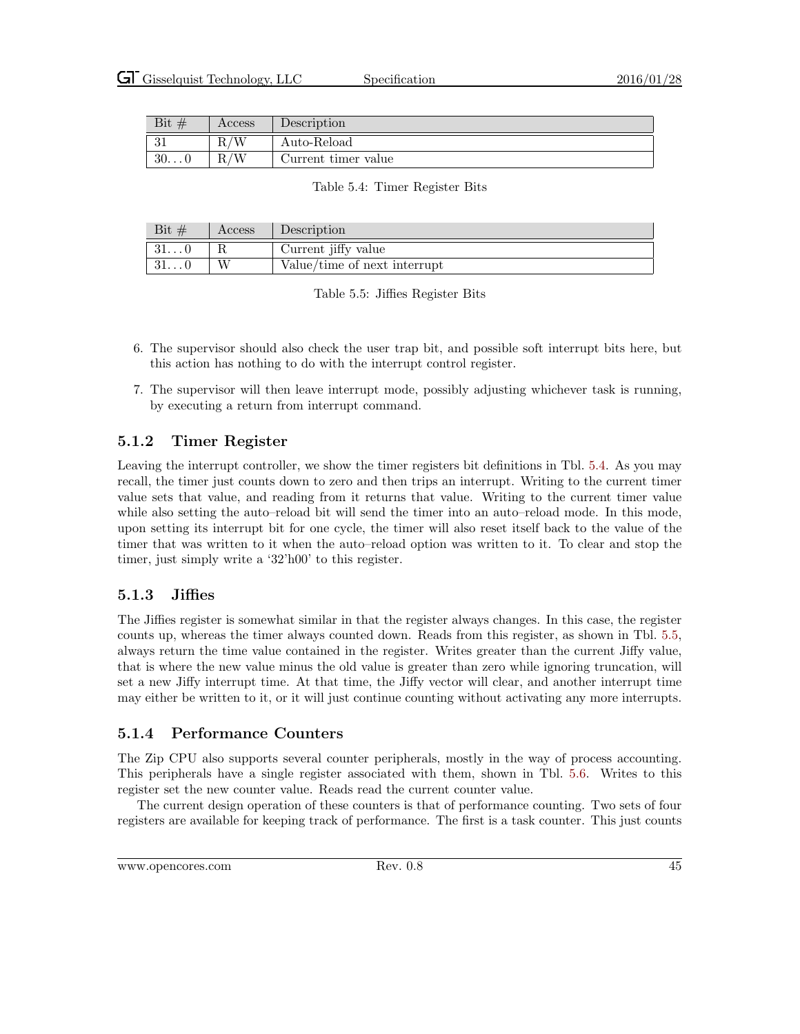| Bit # | Access | Description |
|---|---|---|
| 31 | R/W | Auto-Reload |
| 30...0 | R/W | Current timer value |

Table 5.4: Timer Register Bits

| Bit # | Access | Description |
|---|---|---|
| 31...0 | R | Current jiffy value |
| 31...0 | W | Value/time of next interrupt |

Table 5.5: Jiffies Register Bits

6. The supervisor should also check the user trap bit, and possible soft interrupt bits here, but this action has nothing to do with the interrupt control register.
7. The supervisor will then leave interrupt mode, possibly adjusting whichever task is running, by executing a return from interrupt command.

### 5.1.2 Timer Register

Leaving the interrupt controller, we show the timer registers bit definitions in Tbl. 5.4. As you may recall, the timer just counts down to zero and then trips an interrupt. Writing to the current timer value sets that value, and reading from it returns that value. Writing to the current timer value while also setting the auto–reload bit will send the timer into an auto–reload mode. In this mode, upon setting its interrupt bit for one cycle, the timer will also reset itself back to the value of the timer that was written to it when the auto–reload option was written to it. To clear and stop the timer, just simply write a '32'h00' to this register.

### 5.1.3 Jiffies

The Jiffies register is somewhat similar in that the register always changes. In this case, the register counts up, whereas the timer always counted down. Reads from this register, as shown in Tbl. 5.5, always return the time value contained in the register. Writes greater than the current Jiffy value, that is where the new value minus the old value is greater than zero while ignoring truncation, will set a new Jiffy interrupt time. At that time, the Jiffy vector will clear, and another interrupt time may either be written to it, or it will just continue counting without activating any more interrupts.

### 5.1.4 Performance Counters

The Zip CPU also supports several counter peripherals, mostly in the way of process accounting. This peripherals have a single register associated with them, shown in Tbl. 5.6. Writes to this register set the new counter value. Reads read the current counter value.

The current design operation of these counters is that of performance counting. Two sets of four registers are available for keeping track of performance. The first is a task counter. This just counts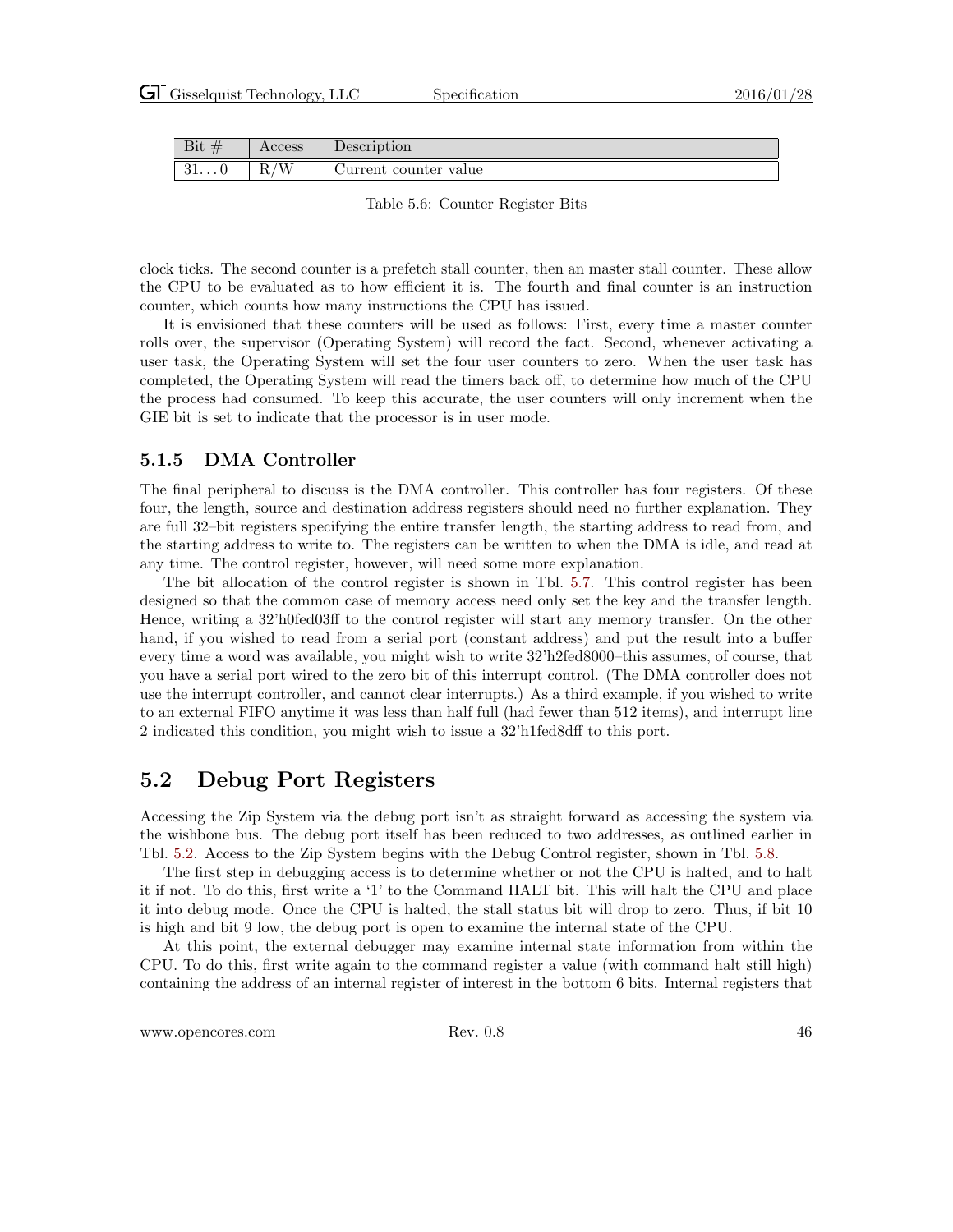| Bit # | Access | Description |
|---|---|---|
| 31...0 | R/W | Current counter value |

Table 5.6: Counter Register Bits

clock ticks. The second counter is a prefetch stall counter, then an master stall counter. These allow the CPU to be evaluated as to how efficient it is. The fourth and final counter is an instruction counter, which counts how many instructions the CPU has issued.

It is envisioned that these counters will be used as follows: First, every time a master counter rolls over, the supervisor (Operating System) will record the fact. Second, whenever activating a user task, the Operating System will set the four user counters to zero. When the user task has completed, the Operating System will read the timers back off, to determine how much of the CPU the process had consumed. To keep this accurate, the user counters will only increment when the GIE bit is set to indicate that the processor is in user mode.

### 5.1.5 DMA Controller

The final peripheral to discuss is the DMA controller. This controller has four registers. Of these four, the length, source and destination address registers should need no further explanation. They are full 32–bit registers specifying the entire transfer length, the starting address to read from, and the starting address to write to. The registers can be written to when the DMA is idle, and read at any time. The control register, however, will need some more explanation.

The bit allocation of the control register is shown in Tbl. 5.7. This control register has been designed so that the common case of memory access need only set the key and the transfer length. Hence, writing a 32'h0fed03ff to the control register will start any memory transfer. On the other hand, if you wished to read from a serial port (constant address) and put the result into a buffer every time a word was available, you might wish to write 32'h2fed8000–this assumes, of course, that you have a serial port wired to the zero bit of this interrupt control. (The DMA controller does not use the interrupt controller, and cannot clear interrupts.) As a third example, if you wished to write to an external FIFO anytime it was less than half full (had fewer than 512 items), and interrupt line 2 indicated this condition, you might wish to issue a 32'h1fed8dff to this port.

## 5.2 Debug Port Registers

Accessing the Zip System via the debug port isn't as straight forward as accessing the system via the wishbone bus. The debug port itself has been reduced to two addresses, as outlined earlier in Tbl. 5.2. Access to the Zip System begins with the Debug Control register, shown in Tbl. 5.8.

The first step in debugging access is to determine whether or not the CPU is halted, and to halt it if not. To do this, first write a '1' to the Command HALT bit. This will halt the CPU and place it into debug mode. Once the CPU is halted, the stall status bit will drop to zero. Thus, if bit 10 is high and bit 9 low, the debug port is open to examine the internal state of the CPU.

At this point, the external debugger may examine internal state information from within the CPU. To do this, first write again to the command register a value (with command halt still high) containing the address of an internal register of interest in the bottom 6 bits. Internal registers that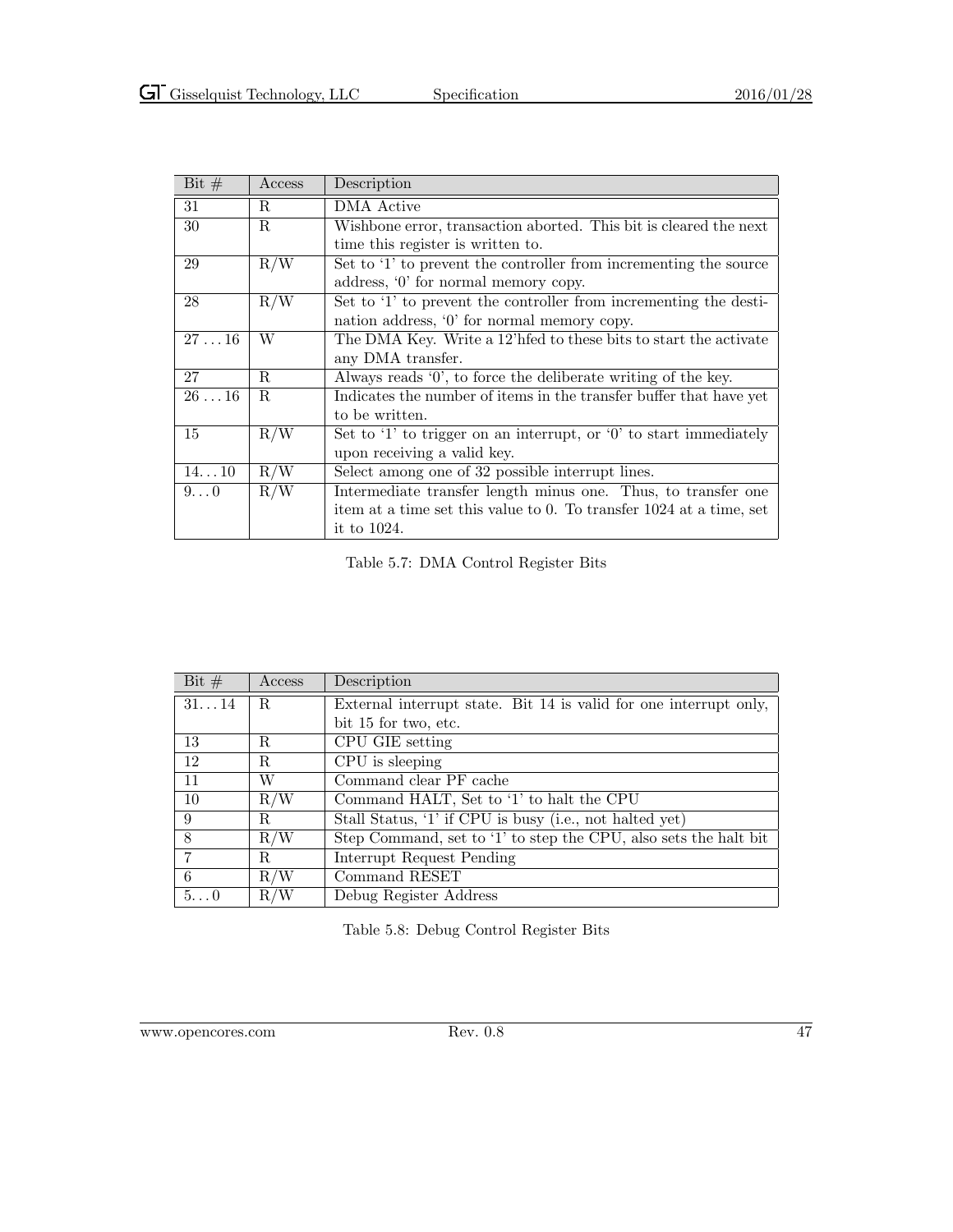| Bit # | Access | Description |
|---|---|---|
| 31 | R | DMA Active |
| 30 | R | Wishbone error, transaction aborted. This bit is cleared the next time this register is written to. |
| 29 | R/W | Set to '1' to prevent the controller from incrementing the source address, '0' for normal memory copy. |
| 28 | R/W | Set to '1' to prevent the controller from incrementing the destination address, '0' for normal memory copy. |
| 27 . . . 16 | W | The DMA Key. Write a 12'hfed to these bits to start the activate any DMA transfer. |
| 27 | R | Always reads '0', to force the deliberate writing of the key. |
| 26 . . . 16 | R | Indicates the number of items in the transfer buffer that have yet to be written. |
| 15 | R/W | Set to '1' to trigger on an interrupt, or '0' to start immediately upon receiving a valid key. |
| 14. . . 10 | R/W | Select among one of 32 possible interrupt lines. |
| 9. . . 0 | R/W | Intermediate transfer length minus one. Thus, to transfer one item at a time set this value to 0. To transfer 1024 at a time, set it to 1024. |

Table 5.7: DMA Control Register Bits

| Bit # | Access | Description |
|---|---|---|
| 31. . . 14 | R | External interrupt state. Bit 14 is valid for one interrupt only, bit 15 for two, etc. |
| 13 | R | CPU GIE setting |
| 12 | R | CPU is sleeping |
| 11 | W | Command clear PF cache |
| 10 | R/W | Command HALT, Set to '1' to halt the CPU |
| 9 | R | Stall Status, '1' if CPU is busy (i.e., not halted yet) |
| 8 | R/W | Step Command, set to '1' to step the CPU, also sets the halt bit |
| 7 | R | Interrupt Request Pending |
| 6 | R/W | Command RESET |
| 5. . . 0 | R/W | Debug Register Address |

Table 5.8: Debug Control Register Bits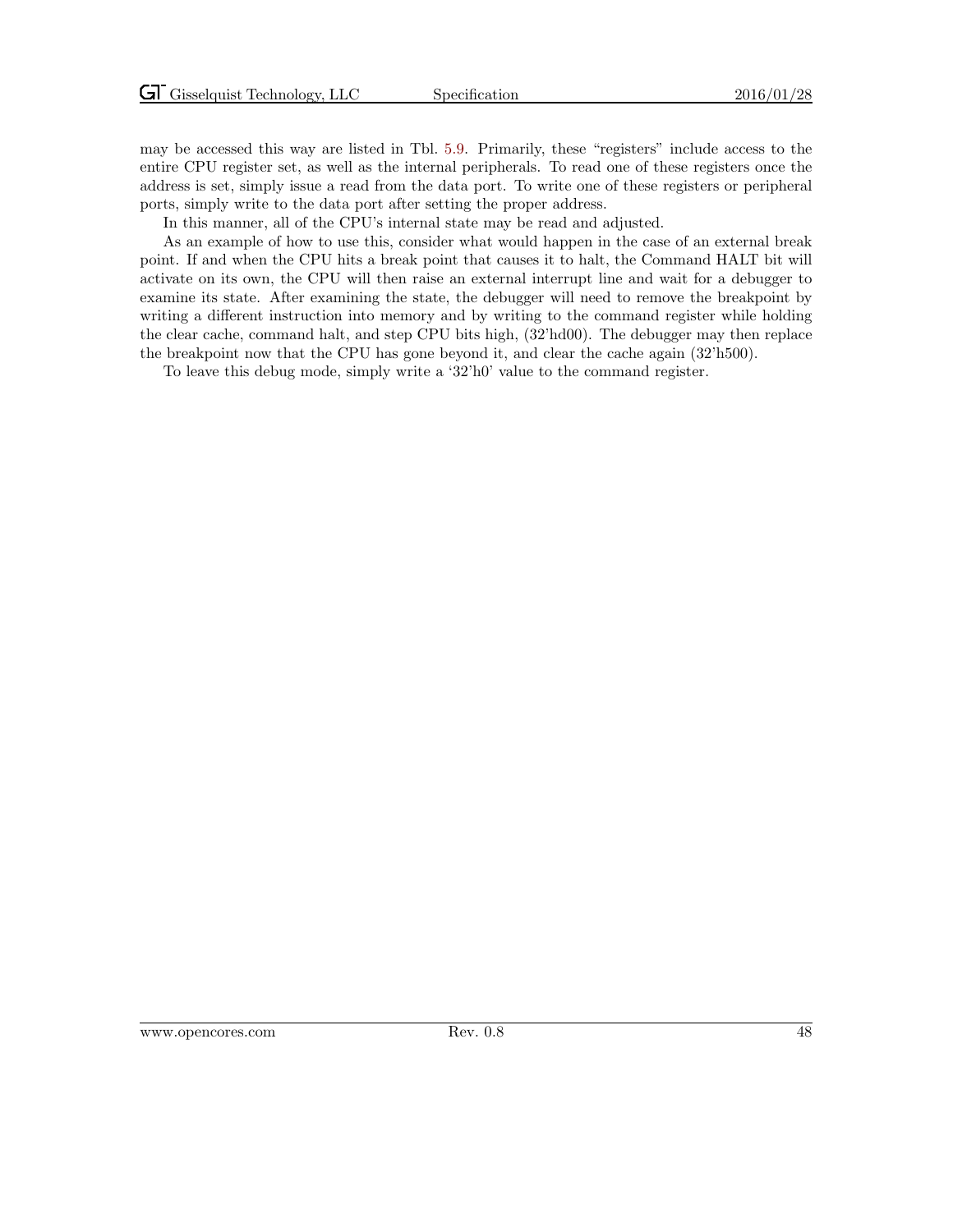may be accessed this way are listed in Tbl. 5.9. Primarily, these "registers" include access to the entire CPU register set, as well as the internal peripherals. To read one of these registers once the address is set, simply issue a read from the data port. To write one of these registers or peripheral ports, simply write to the data port after setting the proper address.

In this manner, all of the CPU's internal state may be read and adjusted.

As an example of how to use this, consider what would happen in the case of an external break point. If and when the CPU hits a break point that causes it to halt, the Command HALT bit will activate on its own, the CPU will then raise an external interrupt line and wait for a debugger to examine its state. After examining the state, the debugger will need to remove the breakpoint by writing a different instruction into memory and by writing to the command register while holding the clear cache, command halt, and step CPU bits high, (32'hd00). The debugger may then replace the breakpoint now that the CPU has gone beyond it, and clear the cache again (32'h500).

To leave this debug mode, simply write a '32'h0' value to the command register.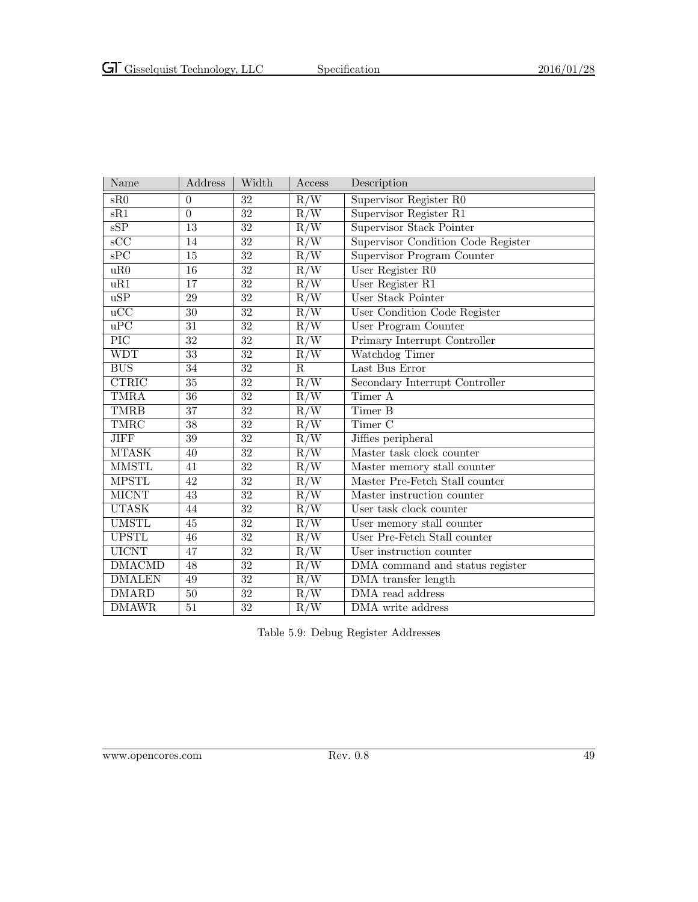| Name | Address | Width | Access | Description |
|---|---|---|---|---|
| sR0 | 0 | 32 | R/W | Supervisor Register R0 |
| sR1 | 0 | 32 | R/W | Supervisor Register R1 |
| sSP | 13 | 32 | R/W | Supervisor Stack Pointer |
| sCC | 14 | 32 | R/W | Supervisor Condition Code Register |
| sPC | 15 | 32 | R/W | Supervisor Program Counter |
| uR0 | 16 | 32 | R/W | User Register R0 |
| uR1 | 17 | 32 | R/W | User Register R1 |
| uSP | 29 | 32 | R/W | User Stack Pointer |
| uCC | 30 | 32 | R/W | User Condition Code Register |
| uPC | 31 | 32 | R/W | User Program Counter |
| PIC | 32 | 32 | R/W | Primary Interrupt Controller |
| WDT | 33 | 32 | R/W | Watchdog Timer |
| BUS | 34 | 32 | R | Last Bus Error |
| CTRIC | 35 | 32 | R/W | Secondary Interrupt Controller |
| TMRA | 36 | 32 | R/W | Timer A |
| TMRB | 37 | 32 | R/W | Timer B |
| TMRC | 38 | 32 | R/W | Timer C |
| JIFF | 39 | 32 | R/W | Jiffies peripheral |
| MTASK | 40 | 32 | R/W | Master task clock counter |
| MMSTL | 41 | 32 | R/W | Master memory stall counter |
| MPSTL | 42 | 32 | R/W | Master Pre-Fetch Stall counter |
| MICNT | 43 | 32 | R/W | Master instruction counter |
| UTASK | 44 | 32 | R/W | User task clock counter |
| UMSTL | 45 | 32 | R/W | User memory stall counter |
| UPSTL | 46 | 32 | R/W | User Pre-Fetch Stall counter |
| UICNT | 47 | 32 | R/W | User instruction counter |
| DMACMD | 48 | 32 | R/W | DMA command and status register |
| DMALEN | 49 | 32 | R/W | DMA transfer length |
| DMARD | 50 | 32 | R/W | DMA read address |
| DMAWR | 51 | 32 | R/W | DMA write address |

Table 5.9: Debug Register Addresses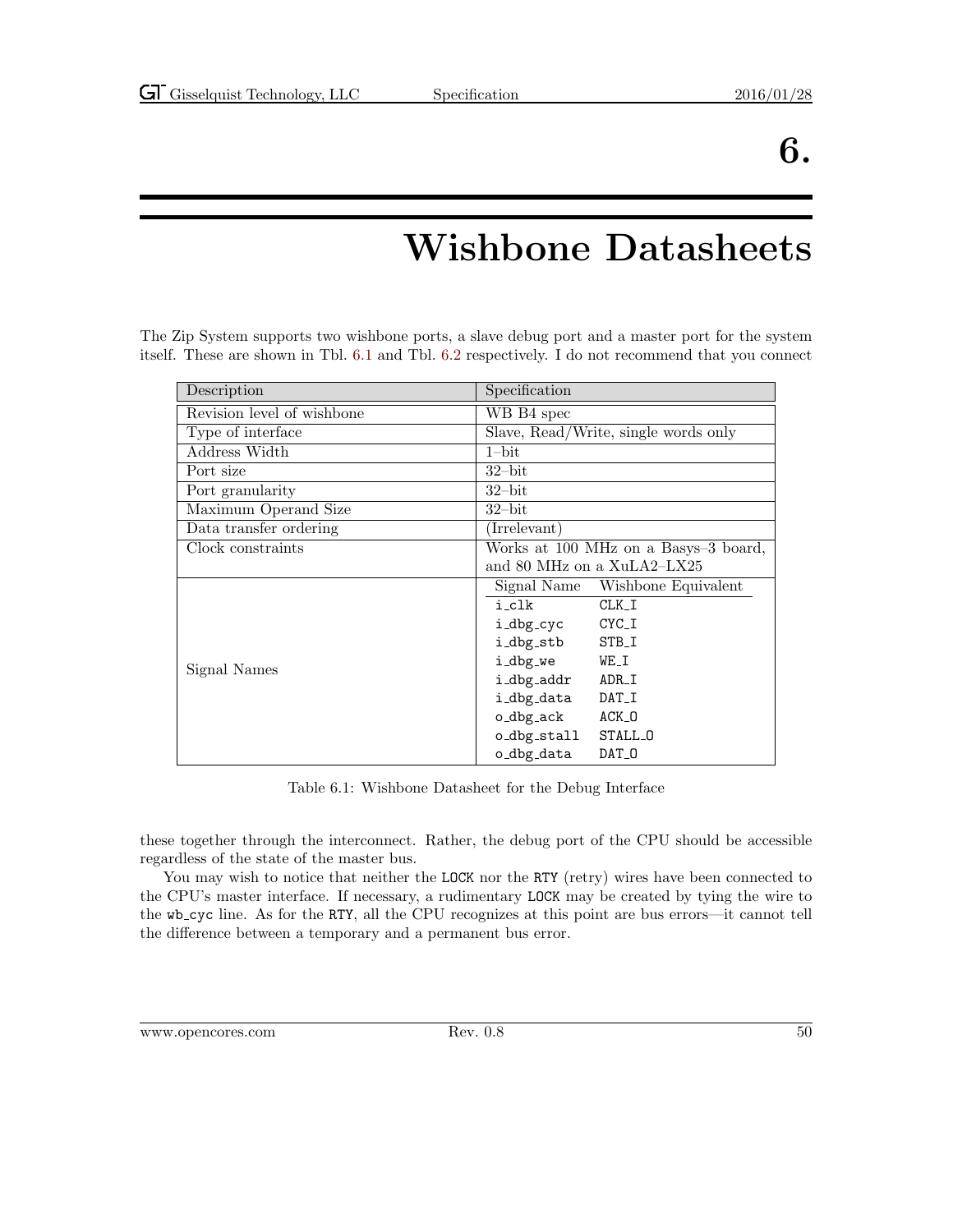# 6. Wishbone Datasheets

The Zip System supports two wishbone ports, a slave debug port and a master port for the system itself. These are shown in Tbl. 6.1 and Tbl. 6.2 respectively. I do not recommend that you connect these together through the interconnect. Rather, the debug port of the CPU should be accessible regardless of the state of the master bus.

| Description | Specification | |
|---|---|---|
| Revision level of wishbone | WB B4 spec | |
| Type of interface | Slave, Read/Write, single words only | |
| Address Width | 1–bit | |
| Port size | 32–bit | |
| Port granularity | 32–bit | |
| Maximum Operand Size | 32–bit | |
| Data transfer ordering | (Irrelevant) | |
| Clock constraints | Works at 100 MHz on a Basys–3 board, and 80 MHz on a XuLA2–LX25 | |
| Signal Names | **Signal Name** | **Wishbone Equivalent** |
| | `i_clk` | `CLK_I` |
| | `i_dbg_cyc` | `CYC_I` |
| | `i_dbg_stb` | `STB_I` |
| | `i_dbg_we` | `WE_I` |
| | `i_dbg_addr` | `ADR_I` |
| | `i_dbg_data` | `DAT_I` |
| | `o_dbg_ack` | `ACK_O` |
| | `o_dbg_stall` | `STALL_O` |
| | `o_dbg_data` | `DAT_O` |

Table 6.1: Wishbone Datasheet for the Debug Interface

You may wish to notice that neither the `LOCK` nor the `RTY` (retry) wires have been connected to the CPU's master interface. If necessary, a rudimentary `LOCK` may be created by tying the wire to the `wb_cyc` line. As for the `RTY`, all the CPU recognizes at this point are bus errors—it cannot tell the difference between a temporary and a permanent bus error.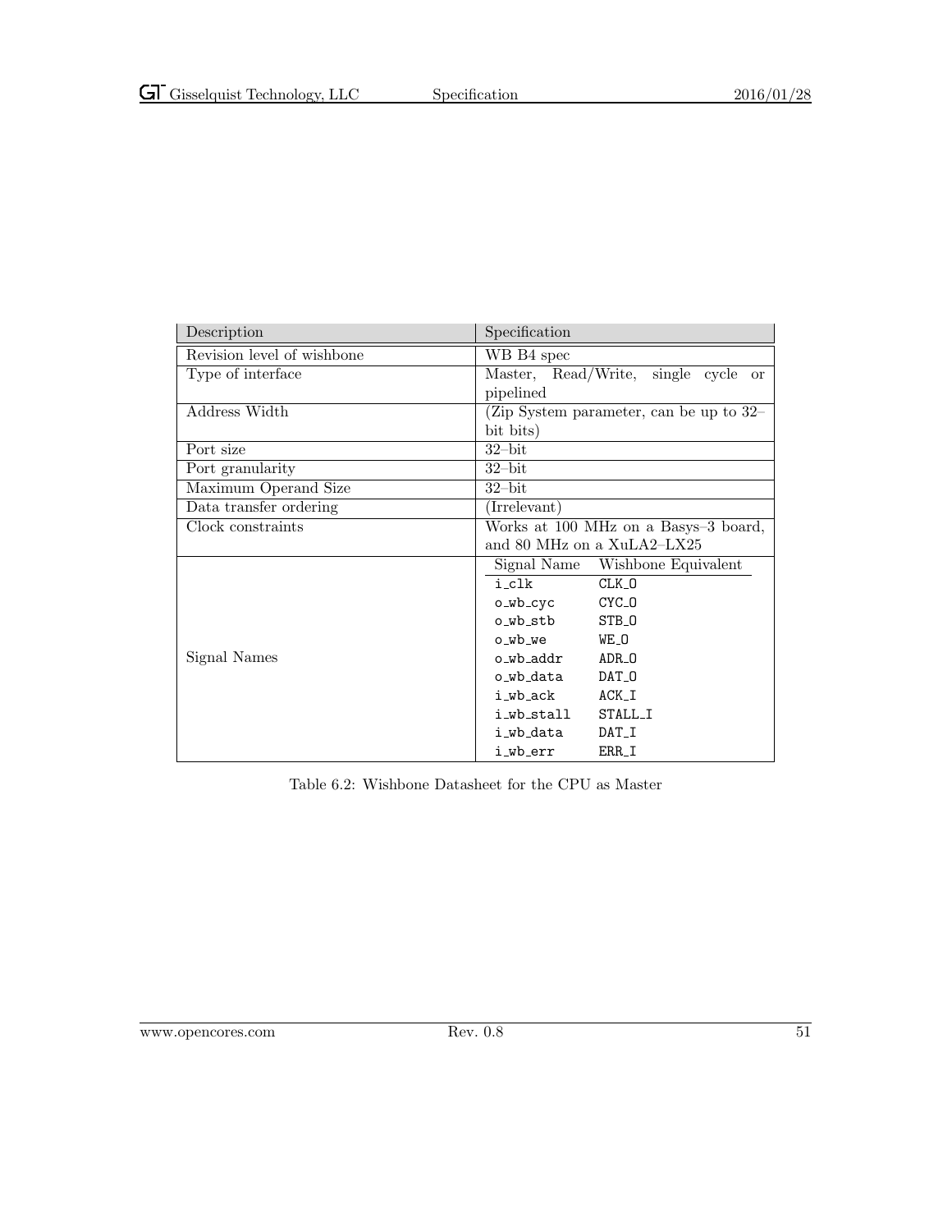| Description | Specification |
|---|---|
| Revision level of wishbone | WB B4 spec |
| Type of interface | Master, Read/Write, single cycle or pipelined |
| Address Width | (Zip System parameter, can be up to 32–bit bits) |
| Port size | 32–bit |
| Port granularity | 32–bit |
| Maximum Operand Size | 32–bit |
| Data transfer ordering | (Irrelevant) |
| Clock constraints | Works at 100 MHz on a Basys–3 board, and 80 MHz on a XuLA2–LX25 |
| Signal Names | Signal Name / Wishbone Equivalent:<br>`i_clk` — `CLK_O`<br>`o_wb_cyc` — `CYC_O`<br>`o_wb_stb` — `STB_O`<br>`o_wb_we` — `WE_O`<br>`o_wb_addr` — `ADR_O`<br>`o_wb_data` — `DAT_O`<br>`i_wb_ack` — `ACK_I`<br>`i_wb_stall` — `STALL_I`<br>`i_wb_data` — `DAT_I`<br>`i_wb_err` — `ERR_I` |

Table 6.2: Wishbone Datasheet for the CPU as Master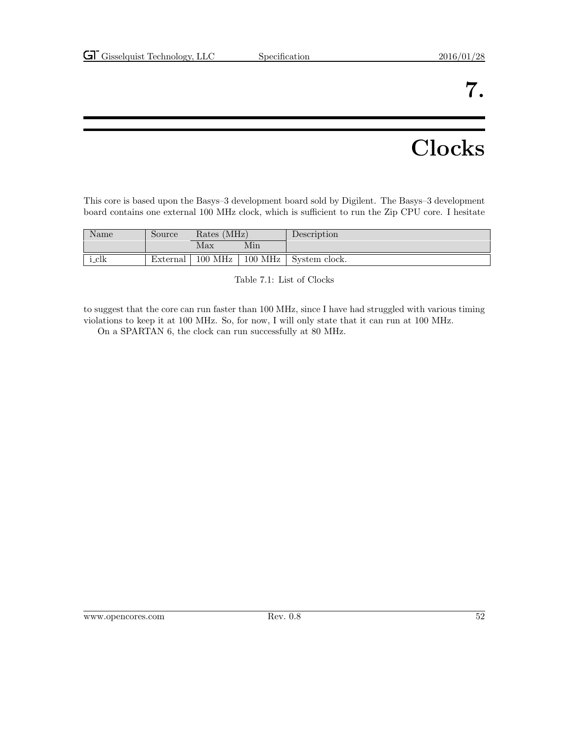# 7. Clocks

This core is based upon the Basys–3 development board sold by Digilent. The Basys–3 development board contains one external 100 MHz clock, which is sufficient to run the Zip CPU core. I hesitate to suggest that the core can run faster than 100 MHz, since I have had struggled with various timing violations to keep it at 100 MHz. So, for now, I will only state that it can run at 100 MHz.

| Name | Source | Rates (MHz) | | Description |
|---|---|---|---|---|
| | | Max | Min | |
| i_clk | External | 100 MHz | 100 MHz | System clock. |

Table 7.1: List of Clocks

On a SPARTAN 6, the clock can run successfully at 80 MHz.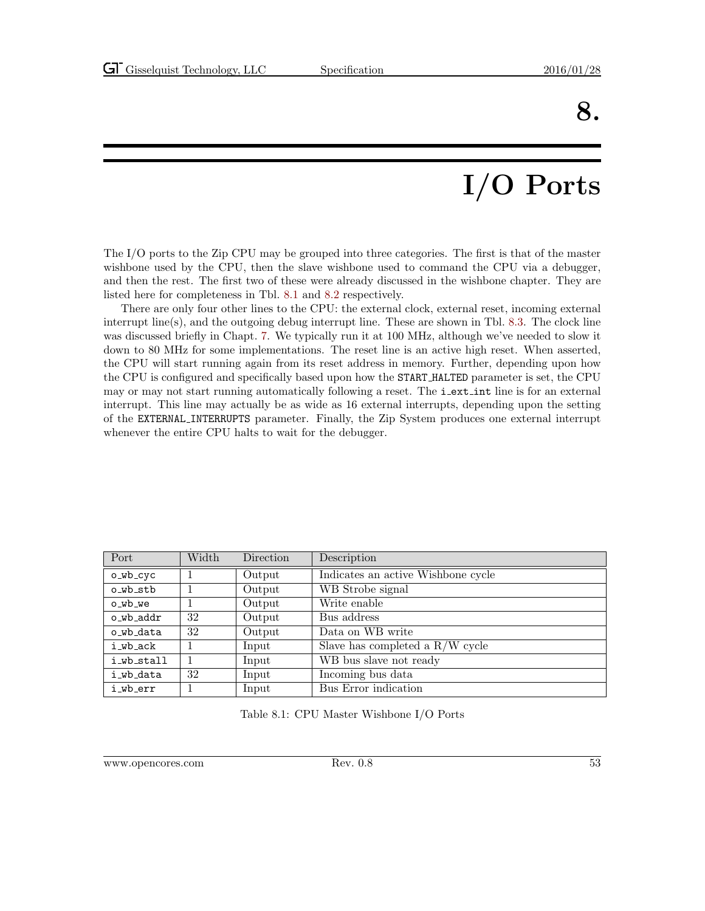# 8. I/O Ports

The I/O ports to the Zip CPU may be grouped into three categories. The first is that of the master wishbone used by the CPU, then the slave wishbone used to command the CPU via a debugger, and then the rest. The first two of these were already discussed in the wishbone chapter. They are listed here for completeness in Tbl. 8.1 and 8.2 respectively.

There are only four other lines to the CPU: the external clock, external reset, incoming external interrupt line(s), and the outgoing debug interrupt line. These are shown in Tbl. 8.3. The clock line was discussed briefly in Chapt. 7. We typically run it at 100 MHz, although we've needed to slow it down to 80 MHz for some implementations. The reset line is an active high reset. When asserted, the CPU will start running again from its reset address in memory. Further, depending upon how the CPU is configured and specifically based upon how the START_HALTED parameter is set, the CPU may or may not start running automatically following a reset. The i_ext_int line is for an external interrupt. This line may actually be as wide as 16 external interrupts, depending upon the setting of the EXTERNAL_INTERRUPTS parameter. Finally, the Zip System produces one external interrupt whenever the entire CPU halts to wait for the debugger.

| Port | Width | Direction | Description |
|---|---|---|---|
| o_wb_cyc | 1 | Output | Indicates an active Wishbone cycle |
| o_wb_stb | 1 | Output | WB Strobe signal |
| o_wb_we | 1 | Output | Write enable |
| o_wb_addr | 32 | Output | Bus address |
| o_wb_data | 32 | Output | Data on WB write |
| i_wb_ack | 1 | Input | Slave has completed a R/W cycle |
| i_wb_stall | 1 | Input | WB bus slave not ready |
| i_wb_data | 32 | Input | Incoming bus data |
| i_wb_err | 1 | Input | Bus Error indication |

Table 8.1: CPU Master Wishbone I/O Ports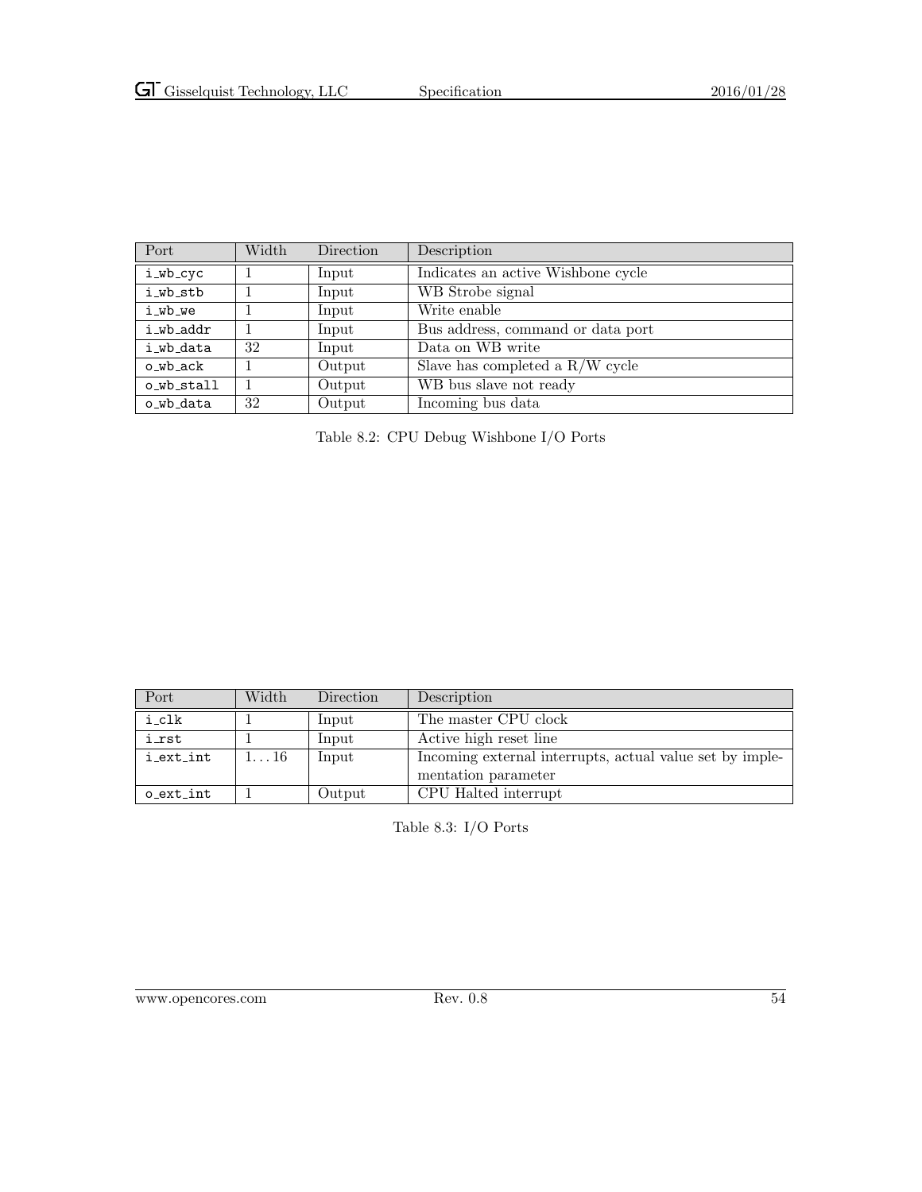| Port | Width | Direction | Description |
|---|---|---|---|
| i_wb_cyc | 1 | Input | Indicates an active Wishbone cycle |
| i_wb_stb | 1 | Input | WB Strobe signal |
| i_wb_we | 1 | Input | Write enable |
| i_wb_addr | 1 | Input | Bus address, command or data port |
| i_wb_data | 32 | Input | Data on WB write |
| o_wb_ack | 1 | Output | Slave has completed a R/W cycle |
| o_wb_stall | 1 | Output | WB bus slave not ready |
| o_wb_data | 32 | Output | Incoming bus data |

Table 8.2: CPU Debug Wishbone I/O Ports

| Port | Width | Direction | Description |
|---|---|---|---|
| i_clk | 1 | Input | The master CPU clock |
| i_rst | 1 | Input | Active high reset line |
| i_ext_int | 1...16 | Input | Incoming external interrupts, actual value set by implementation parameter |
| o_ext_int | 1 | Output | CPU Halted interrupt |

Table 8.3: I/O Ports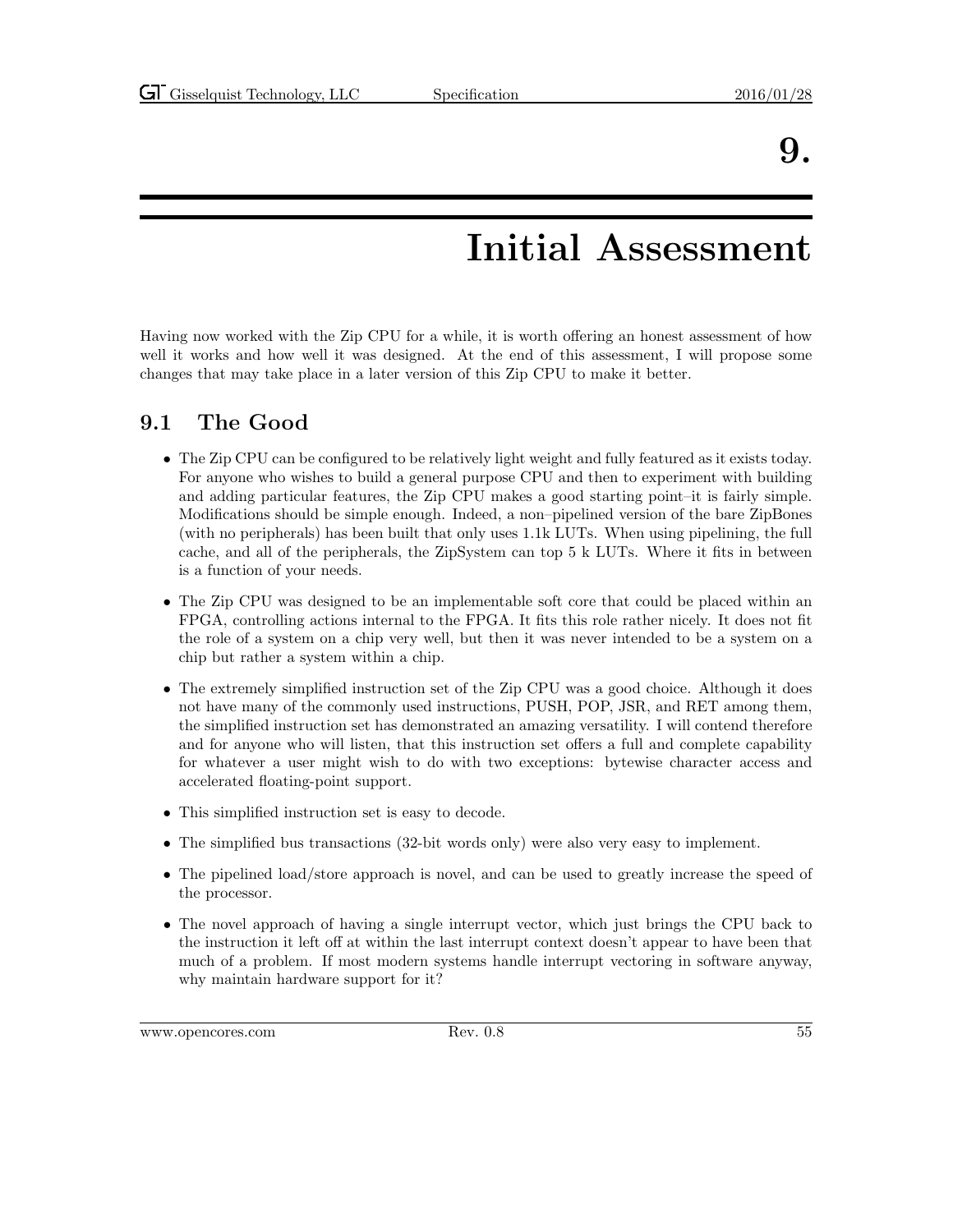# 9. Initial Assessment

Having now worked with the Zip CPU for a while, it is worth offering an honest assessment of how well it works and how well it was designed. At the end of this assessment, I will propose some changes that may take place in a later version of this Zip CPU to make it better.

## 9.1 The Good

- The Zip CPU can be configured to be relatively light weight and fully featured as it exists today. For anyone who wishes to build a general purpose CPU and then to experiment with building and adding particular features, the Zip CPU makes a good starting point–it is fairly simple. Modifications should be simple enough. Indeed, a non–pipelined version of the bare ZipBones (with no peripherals) has been built that only uses 1.1k LUTs. When using pipelining, the full cache, and all of the peripherals, the ZipSystem can top 5 k LUTs. Where it fits in between is a function of your needs.
- The Zip CPU was designed to be an implementable soft core that could be placed within an FPGA, controlling actions internal to the FPGA. It fits this role rather nicely. It does not fit the role of a system on a chip very well, but then it was never intended to be a system on a chip but rather a system within a chip.
- The extremely simplified instruction set of the Zip CPU was a good choice. Although it does not have many of the commonly used instructions, PUSH, POP, JSR, and RET among them, the simplified instruction set has demonstrated an amazing versatility. I will contend therefore and for anyone who will listen, that this instruction set offers a full and complete capability for whatever a user might wish to do with two exceptions: bytewise character access and accelerated floating-point support.
- This simplified instruction set is easy to decode.
- The simplified bus transactions (32-bit words only) were also very easy to implement.
- The pipelined load/store approach is novel, and can be used to greatly increase the speed of the processor.
- The novel approach of having a single interrupt vector, which just brings the CPU back to the instruction it left off at within the last interrupt context doesn't appear to have been that much of a problem. If most modern systems handle interrupt vectoring in software anyway, why maintain hardware support for it?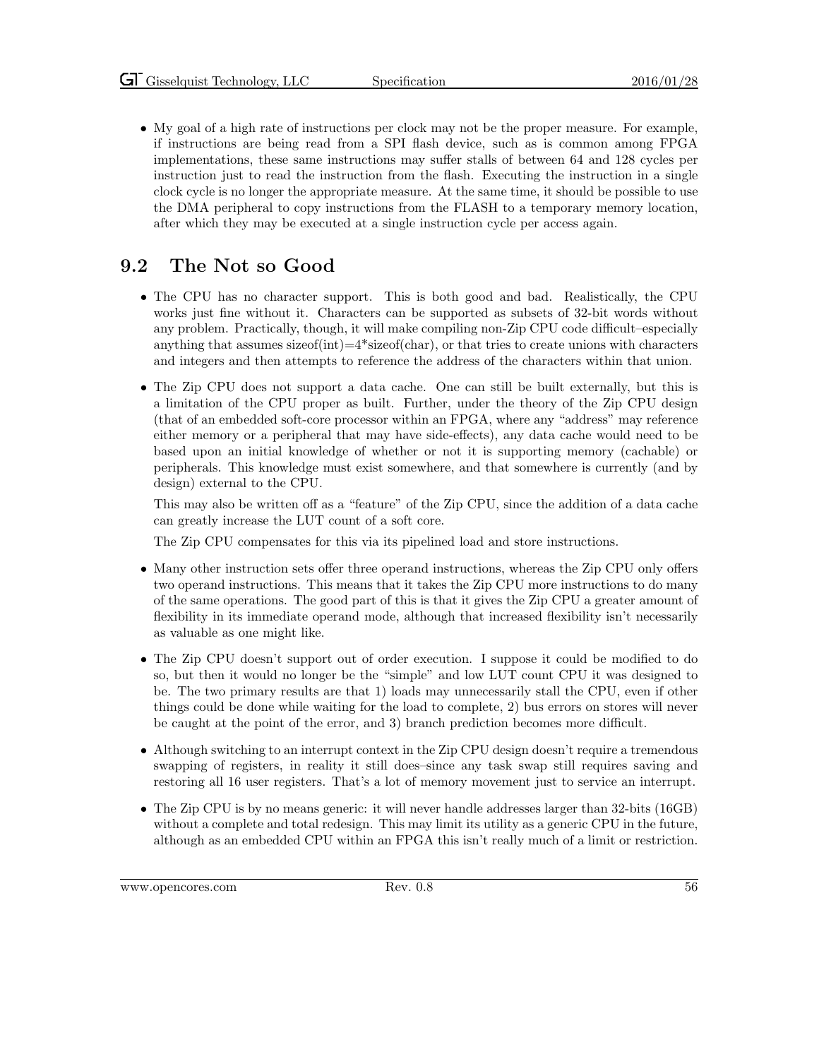- My goal of a high rate of instructions per clock may not be the proper measure. For example, if instructions are being read from a SPI flash device, such as is common among FPGA implementations, these same instructions may suffer stalls of between 64 and 128 cycles per instruction just to read the instruction from the flash. Executing the instruction in a single clock cycle is no longer the appropriate measure. At the same time, it should be possible to use the DMA peripheral to copy instructions from the FLASH to a temporary memory location, after which they may be executed at a single instruction cycle per access again.

## 9.2 The Not so Good

- The CPU has no character support. This is both good and bad. Realistically, the CPU works just fine without it. Characters can be supported as subsets of 32-bit words without any problem. Practically, though, it will make compiling non-Zip CPU code difficult–especially anything that assumes sizeof(int)=4*sizeof(char), or that tries to create unions with characters and integers and then attempts to reference the address of the characters within that union.

- The Zip CPU does not support a data cache. One can still be built externally, but this is a limitation of the CPU proper as built. Further, under the theory of the Zip CPU design (that of an embedded soft-core processor within an FPGA, where any "address" may reference either memory or a peripheral that may have side-effects), any data cache would need to be based upon an initial knowledge of whether or not it is supporting memory (cachable) or peripherals. This knowledge must exist somewhere, and that somewhere is currently (and by design) external to the CPU.

  This may also be written off as a "feature" of the Zip CPU, since the addition of a data cache can greatly increase the LUT count of a soft core.

  The Zip CPU compensates for this via its pipelined load and store instructions.

- Many other instruction sets offer three operand instructions, whereas the Zip CPU only offers two operand instructions. This means that it takes the Zip CPU more instructions to do many of the same operations. The good part of this is that it gives the Zip CPU a greater amount of flexibility in its immediate operand mode, although that increased flexibility isn't necessarily as valuable as one might like.

- The Zip CPU doesn't support out of order execution. I suppose it could be modified to do so, but then it would no longer be the "simple" and low LUT count CPU it was designed to be. The two primary results are that 1) loads may unnecessarily stall the CPU, even if other things could be done while waiting for the load to complete, 2) bus errors on stores will never be caught at the point of the error, and 3) branch prediction becomes more difficult.

- Although switching to an interrupt context in the Zip CPU design doesn't require a tremendous swapping of registers, in reality it still does–since any task swap still requires saving and restoring all 16 user registers. That's a lot of memory movement just to service an interrupt.

- The Zip CPU is by no means generic: it will never handle addresses larger than 32-bits (16GB) without a complete and total redesign. This may limit its utility as a generic CPU in the future, although as an embedded CPU within an FPGA this isn't really much of a limit or restriction.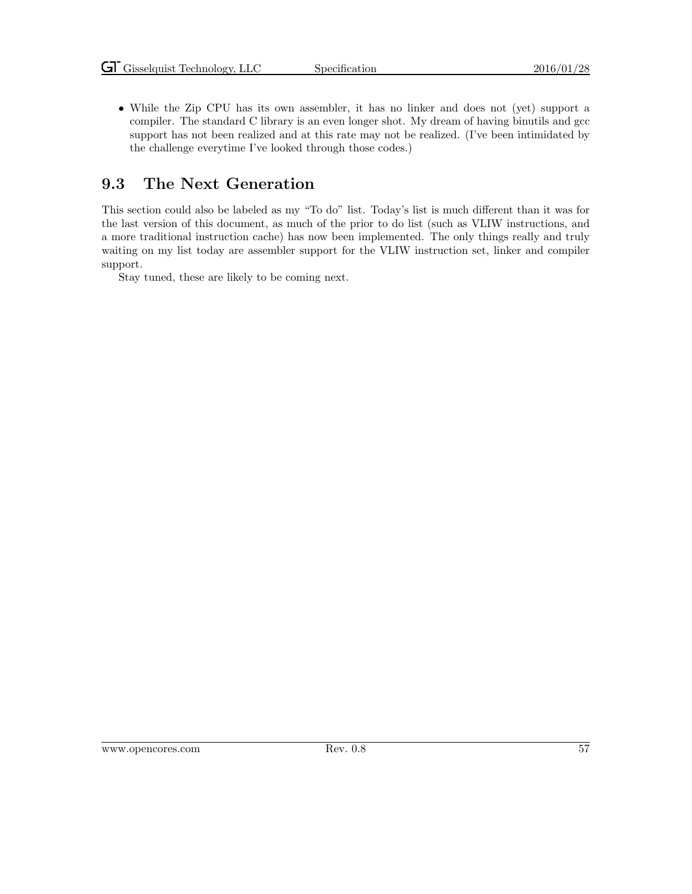- While the Zip CPU has its own assembler, it has no linker and does not (yet) support a compiler. The standard C library is an even longer shot. My dream of having binutils and gcc support has not been realized and at this rate may not be realized. (I've been intimidated by the challenge everytime I've looked through those codes.)

## 9.3 The Next Generation

This section could also be labeled as my "To do" list. Today's list is much different than it was for the last version of this document, as much of the prior to do list (such as VLIW instructions, and a more traditional instruction cache) has now been implemented. The only things really and truly waiting on my list today are assembler support for the VLIW instruction set, linker and compiler support.

Stay tuned, these are likely to be coming next.